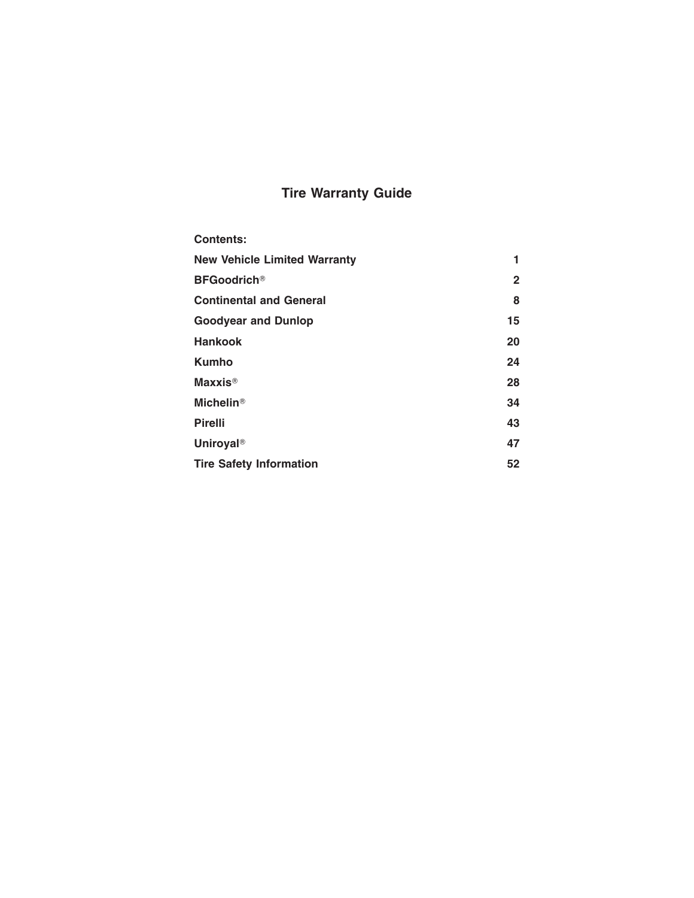# Tire Warranty Guide

| Contents: | |
|---|---|
| New Vehicle Limited Warranty | 1 |
| BFGoodrich® | 2 |
| Continental and General | 8 |
| Goodyear and Dunlop | 15 |
| Hankook | 20 |
| Kumho | 24 |
| Maxxis® | 28 |
| Michelin® | 34 |
| Pirelli | 43 |
| Uniroyal® | 47 |
| Tire Safety Information | 52 |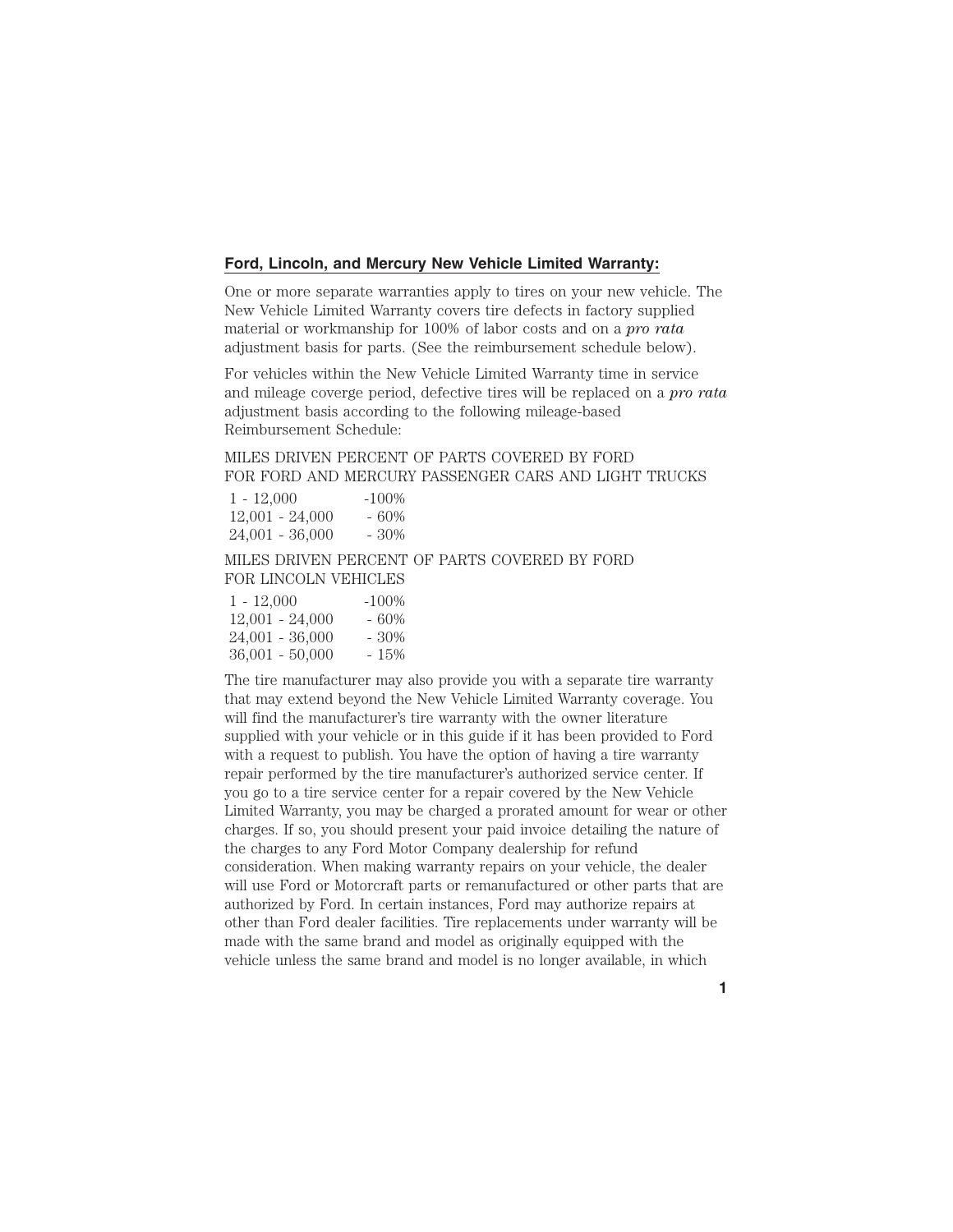## Ford, Lincoln, and Mercury New Vehicle Limited Warranty:

One or more separate warranties apply to tires on your new vehicle. The New Vehicle Limited Warranty covers tire defects in factory supplied material or workmanship for 100% of labor costs and on a *pro rata* adjustment basis for parts. (See the reimbursement schedule below).

For vehicles within the New Vehicle Limited Warranty time in service and mileage coverge period, defective tires will be replaced on a *pro rata* adjustment basis according to the following mileage-based Reimbursement Schedule:

MILES DRIVEN PERCENT OF PARTS COVERED BY FORD FOR FORD AND MERCURY PASSENGER CARS AND LIGHT TRUCKS

| Miles Driven | Percent of Parts Covered by Ford |
|---|---|
| 1 - 12,000 | -100% |
| 12,001 - 24,000 | - 60% |
| 24,001 - 36,000 | - 30% |

MILES DRIVEN PERCENT OF PARTS COVERED BY FORD FOR LINCOLN VEHICLES

| Miles Driven | Percent of Parts Covered by Ford |
|---|---|
| 1 - 12,000 | -100% |
| 12,001 - 24,000 | - 60% |
| 24,001 - 36,000 | - 30% |
| 36,001 - 50,000 | - 15% |

The tire manufacturer may also provide you with a separate tire warranty that may extend beyond the New Vehicle Limited Warranty coverage. You will find the manufacturer's tire warranty with the owner literature supplied with your vehicle or in this guide if it has been provided to Ford with a request to publish. You have the option of having a tire warranty repair performed by the tire manufacturer's authorized service center. If you go to a tire service center for a repair covered by the New Vehicle Limited Warranty, you may be charged a prorated amount for wear or other charges. If so, you should present your paid invoice detailing the nature of the charges to any Ford Motor Company dealership for refund consideration. When making warranty repairs on your vehicle, the dealer will use Ford or Motorcraft parts or remanufactured or other parts that are authorized by Ford. In certain instances, Ford may authorize repairs at other than Ford dealer facilities. Tire replacements under warranty will be made with the same brand and model as originally equipped with the vehicle unless the same brand and model is no longer available, in which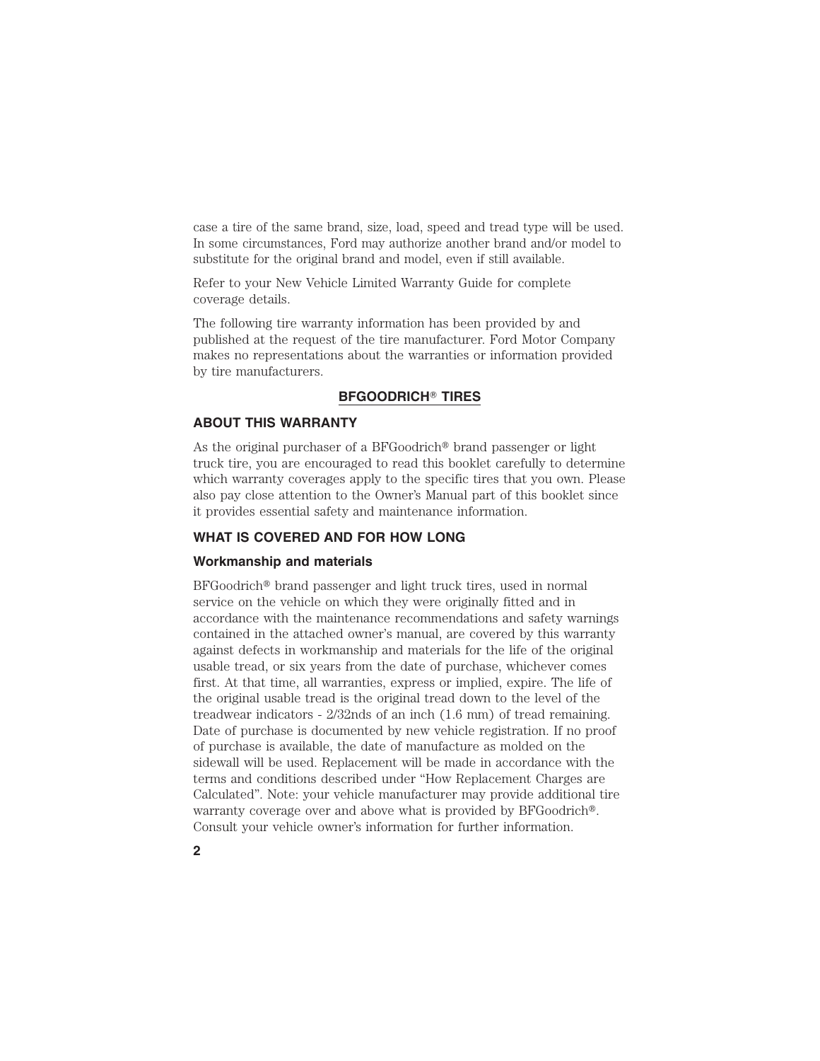case a tire of the same brand, size, load, speed and tread type will be used. In some circumstances, Ford may authorize another brand and/or model to substitute for the original brand and model, even if still available.

Refer to your New Vehicle Limited Warranty Guide for complete coverage details.

The following tire warranty information has been provided by and published at the request of the tire manufacturer. Ford Motor Company makes no representations about the warranties or information provided by tire manufacturers.

## BFGOODRICH® TIRES

### ABOUT THIS WARRANTY

As the original purchaser of a BFGoodrich® brand passenger or light truck tire, you are encouraged to read this booklet carefully to determine which warranty coverages apply to the specific tires that you own. Please also pay close attention to the Owner's Manual part of this booklet since it provides essential safety and maintenance information.

### WHAT IS COVERED AND FOR HOW LONG

#### Workmanship and materials

BFGoodrich® brand passenger and light truck tires, used in normal service on the vehicle on which they were originally fitted and in accordance with the maintenance recommendations and safety warnings contained in the attached owner's manual, are covered by this warranty against defects in workmanship and materials for the life of the original usable tread, or six years from the date of purchase, whichever comes first. At that time, all warranties, express or implied, expire. The life of the original usable tread is the original tread down to the level of the treadwear indicators - 2/32nds of an inch (1.6 mm) of tread remaining. Date of purchase is documented by new vehicle registration. If no proof of purchase is available, the date of manufacture as molded on the sidewall will be used. Replacement will be made in accordance with the terms and conditions described under "How Replacement Charges are Calculated". Note: your vehicle manufacturer may provide additional tire warranty coverage over and above what is provided by BFGoodrich®. Consult your vehicle owner's information for further information.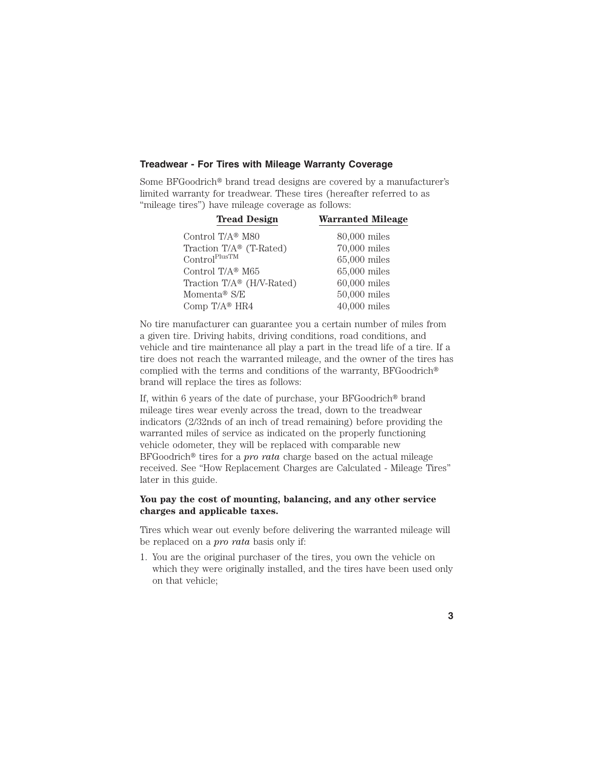## Treadwear - For Tires with Mileage Warranty Coverage

Some BFGoodrich® brand tread designs are covered by a manufacturer's limited warranty for treadwear. These tires (hereafter referred to as "mileage tires") have mileage coverage as follows:

| Tread Design | Warranted Mileage |
|---|---|
| Control T/A® M80 | 80,000 miles |
| Traction T/A® (T-Rated) | 70,000 miles |
| ControlPlusTM | 65,000 miles |
| Control T/A® M65 | 65,000 miles |
| Traction T/A® (H/V-Rated) | 60,000 miles |
| Momenta® S/E | 50,000 miles |
| Comp T/A® HR4 | 40,000 miles |

No tire manufacturer can guarantee you a certain number of miles from a given tire. Driving habits, driving conditions, road conditions, and vehicle and tire maintenance all play a part in the tread life of a tire. If a tire does not reach the warranted mileage, and the owner of the tires has complied with the terms and conditions of the warranty, BFGoodrich® brand will replace the tires as follows:

If, within 6 years of the date of purchase, your BFGoodrich® brand mileage tires wear evenly across the tread, down to the treadwear indicators (2/32nds of an inch of tread remaining) before providing the warranted miles of service as indicated on the properly functioning vehicle odometer, they will be replaced with comparable new BFGoodrich® tires for a *pro rata* charge based on the actual mileage received. See "How Replacement Charges are Calculated - Mileage Tires" later in this guide.

**You pay the cost of mounting, balancing, and any other service charges and applicable taxes.**

Tires which wear out evenly before delivering the warranted mileage will be replaced on a *pro rata* basis only if:

1. You are the original purchaser of the tires, you own the vehicle on which they were originally installed, and the tires have been used only on that vehicle;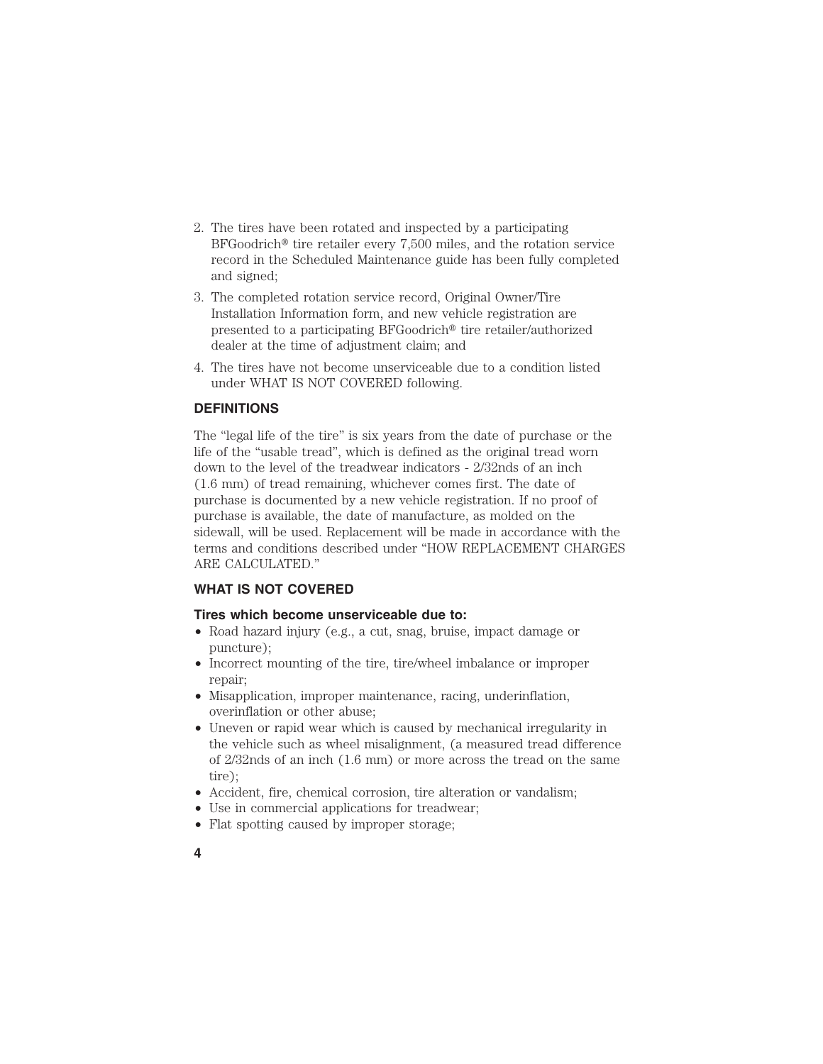2. The tires have been rotated and inspected by a participating BFGoodrich® tire retailer every 7,500 miles, and the rotation service record in the Scheduled Maintenance guide has been fully completed and signed;
3. The completed rotation service record, Original Owner/Tire Installation Information form, and new vehicle registration are presented to a participating BFGoodrich® tire retailer/authorized dealer at the time of adjustment claim; and
4. The tires have not become unserviceable due to a condition listed under WHAT IS NOT COVERED following.

### DEFINITIONS

The "legal life of the tire" is six years from the date of purchase or the life of the "usable tread", which is defined as the original tread worn down to the level of the treadwear indicators - 2/32nds of an inch (1.6 mm) of tread remaining, whichever comes first. The date of purchase is documented by a new vehicle registration. If no proof of purchase is available, the date of manufacture, as molded on the sidewall, will be used. Replacement will be made in accordance with the terms and conditions described under "HOW REPLACEMENT CHARGES ARE CALCULATED."

### WHAT IS NOT COVERED

**Tires which become unserviceable due to:**

- Road hazard injury (e.g., a cut, snag, bruise, impact damage or puncture);
- Incorrect mounting of the tire, tire/wheel imbalance or improper repair;
- Misapplication, improper maintenance, racing, underinflation, overinflation or other abuse;
- Uneven or rapid wear which is caused by mechanical irregularity in the vehicle such as wheel misalignment, (a measured tread difference of 2/32nds of an inch (1.6 mm) or more across the tread on the same tire);
- Accident, fire, chemical corrosion, tire alteration or vandalism;
- Use in commercial applications for treadwear;
- Flat spotting caused by improper storage;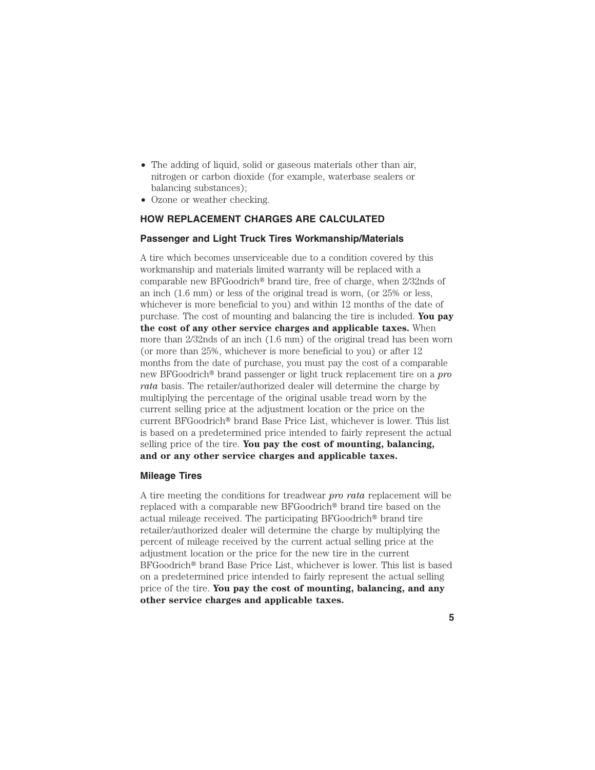- The adding of liquid, solid or gaseous materials other than air, nitrogen or carbon dioxide (for example, waterbase sealers or balancing substances);
- Ozone or weather checking.

## HOW REPLACEMENT CHARGES ARE CALCULATED

### Passenger and Light Truck Tires Workmanship/Materials

A tire which becomes unserviceable due to a condition covered by this workmanship and materials limited warranty will be replaced with a comparable new BFGoodrich® brand tire, free of charge, when 2/32nds of an inch (1.6 mm) or less of the original tread is worn, (or 25% or less, whichever is more beneficial to you) and within 12 months of the date of purchase. The cost of mounting and balancing the tire is included. **You pay the cost of any other service charges and applicable taxes.** When more than 2/32nds of an inch (1.6 mm) of the original tread has been worn (or more than 25%, whichever is more beneficial to you) or after 12 months from the date of purchase, you must pay the cost of a comparable new BFGoodrich® brand passenger or light truck replacement tire on a *pro rata* basis. The retailer/authorized dealer will determine the charge by multiplying the percentage of the original usable tread worn by the current selling price at the adjustment location or the price on the current BFGoodrich® brand Base Price List, whichever is lower. This list is based on a predetermined price intended to fairly represent the actual selling price of the tire. **You pay the cost of mounting, balancing, and or any other service charges and applicable taxes.**

### Mileage Tires

A tire meeting the conditions for treadwear *pro rata* replacement will be replaced with a comparable new BFGoodrich® brand tire based on the actual mileage received. The participating BFGoodrich® brand tire retailer/authorized dealer will determine the charge by multiplying the percent of mileage received by the current actual selling price at the adjustment location or the price for the new tire in the current BFGoodrich® brand Base Price List, whichever is lower. This list is based on a predetermined price intended to fairly represent the actual selling price of the tire. **You pay the cost of mounting, balancing, and any other service charges and applicable taxes.**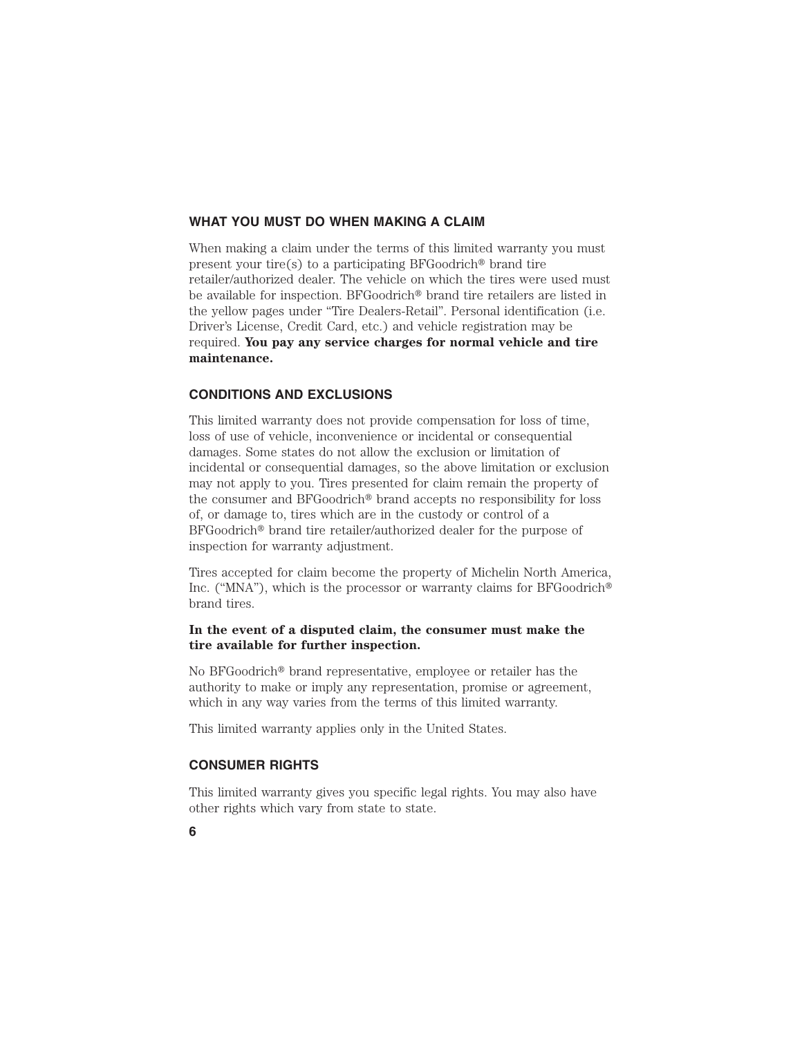## WHAT YOU MUST DO WHEN MAKING A CLAIM

When making a claim under the terms of this limited warranty you must present your tire(s) to a participating BFGoodrich® brand tire retailer/authorized dealer. The vehicle on which the tires were used must be available for inspection. BFGoodrich® brand tire retailers are listed in the yellow pages under "Tire Dealers-Retail". Personal identification (i.e. Driver's License, Credit Card, etc.) and vehicle registration may be required. **You pay any service charges for normal vehicle and tire maintenance.**

## CONDITIONS AND EXCLUSIONS

This limited warranty does not provide compensation for loss of time, loss of use of vehicle, inconvenience or incidental or consequential damages. Some states do not allow the exclusion or limitation of incidental or consequential damages, so the above limitation or exclusion may not apply to you. Tires presented for claim remain the property of the consumer and BFGoodrich® brand accepts no responsibility for loss of, or damage to, tires which are in the custody or control of a BFGoodrich® brand tire retailer/authorized dealer for the purpose of inspection for warranty adjustment.

Tires accepted for claim become the property of Michelin North America, Inc. ("MNA"), which is the processor or warranty claims for BFGoodrich® brand tires.

**In the event of a disputed claim, the consumer must make the tire available for further inspection.**

No BFGoodrich® brand representative, employee or retailer has the authority to make or imply any representation, promise or agreement, which in any way varies from the terms of this limited warranty.

This limited warranty applies only in the United States.

## CONSUMER RIGHTS

This limited warranty gives you specific legal rights. You may also have other rights which vary from state to state.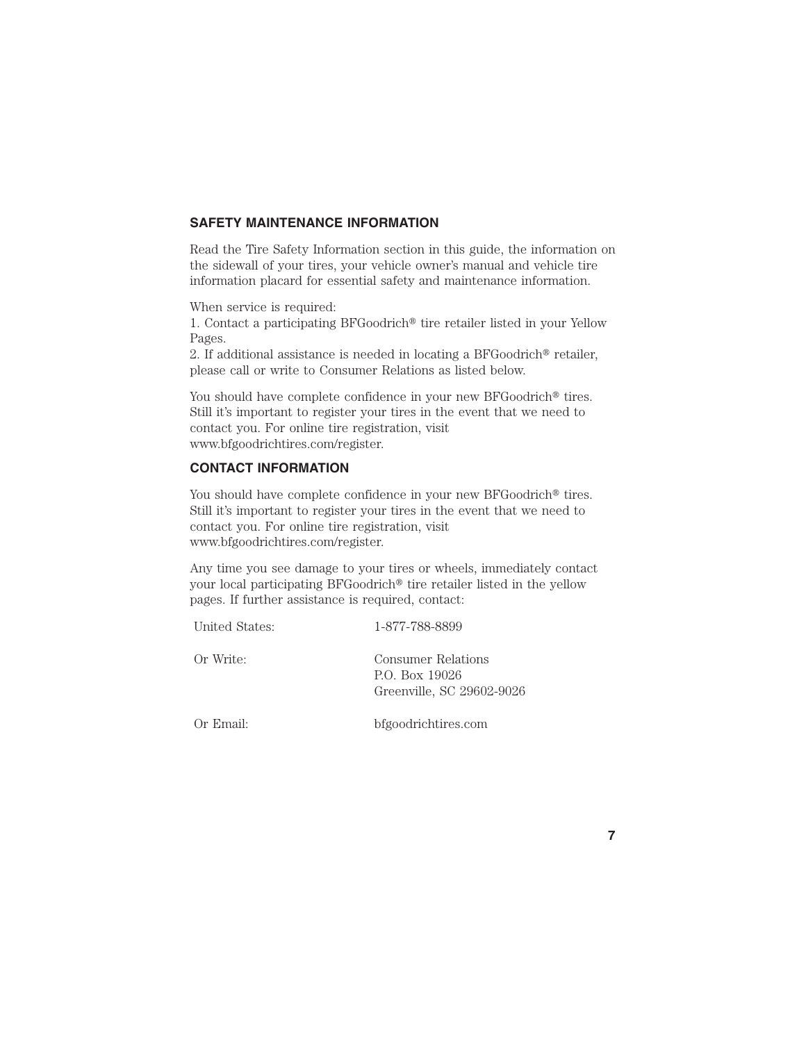## SAFETY MAINTENANCE INFORMATION

Read the Tire Safety Information section in this guide, the information on the sidewall of your tires, your vehicle owner's manual and vehicle tire information placard for essential safety and maintenance information.

When service is required:
1. Contact a participating BFGoodrich® tire retailer listed in your Yellow Pages.
2. If additional assistance is needed in locating a BFGoodrich® retailer, please call or write to Consumer Relations as listed below.

You should have complete confidence in your new BFGoodrich® tires. Still it's important to register your tires in the event that we need to contact you. For online tire registration, visit www.bfgoodrichtires.com/register.

## CONTACT INFORMATION

You should have complete confidence in your new BFGoodrich® tires. Still it's important to register your tires in the event that we need to contact you. For online tire registration, visit www.bfgoodrichtires.com/register.

Any time you see damage to your tires or wheels, immediately contact your local participating BFGoodrich® tire retailer listed in the yellow pages. If further assistance is required, contact:

| | |
|---|---|
| United States: | 1-877-788-8899 |
| Or Write: | Consumer Relations<br>P.O. Box 19026<br>Greenville, SC 29602-9026 |
| Or Email: | bfgoodrichtires.com |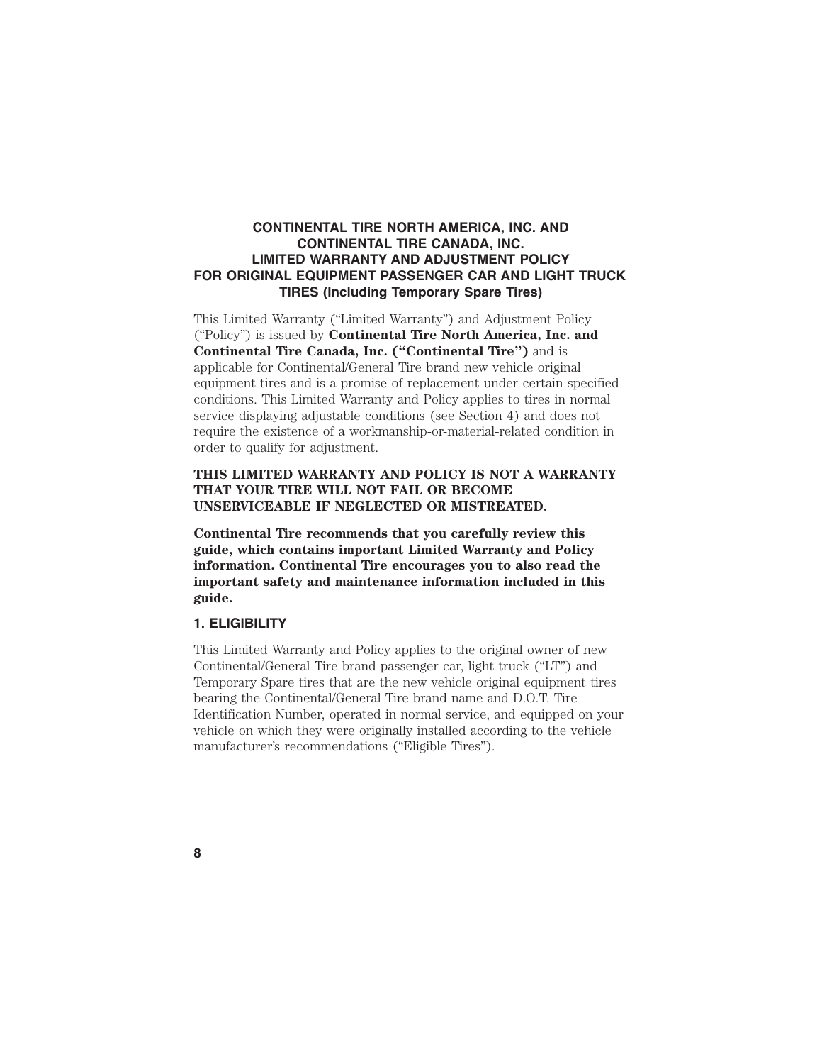## CONTINENTAL TIRE NORTH AMERICA, INC. AND CONTINENTAL TIRE CANADA, INC. LIMITED WARRANTY AND ADJUSTMENT POLICY FOR ORIGINAL EQUIPMENT PASSENGER CAR AND LIGHT TRUCK TIRES (Including Temporary Spare Tires)

This Limited Warranty ("Limited Warranty") and Adjustment Policy ("Policy") is issued by **Continental Tire North America, Inc. and Continental Tire Canada, Inc. ("Continental Tire")** and is applicable for Continental/General Tire brand new vehicle original equipment tires and is a promise of replacement under certain specified conditions. This Limited Warranty and Policy applies to tires in normal service displaying adjustable conditions (see Section 4) and does not require the existence of a workmanship-or-material-related condition in order to qualify for adjustment.

**THIS LIMITED WARRANTY AND POLICY IS NOT A WARRANTY THAT YOUR TIRE WILL NOT FAIL OR BECOME UNSERVICEABLE IF NEGLECTED OR MISTREATED.**

**Continental Tire recommends that you carefully review this guide, which contains important Limited Warranty and Policy information. Continental Tire encourages you to also read the important safety and maintenance information included in this guide.**

### 1. ELIGIBILITY

This Limited Warranty and Policy applies to the original owner of new Continental/General Tire brand passenger car, light truck ("LT") and Temporary Spare tires that are the new vehicle original equipment tires bearing the Continental/General Tire brand name and D.O.T. Tire Identification Number, operated in normal service, and equipped on your vehicle on which they were originally installed according to the vehicle manufacturer's recommendations ("Eligible Tires").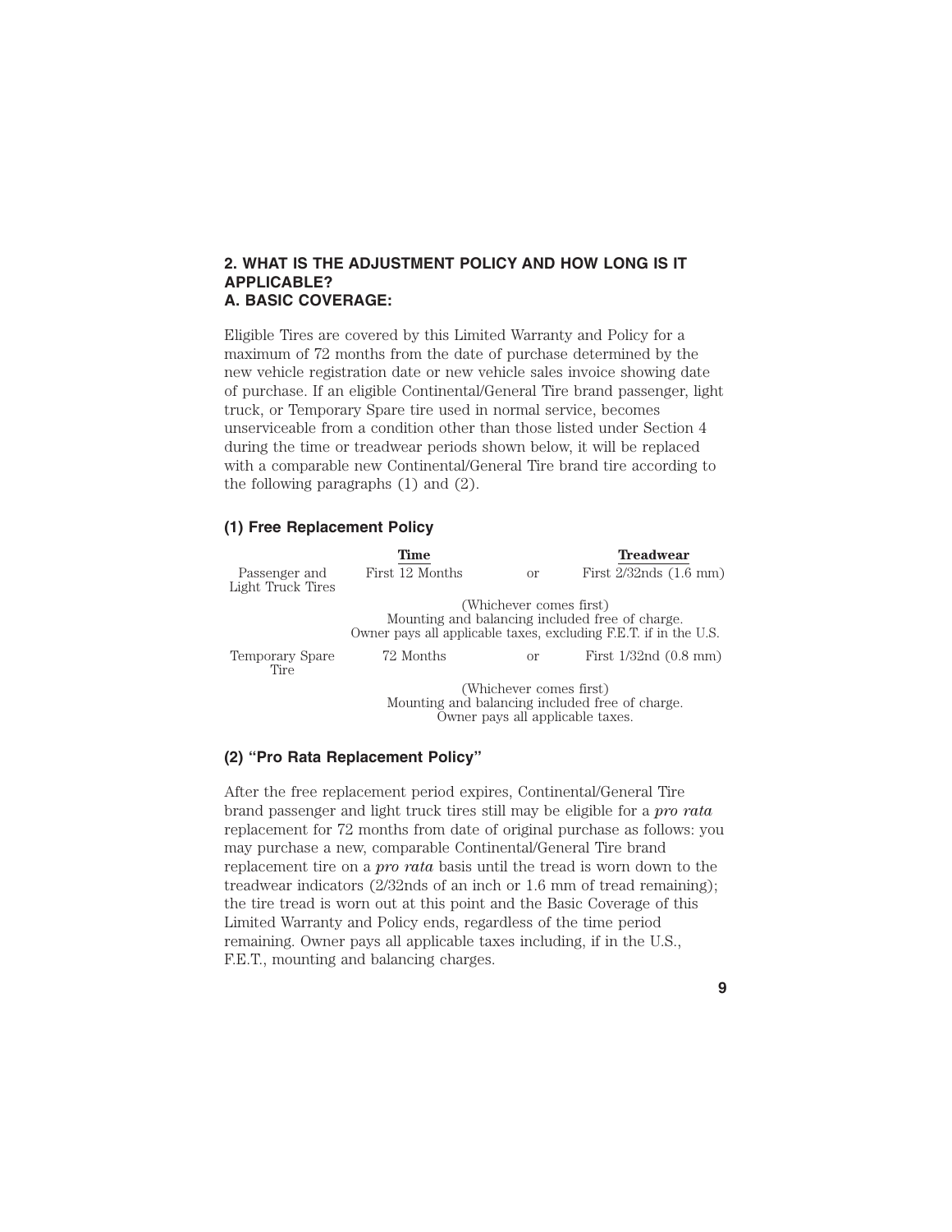## 2. WHAT IS THE ADJUSTMENT POLICY AND HOW LONG IS IT APPLICABLE?

### A. BASIC COVERAGE:

Eligible Tires are covered by this Limited Warranty and Policy for a maximum of 72 months from the date of purchase determined by the new vehicle registration date or new vehicle sales invoice showing date of purchase. If an eligible Continental/General Tire brand passenger, light truck, or Temporary Spare tire used in normal service, becomes unserviceable from a condition other than those listed under Section 4 during the time or treadwear periods shown below, it will be replaced with a comparable new Continental/General Tire brand tire according to the following paragraphs (1) and (2).

#### (1) Free Replacement Policy

| | Time | | Treadwear |
|---|---|---|---|
| Passenger and Light Truck Tires | First 12 Months | or | First 2/32nds (1.6 mm) |
| | (Whichever comes first) Mounting and balancing included free of charge. Owner pays all applicable taxes, excluding F.E.T. if in the U.S. | | |
| Temporary Spare Tire | 72 Months | or | First 1/32nd (0.8 mm) |
| | (Whichever comes first) Mounting and balancing included free of charge. Owner pays all applicable taxes. | | |

#### (2) "Pro Rata Replacement Policy"

After the free replacement period expires, Continental/General Tire brand passenger and light truck tires still may be eligible for a ***pro rata*** replacement for 72 months from date of original purchase as follows: you may purchase a new, comparable Continental/General Tire brand replacement tire on a ***pro rata*** basis until the tread is worn down to the treadwear indicators (2/32nds of an inch or 1.6 mm of tread remaining); the tire tread is worn out at this point and the Basic Coverage of this Limited Warranty and Policy ends, regardless of the time period remaining. Owner pays all applicable taxes including, if in the U.S., F.E.T., mounting and balancing charges.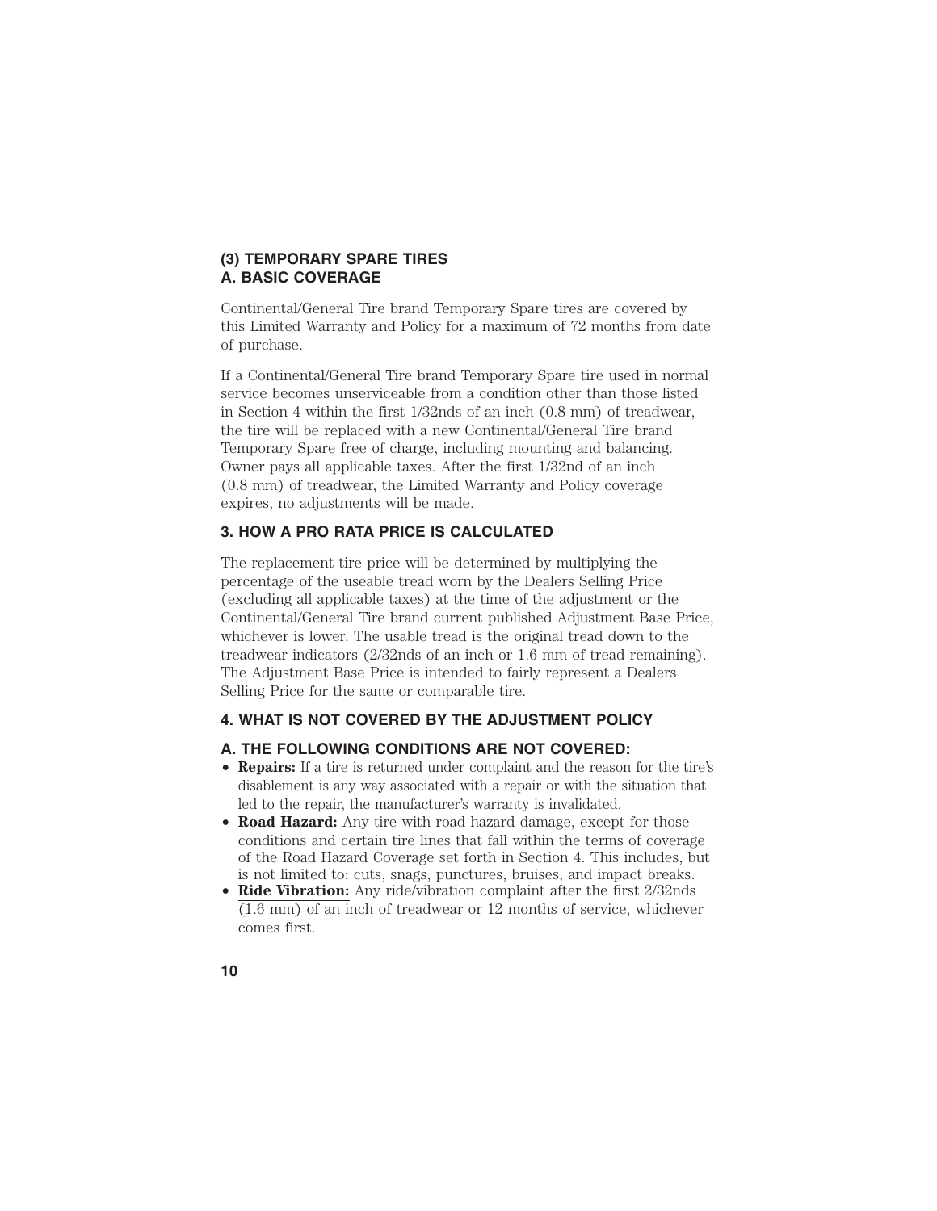### (3) TEMPORARY SPARE TIRES
### A. BASIC COVERAGE

Continental/General Tire brand Temporary Spare tires are covered by this Limited Warranty and Policy for a maximum of 72 months from date of purchase.

If a Continental/General Tire brand Temporary Spare tire used in normal service becomes unserviceable from a condition other than those listed in Section 4 within the first 1/32nds of an inch (0.8 mm) of treadwear, the tire will be replaced with a new Continental/General Tire brand Temporary Spare free of charge, including mounting and balancing. Owner pays all applicable taxes. After the first 1/32nd of an inch (0.8 mm) of treadwear, the Limited Warranty and Policy coverage expires, no adjustments will be made.

## 3. HOW A PRO RATA PRICE IS CALCULATED

The replacement tire price will be determined by multiplying the percentage of the useable tread worn by the Dealers Selling Price (excluding all applicable taxes) at the time of the adjustment or the Continental/General Tire brand current published Adjustment Base Price, whichever is lower. The usable tread is the original tread down to the treadwear indicators (2/32nds of an inch or 1.6 mm of tread remaining). The Adjustment Base Price is intended to fairly represent a Dealers Selling Price for the same or comparable tire.

## 4. WHAT IS NOT COVERED BY THE ADJUSTMENT POLICY

### A. THE FOLLOWING CONDITIONS ARE NOT COVERED:

- **Repairs:** If a tire is returned under complaint and the reason for the tire's disablement is any way associated with a repair or with the situation that led to the repair, the manufacturer's warranty is invalidated.
- **Road Hazard:** Any tire with road hazard damage, except for those conditions and certain tire lines that fall within the terms of coverage of the Road Hazard Coverage set forth in Section 4. This includes, but is not limited to: cuts, snags, punctures, bruises, and impact breaks.
- **Ride Vibration:** Any ride/vibration complaint after the first 2/32nds (1.6 mm) of an inch of treadwear or 12 months of service, whichever comes first.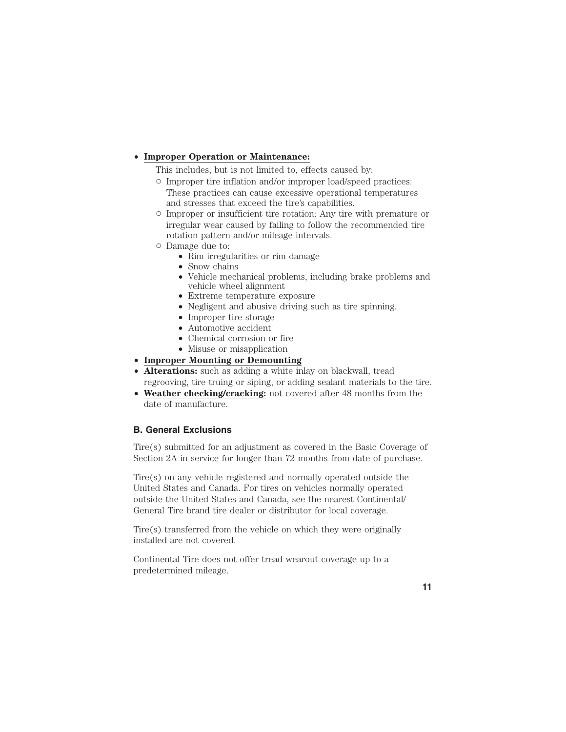- **Improper Operation or Maintenance:**

  This includes, but is not limited to, effects caused by:
  - Improper tire inflation and/or improper load/speed practices: These practices can cause excessive operational temperatures and stresses that exceed the tire's capabilities.
  - Improper or insufficient tire rotation: Any tire with premature or irregular wear caused by failing to follow the recommended tire rotation pattern and/or mileage intervals.
  - Damage due to:
    - Rim irregularities or rim damage
    - Snow chains
    - Vehicle mechanical problems, including brake problems and vehicle wheel alignment
    - Extreme temperature exposure
    - Negligent and abusive driving such as tire spinning.
    - Improper tire storage
    - Automotive accident
    - Chemical corrosion or fire
    - Misuse or misapplication
- **Improper Mounting or Demounting**
- **Alterations:** such as adding a white inlay on blackwall, tread regrooving, tire truing or siping, or adding sealant materials to the tire.
- **Weather checking/cracking:** not covered after 48 months from the date of manufacture.

### B. General Exclusions

Tire(s) submitted for an adjustment as covered in the Basic Coverage of Section 2A in service for longer than 72 months from date of purchase.

Tire(s) on any vehicle registered and normally operated outside the United States and Canada. For tires on vehicles normally operated outside the United States and Canada, see the nearest Continental/General Tire brand tire dealer or distributor for local coverage.

Tire(s) transferred from the vehicle on which they were originally installed are not covered.

Continental Tire does not offer tread wearout coverage up to a predetermined mileage.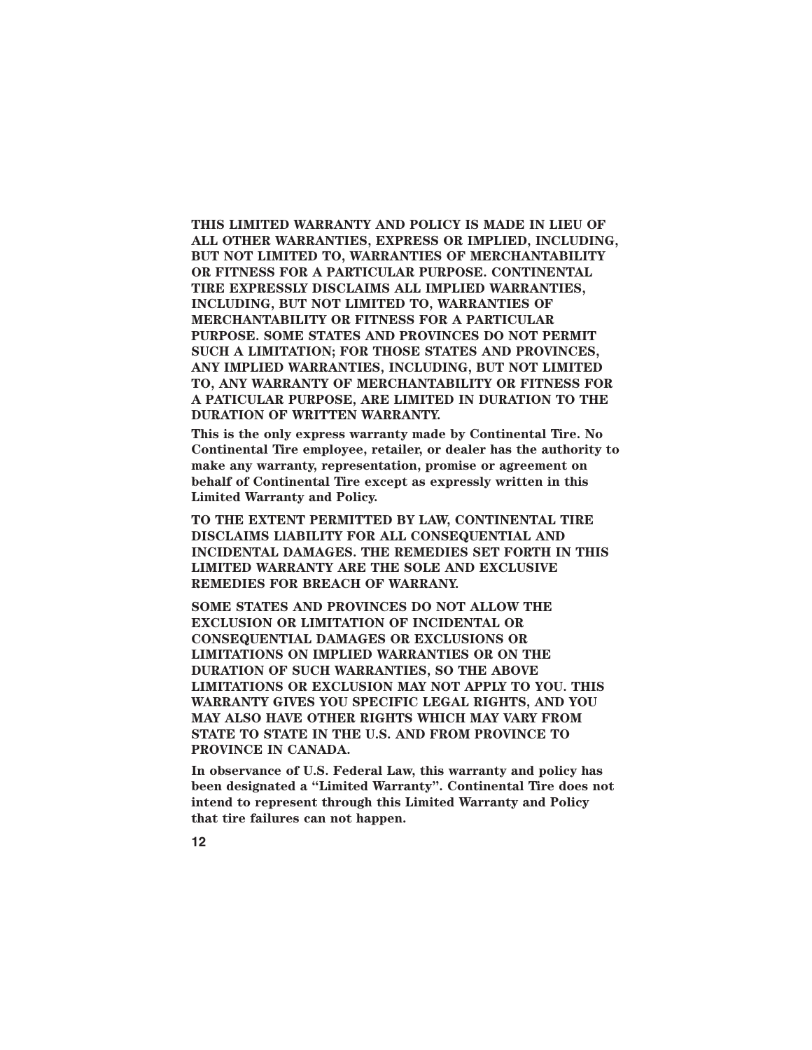**THIS LIMITED WARRANTY AND POLICY IS MADE IN LIEU OF ALL OTHER WARRANTIES, EXPRESS OR IMPLIED, INCLUDING, BUT NOT LIMITED TO, WARRANTIES OF MERCHANTABILITY OR FITNESS FOR A PARTICULAR PURPOSE. CONTINENTAL TIRE EXPRESSLY DISCLAIMS ALL IMPLIED WARRANTIES, INCLUDING, BUT NOT LIMITED TO, WARRANTIES OF MERCHANTABILITY OR FITNESS FOR A PARTICULAR PURPOSE. SOME STATES AND PROVINCES DO NOT PERMIT SUCH A LIMITATION; FOR THOSE STATES AND PROVINCES, ANY IMPLIED WARRANTIES, INCLUDING, BUT NOT LIMITED TO, ANY WARRANTY OF MERCHANTABILITY OR FITNESS FOR A PATICULAR PURPOSE, ARE LIMITED IN DURATION TO THE DURATION OF WRITTEN WARRANTY.**

**This is the only express warranty made by Continental Tire. No Continental Tire employee, retailer, or dealer has the authority to make any warranty, representation, promise or agreement on behalf of Continental Tire except as expressly written in this Limited Warranty and Policy.**

**TO THE EXTENT PERMITTED BY LAW, CONTINENTAL TIRE DISCLAIMS LIABILITY FOR ALL CONSEQUENTIAL AND INCIDENTAL DAMAGES. THE REMEDIES SET FORTH IN THIS LIMITED WARRANTY ARE THE SOLE AND EXCLUSIVE REMEDIES FOR BREACH OF WARRANY.**

**SOME STATES AND PROVINCES DO NOT ALLOW THE EXCLUSION OR LIMITATION OF INCIDENTAL OR CONSEQUENTIAL DAMAGES OR EXCLUSIONS OR LIMITATIONS ON IMPLIED WARRANTIES OR ON THE DURATION OF SUCH WARRANTIES, SO THE ABOVE LIMITATIONS OR EXCLUSION MAY NOT APPLY TO YOU. THIS WARRANTY GIVES YOU SPECIFIC LEGAL RIGHTS, AND YOU MAY ALSO HAVE OTHER RIGHTS WHICH MAY VARY FROM STATE TO STATE IN THE U.S. AND FROM PROVINCE TO PROVINCE IN CANADA.**

**In observance of U.S. Federal Law, this warranty and policy has been designated a "Limited Warranty". Continental Tire does not intend to represent through this Limited Warranty and Policy that tire failures can not happen.**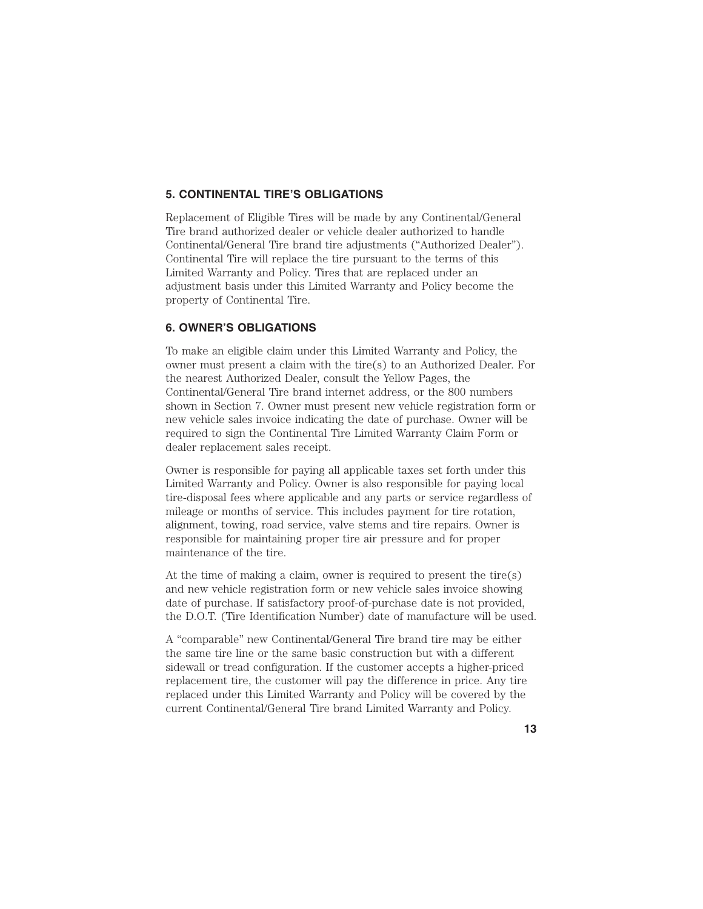## 5. CONTINENTAL TIRE'S OBLIGATIONS

Replacement of Eligible Tires will be made by any Continental/General Tire brand authorized dealer or vehicle dealer authorized to handle Continental/General Tire brand tire adjustments ("Authorized Dealer"). Continental Tire will replace the tire pursuant to the terms of this Limited Warranty and Policy. Tires that are replaced under an adjustment basis under this Limited Warranty and Policy become the property of Continental Tire.

## 6. OWNER'S OBLIGATIONS

To make an eligible claim under this Limited Warranty and Policy, the owner must present a claim with the tire(s) to an Authorized Dealer. For the nearest Authorized Dealer, consult the Yellow Pages, the Continental/General Tire brand internet address, or the 800 numbers shown in Section 7. Owner must present new vehicle registration form or new vehicle sales invoice indicating the date of purchase. Owner will be required to sign the Continental Tire Limited Warranty Claim Form or dealer replacement sales receipt.

Owner is responsible for paying all applicable taxes set forth under this Limited Warranty and Policy. Owner is also responsible for paying local tire-disposal fees where applicable and any parts or service regardless of mileage or months of service. This includes payment for tire rotation, alignment, towing, road service, valve stems and tire repairs. Owner is responsible for maintaining proper tire air pressure and for proper maintenance of the tire.

At the time of making a claim, owner is required to present the tire(s) and new vehicle registration form or new vehicle sales invoice showing date of purchase. If satisfactory proof-of-purchase date is not provided, the D.O.T. (Tire Identification Number) date of manufacture will be used.

A "comparable" new Continental/General Tire brand tire may be either the same tire line or the same basic construction but with a different sidewall or tread configuration. If the customer accepts a higher-priced replacement tire, the customer will pay the difference in price. Any tire replaced under this Limited Warranty and Policy will be covered by the current Continental/General Tire brand Limited Warranty and Policy.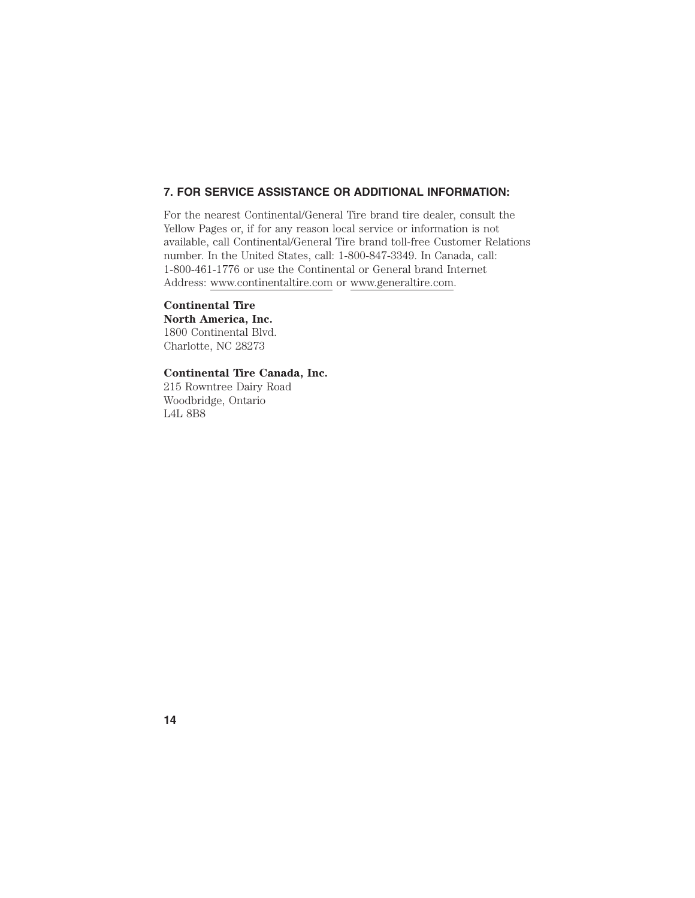## 7. FOR SERVICE ASSISTANCE OR ADDITIONAL INFORMATION:

For the nearest Continental/General Tire brand tire dealer, consult the Yellow Pages or, if for any reason local service or information is not available, call Continental/General Tire brand toll-free Customer Relations number. In the United States, call: 1-800-847-3349. In Canada, call: 1-800-461-1776 or use the Continental or General brand Internet Address: www.continentaltire.com or www.generaltire.com.

**Continental Tire**
**North America, Inc.**
1800 Continental Blvd.
Charlotte, NC 28273

**Continental Tire Canada, Inc.**
215 Rowntree Dairy Road
Woodbridge, Ontario
L4L 8B8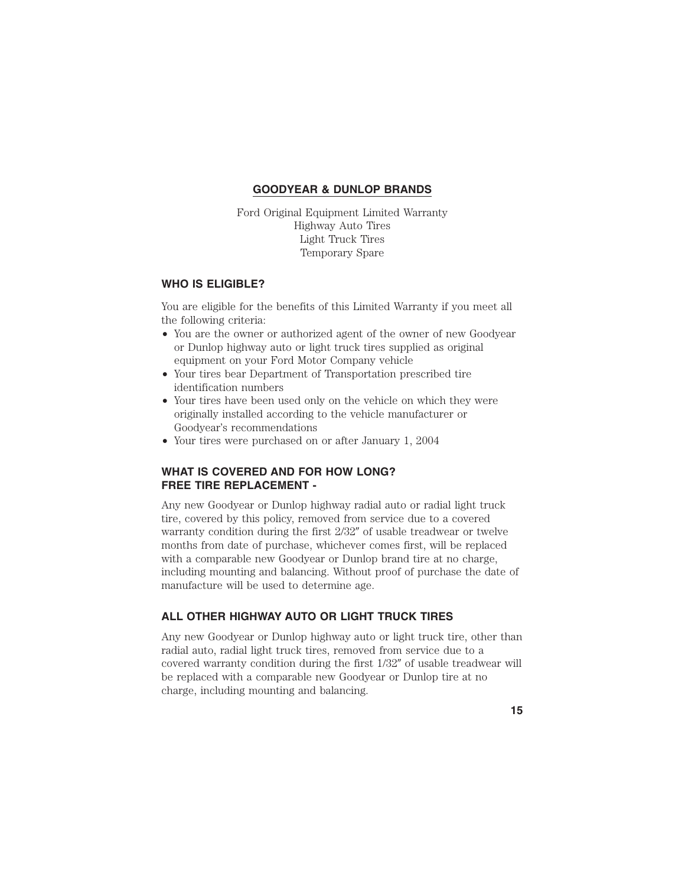## GOODYEAR & DUNLOP BRANDS

Ford Original Equipment Limited Warranty
Highway Auto Tires
Light Truck Tires
Temporary Spare

### WHO IS ELIGIBLE?

You are eligible for the benefits of this Limited Warranty if you meet all the following criteria:

- You are the owner or authorized agent of the owner of new Goodyear or Dunlop highway auto or light truck tires supplied as original equipment on your Ford Motor Company vehicle
- Your tires bear Department of Transportation prescribed tire identification numbers
- Your tires have been used only on the vehicle on which they were originally installed according to the vehicle manufacturer or Goodyear's recommendations
- Your tires were purchased on or after January 1, 2004

### WHAT IS COVERED AND FOR HOW LONG?
### FREE TIRE REPLACEMENT -

Any new Goodyear or Dunlop highway radial auto or radial light truck tire, covered by this policy, removed from service due to a covered warranty condition during the first 2/32″ of usable treadwear or twelve months from date of purchase, whichever comes first, will be replaced with a comparable new Goodyear or Dunlop brand tire at no charge, including mounting and balancing. Without proof of purchase the date of manufacture will be used to determine age.

### ALL OTHER HIGHWAY AUTO OR LIGHT TRUCK TIRES

Any new Goodyear or Dunlop highway auto or light truck tire, other than radial auto, radial light truck tires, removed from service due to a covered warranty condition during the first 1/32″ of usable treadwear will be replaced with a comparable new Goodyear or Dunlop tire at no charge, including mounting and balancing.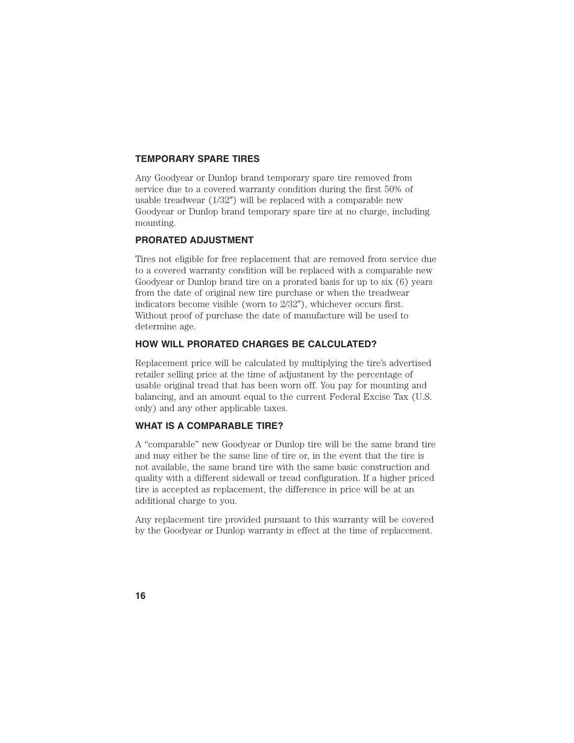### TEMPORARY SPARE TIRES

Any Goodyear or Dunlop brand temporary spare tire removed from service due to a covered warranty condition during the first 50% of usable treadwear (1/32″) will be replaced with a comparable new Goodyear or Dunlop brand temporary spare tire at no charge, including mounting.

### PRORATED ADJUSTMENT

Tires not eligible for free replacement that are removed from service due to a covered warranty condition will be replaced with a comparable new Goodyear or Dunlop brand tire on a prorated basis for up to six (6) years from the date of original new tire purchase or when the treadwear indicators become visible (worn to 2/32″), whichever occurs first. Without proof of purchase the date of manufacture will be used to determine age.

### HOW WILL PRORATED CHARGES BE CALCULATED?

Replacement price will be calculated by multiplying the tire's advertised retailer selling price at the time of adjustment by the percentage of usable original tread that has been worn off. You pay for mounting and balancing, and an amount equal to the current Federal Excise Tax (U.S. only) and any other applicable taxes.

### WHAT IS A COMPARABLE TIRE?

A "comparable" new Goodyear or Dunlop tire will be the same brand tire and may either be the same line of tire or, in the event that the tire is not available, the same brand tire with the same basic construction and quality with a different sidewall or tread configuration. If a higher priced tire is accepted as replacement, the difference in price will be at an additional charge to you.

Any replacement tire provided pursuant to this warranty will be covered by the Goodyear or Dunlop warranty in effect at the time of replacement.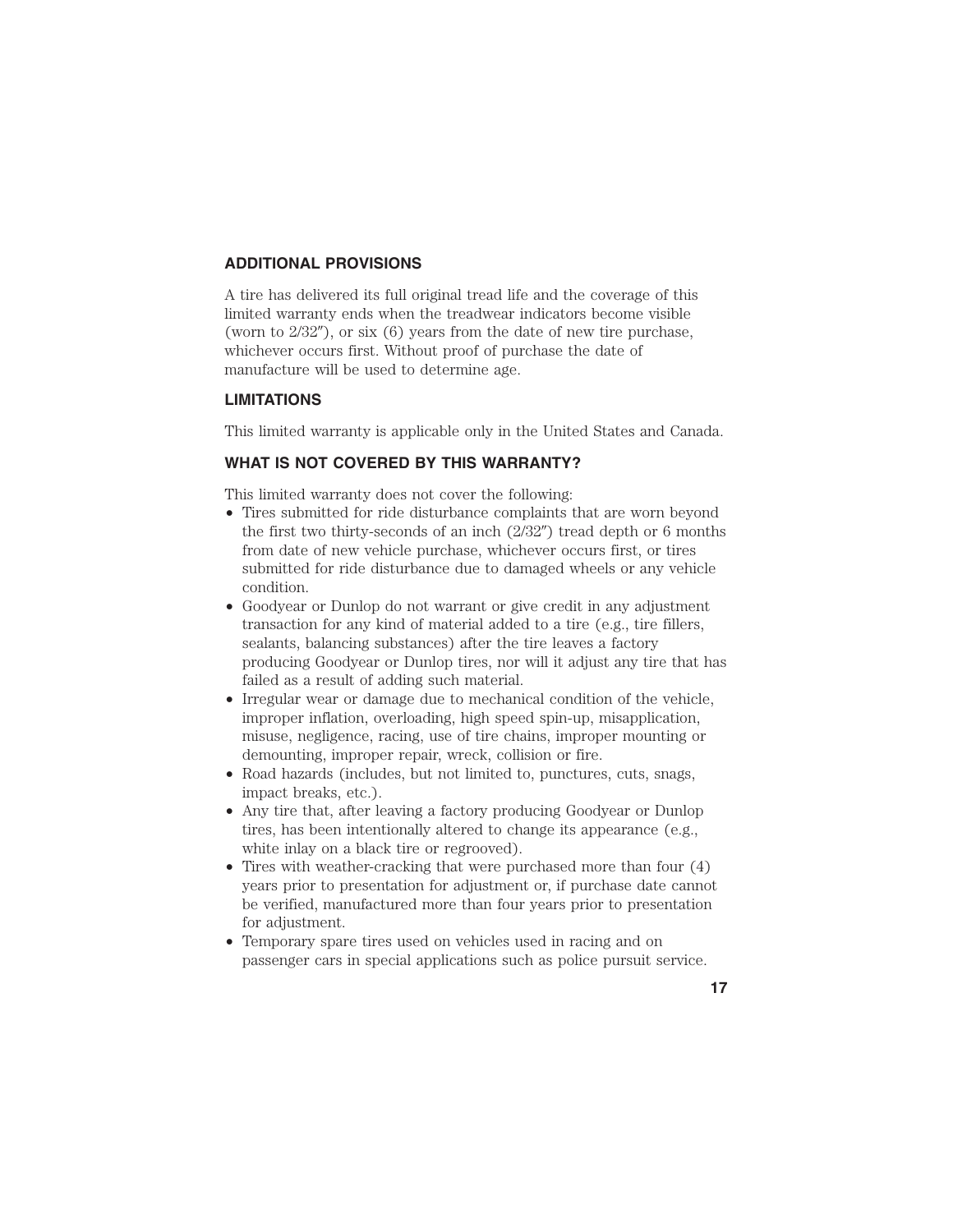## ADDITIONAL PROVISIONS

A tire has delivered its full original tread life and the coverage of this limited warranty ends when the treadwear indicators become visible (worn to 2/32″), or six (6) years from the date of new tire purchase, whichever occurs first. Without proof of purchase the date of manufacture will be used to determine age.

## LIMITATIONS

This limited warranty is applicable only in the United States and Canada.

## WHAT IS NOT COVERED BY THIS WARRANTY?

This limited warranty does not cover the following:

- Tires submitted for ride disturbance complaints that are worn beyond the first two thirty-seconds of an inch (2/32″) tread depth or 6 months from date of new vehicle purchase, whichever occurs first, or tires submitted for ride disturbance due to damaged wheels or any vehicle condition.
- Goodyear or Dunlop do not warrant or give credit in any adjustment transaction for any kind of material added to a tire (e.g., tire fillers, sealants, balancing substances) after the tire leaves a factory producing Goodyear or Dunlop tires, nor will it adjust any tire that has failed as a result of adding such material.
- Irregular wear or damage due to mechanical condition of the vehicle, improper inflation, overloading, high speed spin-up, misapplication, misuse, negligence, racing, use of tire chains, improper mounting or demounting, improper repair, wreck, collision or fire.
- Road hazards (includes, but not limited to, punctures, cuts, snags, impact breaks, etc.).
- Any tire that, after leaving a factory producing Goodyear or Dunlop tires, has been intentionally altered to change its appearance (e.g., white inlay on a black tire or regrooved).
- Tires with weather-cracking that were purchased more than four (4) years prior to presentation for adjustment or, if purchase date cannot be verified, manufactured more than four years prior to presentation for adjustment.
- Temporary spare tires used on vehicles used in racing and on passenger cars in special applications such as police pursuit service.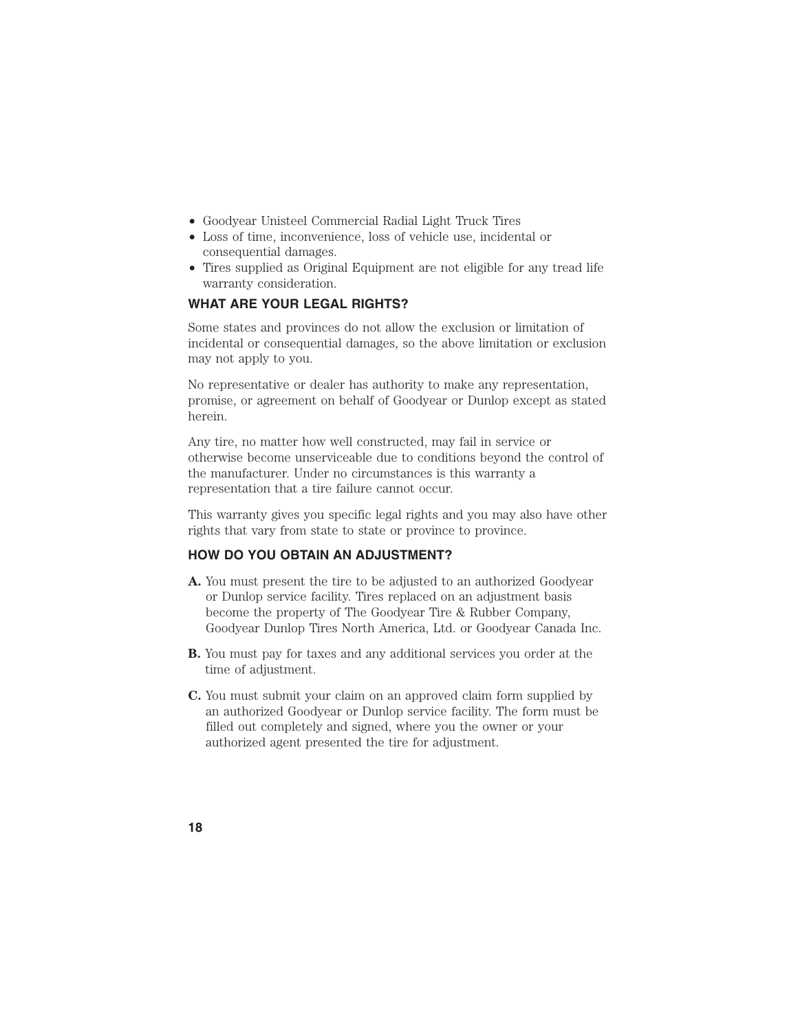- Goodyear Unisteel Commercial Radial Light Truck Tires
- Loss of time, inconvenience, loss of vehicle use, incidental or consequential damages.
- Tires supplied as Original Equipment are not eligible for any tread life warranty consideration.

## WHAT ARE YOUR LEGAL RIGHTS?

Some states and provinces do not allow the exclusion or limitation of incidental or consequential damages, so the above limitation or exclusion may not apply to you.

No representative or dealer has authority to make any representation, promise, or agreement on behalf of Goodyear or Dunlop except as stated herein.

Any tire, no matter how well constructed, may fail in service or otherwise become unserviceable due to conditions beyond the control of the manufacturer. Under no circumstances is this warranty a representation that a tire failure cannot occur.

This warranty gives you specific legal rights and you may also have other rights that vary from state to state or province to province.

## HOW DO YOU OBTAIN AN ADJUSTMENT?

**A.** You must present the tire to be adjusted to an authorized Goodyear or Dunlop service facility. Tires replaced on an adjustment basis become the property of The Goodyear Tire & Rubber Company, Goodyear Dunlop Tires North America, Ltd. or Goodyear Canada Inc.

**B.** You must pay for taxes and any additional services you order at the time of adjustment.

**C.** You must submit your claim on an approved claim form supplied by an authorized Goodyear or Dunlop service facility. The form must be filled out completely and signed, where you the owner or your authorized agent presented the tire for adjustment.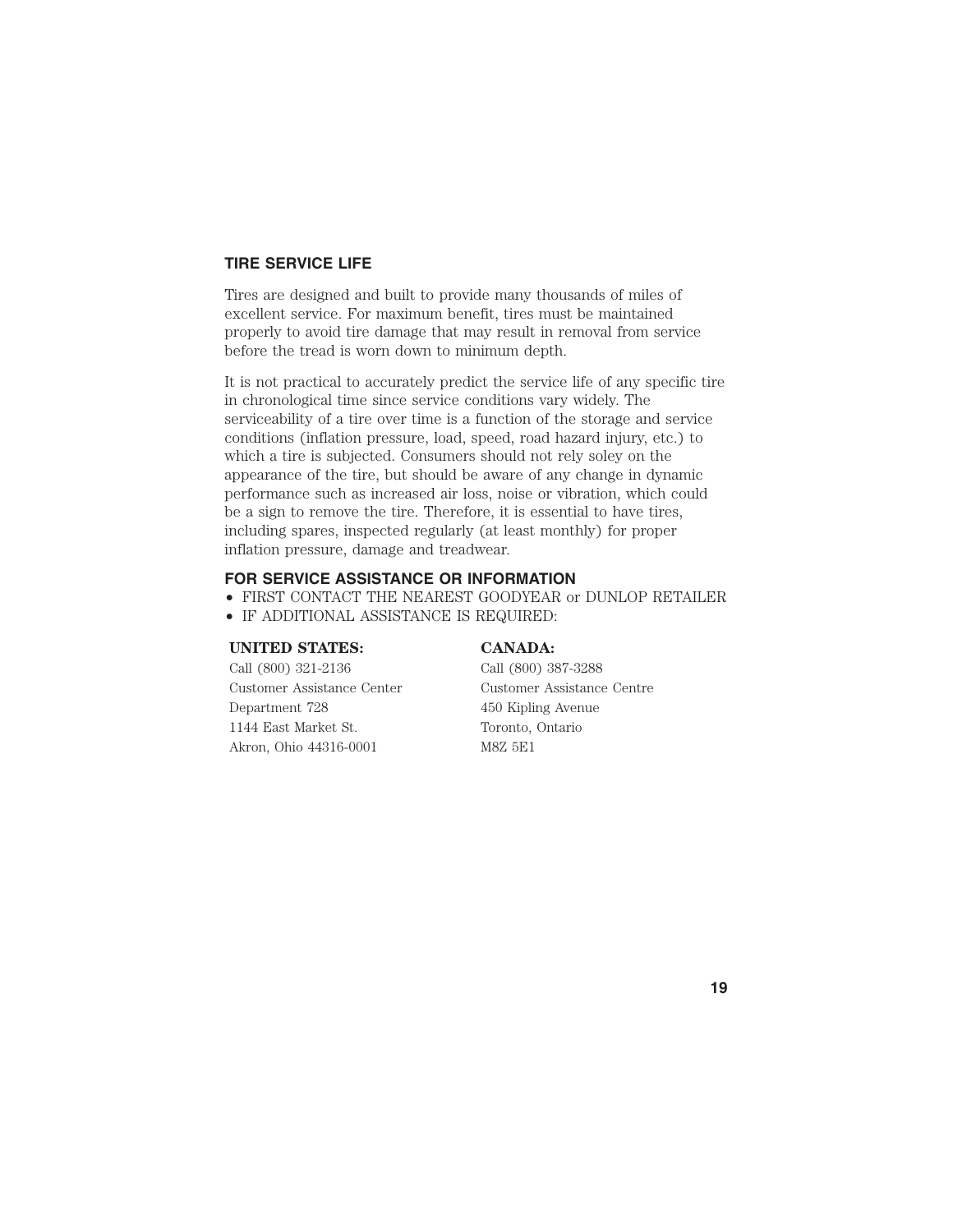## TIRE SERVICE LIFE

Tires are designed and built to provide many thousands of miles of excellent service. For maximum benefit, tires must be maintained properly to avoid tire damage that may result in removal from service before the tread is worn down to minimum depth.

It is not practical to accurately predict the service life of any specific tire in chronological time since service conditions vary widely. The serviceability of a tire over time is a function of the storage and service conditions (inflation pressure, load, speed, road hazard injury, etc.) to which a tire is subjected. Consumers should not rely soley on the appearance of the tire, but should be aware of any change in dynamic performance such as increased air loss, noise or vibration, which could be a sign to remove the tire. Therefore, it is essential to have tires, including spares, inspected regularly (at least monthly) for proper inflation pressure, damage and treadwear.

## FOR SERVICE ASSISTANCE OR INFORMATION

- FIRST CONTACT THE NEAREST GOODYEAR or DUNLOP RETAILER
- IF ADDITIONAL ASSISTANCE IS REQUIRED:

**UNITED STATES:**
Call (800) 321-2136
Customer Assistance Center
Department 728
1144 East Market St.
Akron, Ohio 44316-0001

**CANADA:**
Call (800) 387-3288
Customer Assistance Centre
450 Kipling Avenue
Toronto, Ontario
M8Z 5E1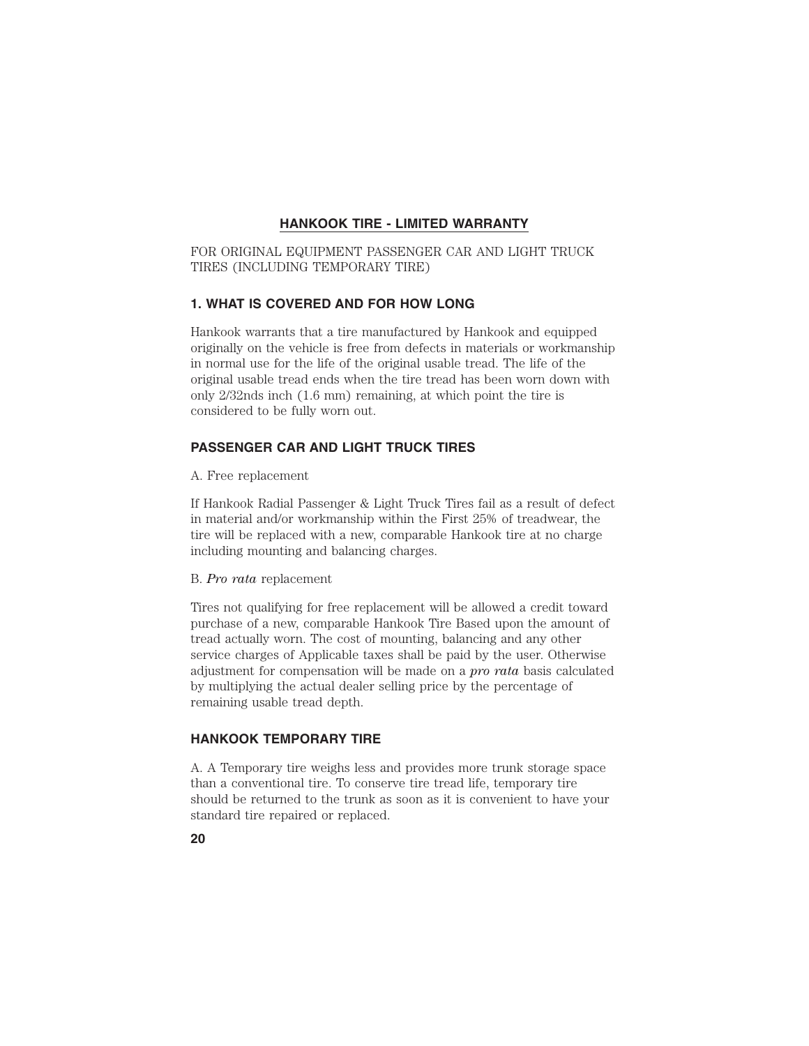## HANKOOK TIRE - LIMITED WARRANTY

FOR ORIGINAL EQUIPMENT PASSENGER CAR AND LIGHT TRUCK TIRES (INCLUDING TEMPORARY TIRE)

### 1. WHAT IS COVERED AND FOR HOW LONG

Hankook warrants that a tire manufactured by Hankook and equipped originally on the vehicle is free from defects in materials or workmanship in normal use for the life of the original usable tread. The life of the original usable tread ends when the tire tread has been worn down with only 2/32nds inch (1.6 mm) remaining, at which point the tire is considered to be fully worn out.

### PASSENGER CAR AND LIGHT TRUCK TIRES

A. Free replacement

If Hankook Radial Passenger & Light Truck Tires fail as a result of defect in material and/or workmanship within the First 25% of treadwear, the tire will be replaced with a new, comparable Hankook tire at no charge including mounting and balancing charges.

B. *Pro rata* replacement

Tires not qualifying for free replacement will be allowed a credit toward purchase of a new, comparable Hankook Tire Based upon the amount of tread actually worn. The cost of mounting, balancing and any other service charges of Applicable taxes shall be paid by the user. Otherwise adjustment for compensation will be made on a *pro rata* basis calculated by multiplying the actual dealer selling price by the percentage of remaining usable tread depth.

### HANKOOK TEMPORARY TIRE

A. A Temporary tire weighs less and provides more trunk storage space than a conventional tire. To conserve tire tread life, temporary tire should be returned to the trunk as soon as it is convenient to have your standard tire repaired or replaced.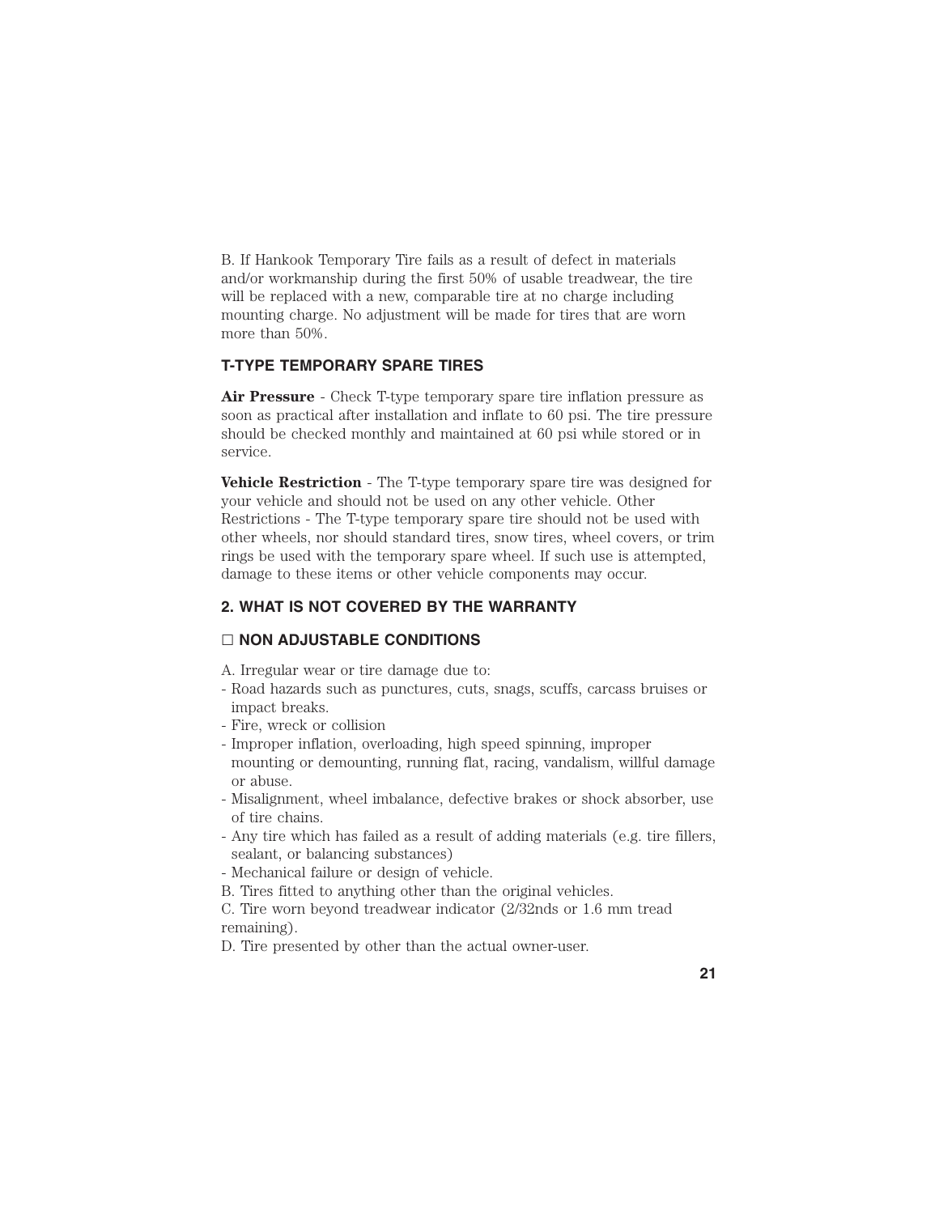B. If Hankook Temporary Tire fails as a result of defect in materials and/or workmanship during the first 50% of usable treadwear, the tire will be replaced with a new, comparable tire at no charge including mounting charge. No adjustment will be made for tires that are worn more than 50%.

### T-TYPE TEMPORARY SPARE TIRES

**Air Pressure** - Check T-type temporary spare tire inflation pressure as soon as practical after installation and inflate to 60 psi. The tire pressure should be checked monthly and maintained at 60 psi while stored or in service.

**Vehicle Restriction** - The T-type temporary spare tire was designed for your vehicle and should not be used on any other vehicle. Other Restrictions - The T-type temporary spare tire should not be used with other wheels, nor should standard tires, snow tires, wheel covers, or trim rings be used with the temporary spare wheel. If such use is attempted, damage to these items or other vehicle components may occur.

## 2. WHAT IS NOT COVERED BY THE WARRANTY

### □ NON ADJUSTABLE CONDITIONS

A. Irregular wear or tire damage due to:

- Road hazards such as punctures, cuts, snags, scuffs, carcass bruises or impact breaks.
- Fire, wreck or collision
- Improper inflation, overloading, high speed spinning, improper mounting or demounting, running flat, racing, vandalism, willful damage or abuse.
- Misalignment, wheel imbalance, defective brakes or shock absorber, use of tire chains.
- Any tire which has failed as a result of adding materials (e.g. tire fillers, sealant, or balancing substances)
- Mechanical failure or design of vehicle.

B. Tires fitted to anything other than the original vehicles.

C. Tire worn beyond treadwear indicator (2/32nds or 1.6 mm tread remaining).

D. Tire presented by other than the actual owner-user.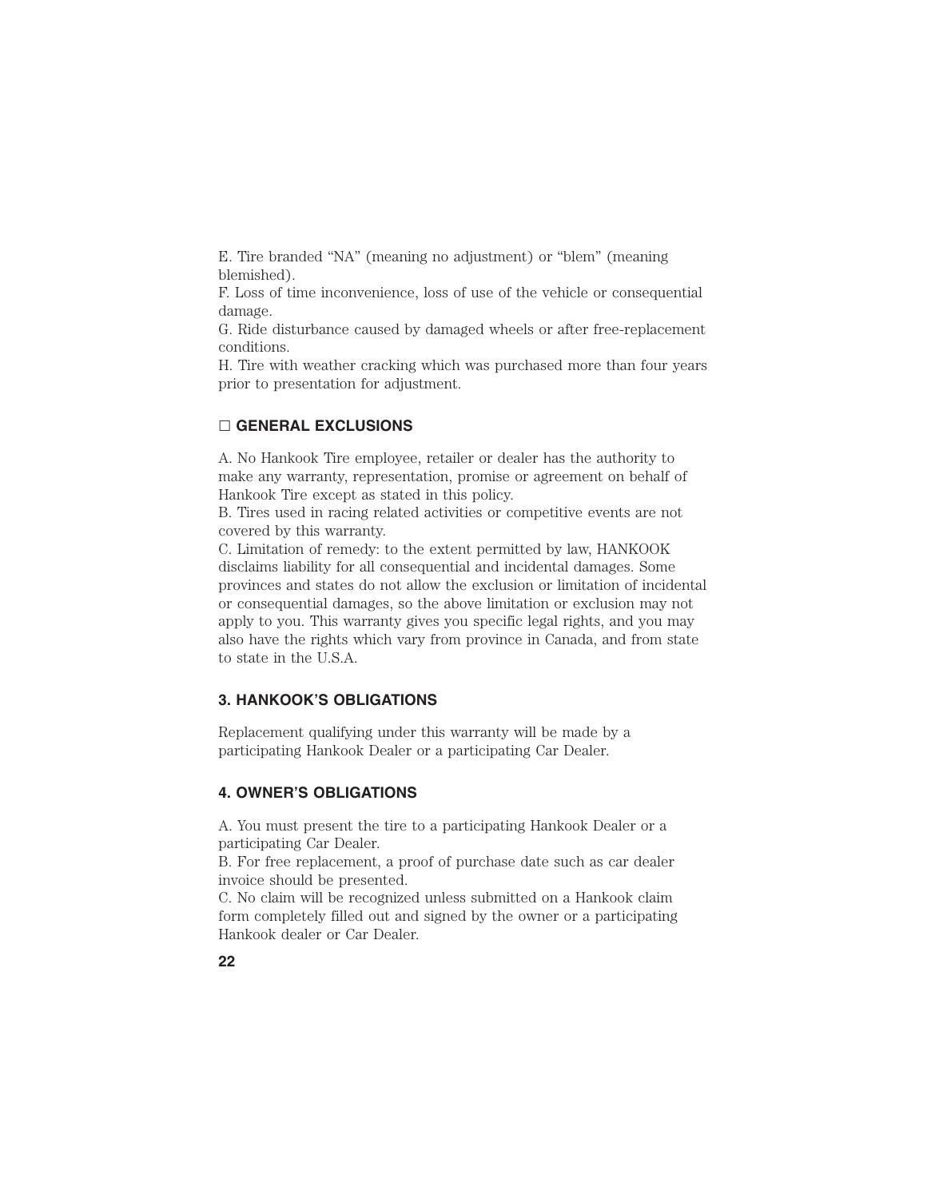E. Tire branded “NA” (meaning no adjustment) or “blem” (meaning blemished).
F. Loss of time inconvenience, loss of use of the vehicle or consequential damage.
G. Ride disturbance caused by damaged wheels or after free-replacement conditions.
H. Tire with weather cracking which was purchased more than four years prior to presentation for adjustment.

### □ GENERAL EXCLUSIONS

A. No Hankook Tire employee, retailer or dealer has the authority to make any warranty, representation, promise or agreement on behalf of Hankook Tire except as stated in this policy.
B. Tires used in racing related activities or competitive events are not covered by this warranty.
C. Limitation of remedy: to the extent permitted by law, HANKOOK disclaims liability for all consequential and incidental damages. Some provinces and states do not allow the exclusion or limitation of incidental or consequential damages, so the above limitation or exclusion may not apply to you. This warranty gives you specific legal rights, and you may also have the rights which vary from province in Canada, and from state to state in the U.S.A.

## 3. HANKOOK'S OBLIGATIONS

Replacement qualifying under this warranty will be made by a participating Hankook Dealer or a participating Car Dealer.

## 4. OWNER'S OBLIGATIONS

A. You must present the tire to a participating Hankook Dealer or a participating Car Dealer.
B. For free replacement, a proof of purchase date such as car dealer invoice should be presented.
C. No claim will be recognized unless submitted on a Hankook claim form completely filled out and signed by the owner or a participating Hankook dealer or Car Dealer.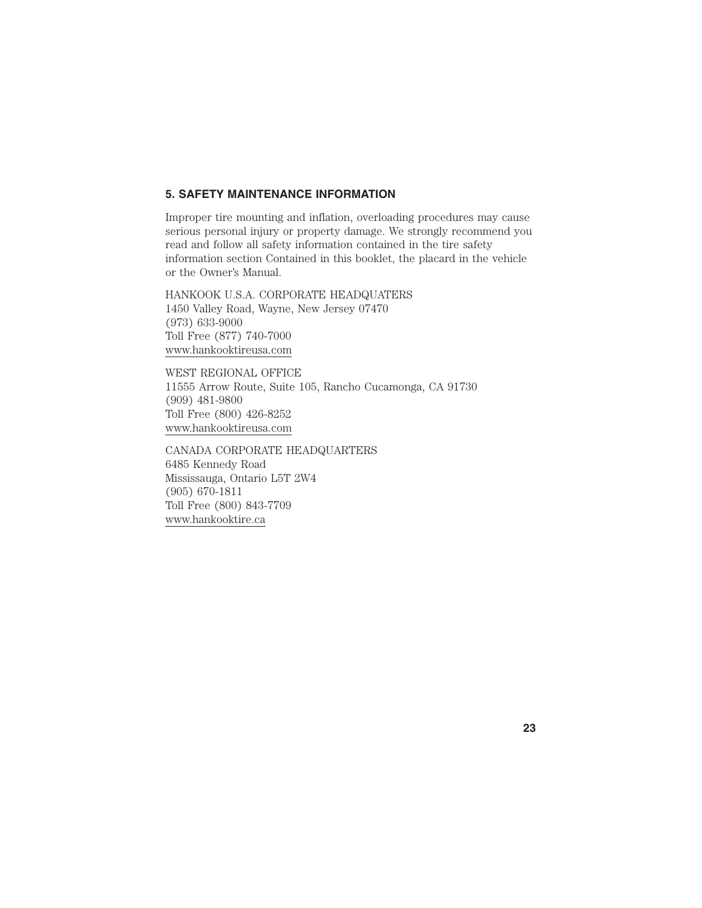## 5. SAFETY MAINTENANCE INFORMATION

Improper tire mounting and inflation, overloading procedures may cause serious personal injury or property damage. We strongly recommend you read and follow all safety information contained in the tire safety information section Contained in this booklet, the placard in the vehicle or the Owner's Manual.

HANKOOK U.S.A. CORPORATE HEADQUATERS
1450 Valley Road, Wayne, New Jersey 07470
(973) 633-9000
Toll Free (877) 740-7000
www.hankooktireusa.com

WEST REGIONAL OFFICE
11555 Arrow Route, Suite 105, Rancho Cucamonga, CA 91730
(909) 481-9800
Toll Free (800) 426-8252
www.hankooktireusa.com

CANADA CORPORATE HEADQUARTERS
6485 Kennedy Road
Mississauga, Ontario L5T 2W4
(905) 670-1811
Toll Free (800) 843-7709
www.hankooktire.ca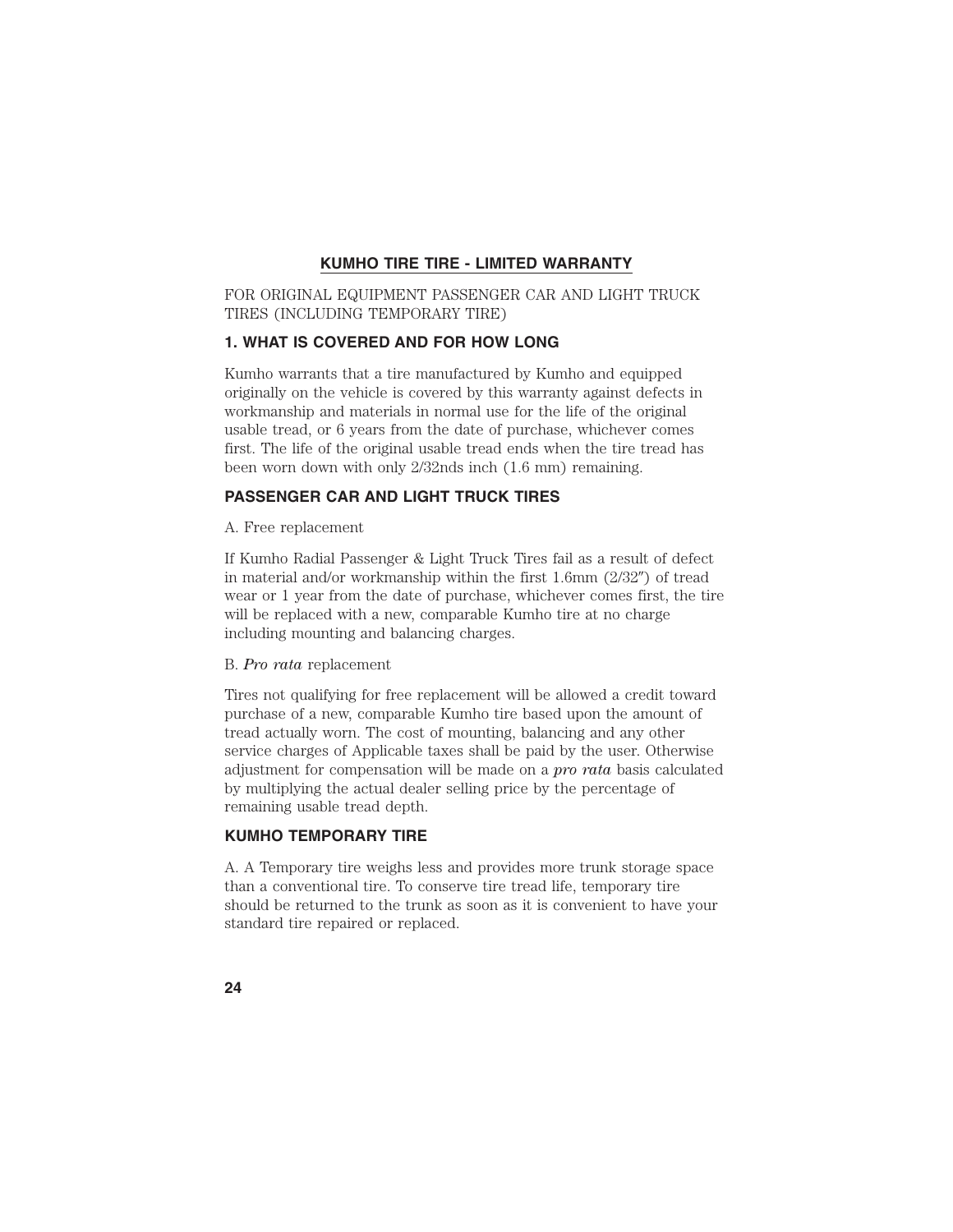## KUMHO TIRE TIRE - LIMITED WARRANTY

FOR ORIGINAL EQUIPMENT PASSENGER CAR AND LIGHT TRUCK TIRES (INCLUDING TEMPORARY TIRE)

### 1. WHAT IS COVERED AND FOR HOW LONG

Kumho warrants that a tire manufactured by Kumho and equipped originally on the vehicle is covered by this warranty against defects in workmanship and materials in normal use for the life of the original usable tread, or 6 years from the date of purchase, whichever comes first. The life of the original usable tread ends when the tire tread has been worn down with only 2/32nds inch (1.6 mm) remaining.

### PASSENGER CAR AND LIGHT TRUCK TIRES

A. Free replacement

If Kumho Radial Passenger & Light Truck Tires fail as a result of defect in material and/or workmanship within the first 1.6mm (2/32″) of tread wear or 1 year from the date of purchase, whichever comes first, the tire will be replaced with a new, comparable Kumho tire at no charge including mounting and balancing charges.

B. *Pro rata* replacement

Tires not qualifying for free replacement will be allowed a credit toward purchase of a new, comparable Kumho tire based upon the amount of tread actually worn. The cost of mounting, balancing and any other service charges of Applicable taxes shall be paid by the user. Otherwise adjustment for compensation will be made on a ***pro rata*** basis calculated by multiplying the actual dealer selling price by the percentage of remaining usable tread depth.

### KUMHO TEMPORARY TIRE

A. A Temporary tire weighs less and provides more trunk storage space than a conventional tire. To conserve tire tread life, temporary tire should be returned to the trunk as soon as it is convenient to have your standard tire repaired or replaced.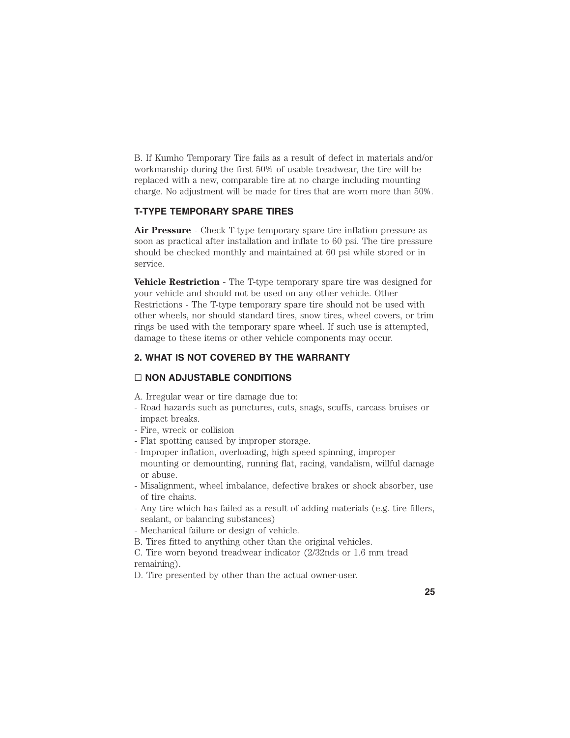B. If Kumho Temporary Tire fails as a result of defect in materials and/or workmanship during the first 50% of usable treadwear, the tire will be replaced with a new, comparable tire at no charge including mounting charge. No adjustment will be made for tires that are worn more than 50%.

### T-TYPE TEMPORARY SPARE TIRES

**Air Pressure** - Check T-type temporary spare tire inflation pressure as soon as practical after installation and inflate to 60 psi. The tire pressure should be checked monthly and maintained at 60 psi while stored or in service.

**Vehicle Restriction** - The T-type temporary spare tire was designed for your vehicle and should not be used on any other vehicle. Other Restrictions - The T-type temporary spare tire should not be used with other wheels, nor should standard tires, snow tires, wheel covers, or trim rings be used with the temporary spare wheel. If such use is attempted, damage to these items or other vehicle components may occur.

### 2. WHAT IS NOT COVERED BY THE WARRANTY

### □ NON ADJUSTABLE CONDITIONS

A. Irregular wear or tire damage due to:
- Road hazards such as punctures, cuts, snags, scuffs, carcass bruises or impact breaks.
- Fire, wreck or collision
- Flat spotting caused by improper storage.
- Improper inflation, overloading, high speed spinning, improper mounting or demounting, running flat, racing, vandalism, willful damage or abuse.
- Misalignment, wheel imbalance, defective brakes or shock absorber, use of tire chains.
- Any tire which has failed as a result of adding materials (e.g. tire fillers, sealant, or balancing substances)
- Mechanical failure or design of vehicle.

B. Tires fitted to anything other than the original vehicles.

C. Tire worn beyond treadwear indicator (2/32nds or 1.6 mm tread remaining).

D. Tire presented by other than the actual owner-user.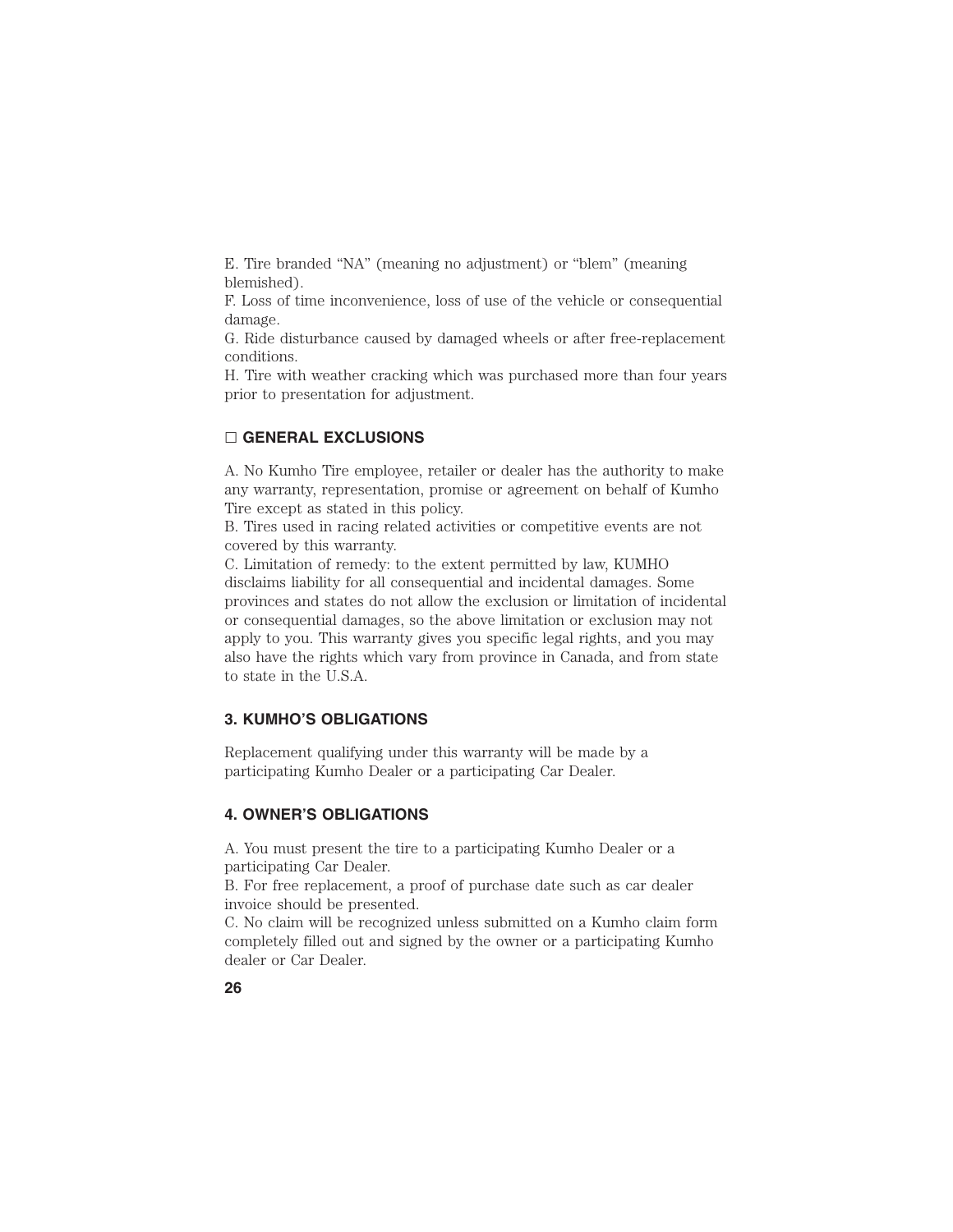E. Tire branded “NA” (meaning no adjustment) or “blem” (meaning blemished).
F. Loss of time inconvenience, loss of use of the vehicle or consequential damage.
G. Ride disturbance caused by damaged wheels or after free-replacement conditions.
H. Tire with weather cracking which was purchased more than four years prior to presentation for adjustment.

### □ GENERAL EXCLUSIONS

A. No Kumho Tire employee, retailer or dealer has the authority to make any warranty, representation, promise or agreement on behalf of Kumho Tire except as stated in this policy.
B. Tires used in racing related activities or competitive events are not covered by this warranty.
C. Limitation of remedy: to the extent permitted by law, KUMHO disclaims liability for all consequential and incidental damages. Some provinces and states do not allow the exclusion or limitation of incidental or consequential damages, so the above limitation or exclusion may not apply to you. This warranty gives you specific legal rights, and you may also have the rights which vary from province in Canada, and from state to state in the U.S.A.

### 3. KUMHO’S OBLIGATIONS

Replacement qualifying under this warranty will be made by a participating Kumho Dealer or a participating Car Dealer.

### 4. OWNER’S OBLIGATIONS

A. You must present the tire to a participating Kumho Dealer or a participating Car Dealer.
B. For free replacement, a proof of purchase date such as car dealer invoice should be presented.
C. No claim will be recognized unless submitted on a Kumho claim form completely filled out and signed by the owner or a participating Kumho dealer or Car Dealer.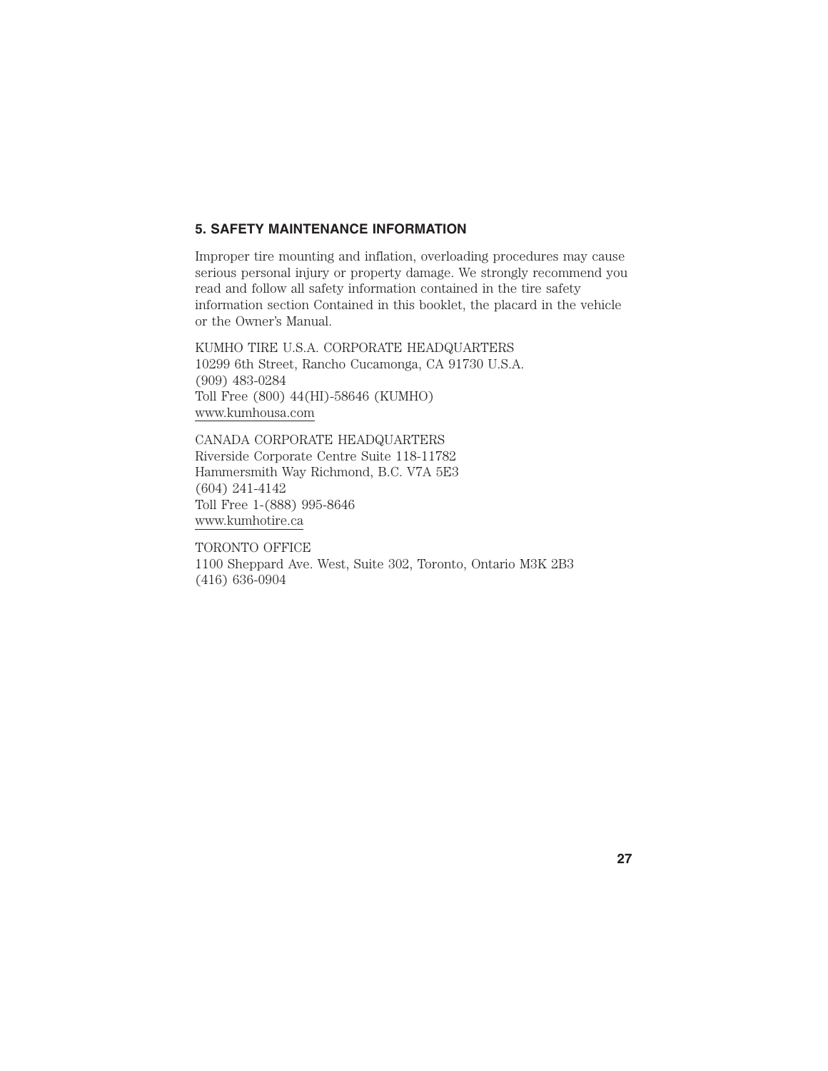## 5. SAFETY MAINTENANCE INFORMATION

Improper tire mounting and inflation, overloading procedures may cause serious personal injury or property damage. We strongly recommend you read and follow all safety information contained in the tire safety information section Contained in this booklet, the placard in the vehicle or the Owner's Manual.

KUMHO TIRE U.S.A. CORPORATE HEADQUARTERS
10299 6th Street, Rancho Cucamonga, CA 91730 U.S.A.
(909) 483-0284
Toll Free (800) 44(HI)-58646 (KUMHO)
www.kumhousa.com

CANADA CORPORATE HEADQUARTERS
Riverside Corporate Centre Suite 118-11782
Hammersmith Way Richmond, B.C. V7A 5E3
(604) 241-4142
Toll Free 1-(888) 995-8646
www.kumhotire.ca

TORONTO OFFICE
1100 Sheppard Ave. West, Suite 302, Toronto, Ontario M3K 2B3
(416) 636-0904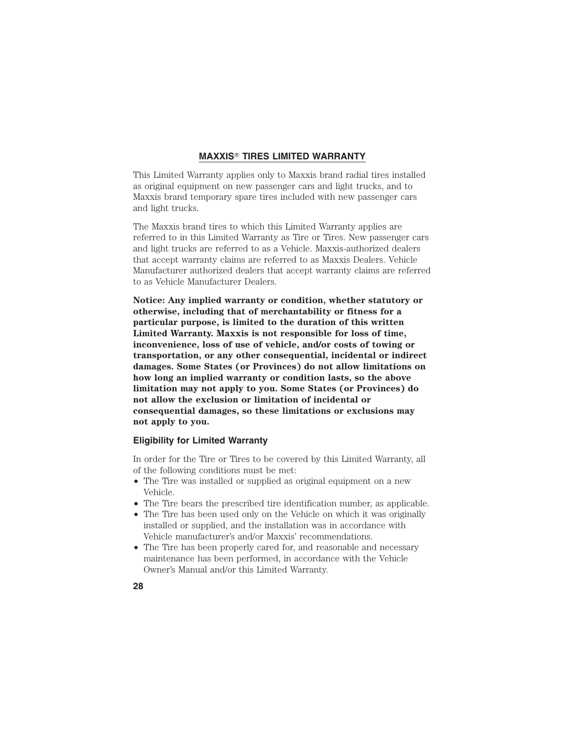## MAXXIS® TIRES LIMITED WARRANTY

This Limited Warranty applies only to Maxxis brand radial tires installed as original equipment on new passenger cars and light trucks, and to Maxxis brand temporary spare tires included with new passenger cars and light trucks.

The Maxxis brand tires to which this Limited Warranty applies are referred to in this Limited Warranty as Tire or Tires. New passenger cars and light trucks are referred to as a Vehicle. Maxxis-authorized dealers that accept warranty claims are referred to as Maxxis Dealers. Vehicle Manufacturer authorized dealers that accept warranty claims are referred to as Vehicle Manufacturer Dealers.

**Notice: Any implied warranty or condition, whether statutory or otherwise, including that of merchantability or fitness for a particular purpose, is limited to the duration of this written Limited Warranty. Maxxis is not responsible for loss of time, inconvenience, loss of use of vehicle, and/or costs of towing or transportation, or any other consequential, incidental or indirect damages. Some States (or Provinces) do not allow limitations on how long an implied warranty or condition lasts, so the above limitation may not apply to you. Some States (or Provinces) do not allow the exclusion or limitation of incidental or consequential damages, so these limitations or exclusions may not apply to you.**

### Eligibility for Limited Warranty

In order for the Tire or Tires to be covered by this Limited Warranty, all of the following conditions must be met:

- The Tire was installed or supplied as original equipment on a new Vehicle.
- The Tire bears the prescribed tire identification number, as applicable.
- The Tire has been used only on the Vehicle on which it was originally installed or supplied, and the installation was in accordance with Vehicle manufacturer's and/or Maxxis' recommendations.
- The Tire has been properly cared for, and reasonable and necessary maintenance has been performed, in accordance with the Vehicle Owner's Manual and/or this Limited Warranty.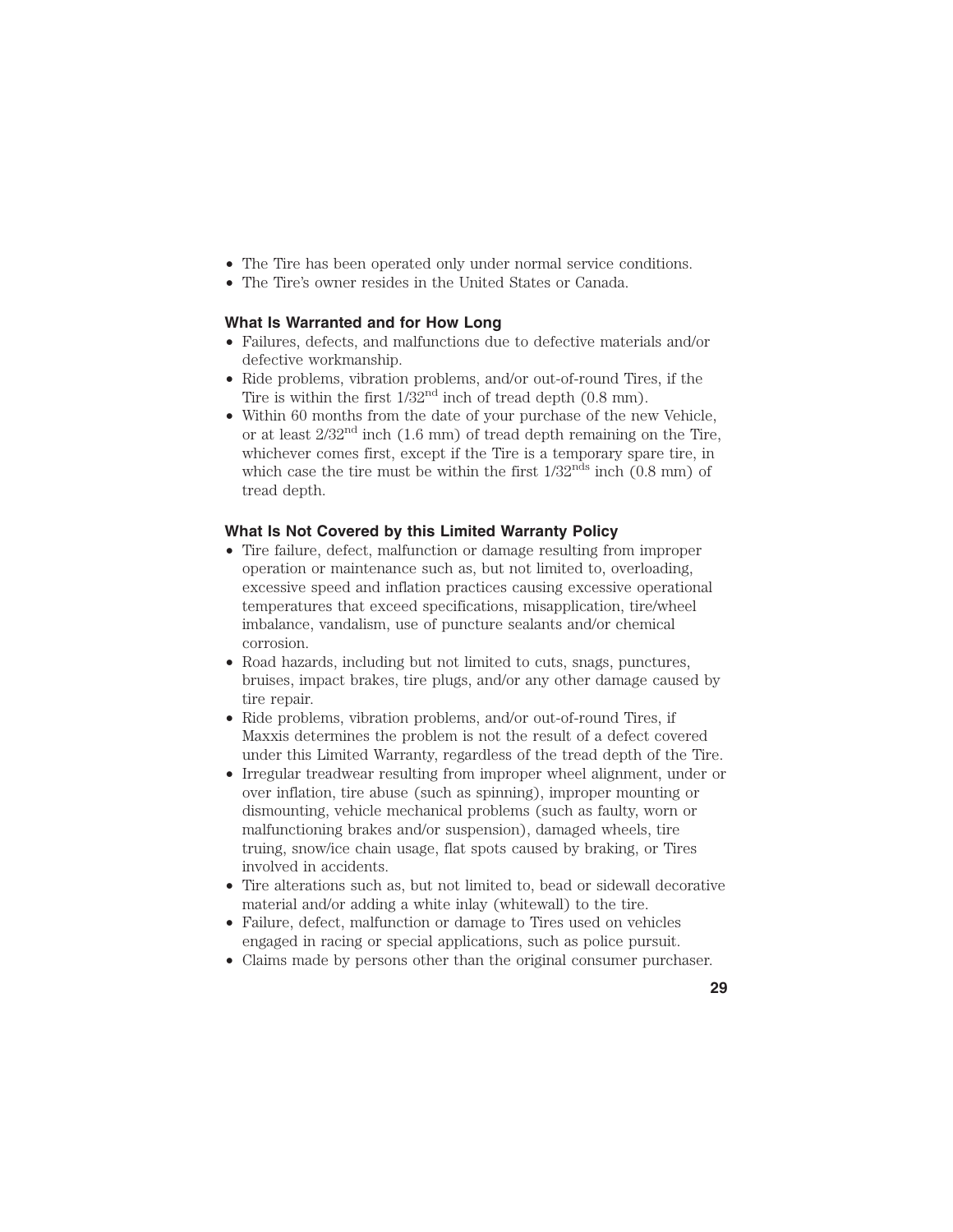- The Tire has been operated only under normal service conditions.
- The Tire's owner resides in the United States or Canada.

### What Is Warranted and for How Long

- Failures, defects, and malfunctions due to defective materials and/or defective workmanship.
- Ride problems, vibration problems, and/or out-of-round Tires, if the Tire is within the first $1/32^{nd}$ inch of tread depth (0.8 mm).
- Within 60 months from the date of your purchase of the new Vehicle, or at least $2/32^{nd}$ inch (1.6 mm) of tread depth remaining on the Tire, whichever comes first, except if the Tire is a temporary spare tire, in which case the tire must be within the first $1/32^{nds}$ inch (0.8 mm) of tread depth.

### What Is Not Covered by this Limited Warranty Policy

- Tire failure, defect, malfunction or damage resulting from improper operation or maintenance such as, but not limited to, overloading, excessive speed and inflation practices causing excessive operational temperatures that exceed specifications, misapplication, tire/wheel imbalance, vandalism, use of puncture sealants and/or chemical corrosion.
- Road hazards, including but not limited to cuts, snags, punctures, bruises, impact brakes, tire plugs, and/or any other damage caused by tire repair.
- Ride problems, vibration problems, and/or out-of-round Tires, if Maxxis determines the problem is not the result of a defect covered under this Limited Warranty, regardless of the tread depth of the Tire.
- Irregular treadwear resulting from improper wheel alignment, under or over inflation, tire abuse (such as spinning), improper mounting or dismounting, vehicle mechanical problems (such as faulty, worn or malfunctioning brakes and/or suspension), damaged wheels, tire truing, snow/ice chain usage, flat spots caused by braking, or Tires involved in accidents.
- Tire alterations such as, but not limited to, bead or sidewall decorative material and/or adding a white inlay (whitewall) to the tire.
- Failure, defect, malfunction or damage to Tires used on vehicles engaged in racing or special applications, such as police pursuit.
- Claims made by persons other than the original consumer purchaser.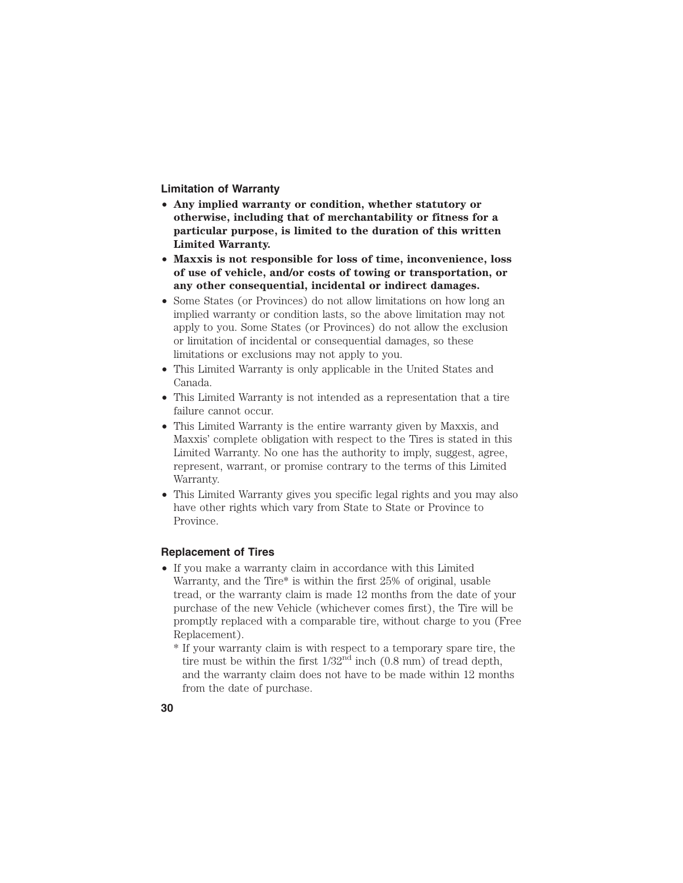### Limitation of Warranty

- **Any implied warranty or condition, whether statutory or otherwise, including that of merchantability or fitness for a particular purpose, is limited to the duration of this written Limited Warranty.**
- **Maxxis is not responsible for loss of time, inconvenience, loss of use of vehicle, and/or costs of towing or transportation, or any other consequential, incidental or indirect damages.**
- Some States (or Provinces) do not allow limitations on how long an implied warranty or condition lasts, so the above limitation may not apply to you. Some States (or Provinces) do not allow the exclusion or limitation of incidental or consequential damages, so these limitations or exclusions may not apply to you.
- This Limited Warranty is only applicable in the United States and Canada.
- This Limited Warranty is not intended as a representation that a tire failure cannot occur.
- This Limited Warranty is the entire warranty given by Maxxis, and Maxxis' complete obligation with respect to the Tires is stated in this Limited Warranty. No one has the authority to imply, suggest, agree, represent, warrant, or promise contrary to the terms of this Limited Warranty.
- This Limited Warranty gives you specific legal rights and you may also have other rights which vary from State to State or Province to Province.

### Replacement of Tires

- If you make a warranty claim in accordance with this Limited Warranty, and the Tire* is within the first 25% of original, usable tread, or the warranty claim is made 12 months from the date of your purchase of the new Vehicle (whichever comes first), the Tire will be promptly replaced with a comparable tire, without charge to you (Free Replacement).

  * If your warranty claim is with respect to a temporary spare tire, the tire must be within the first 1/32nd inch (0.8 mm) of tread depth, and the warranty claim does not have to be made within 12 months from the date of purchase.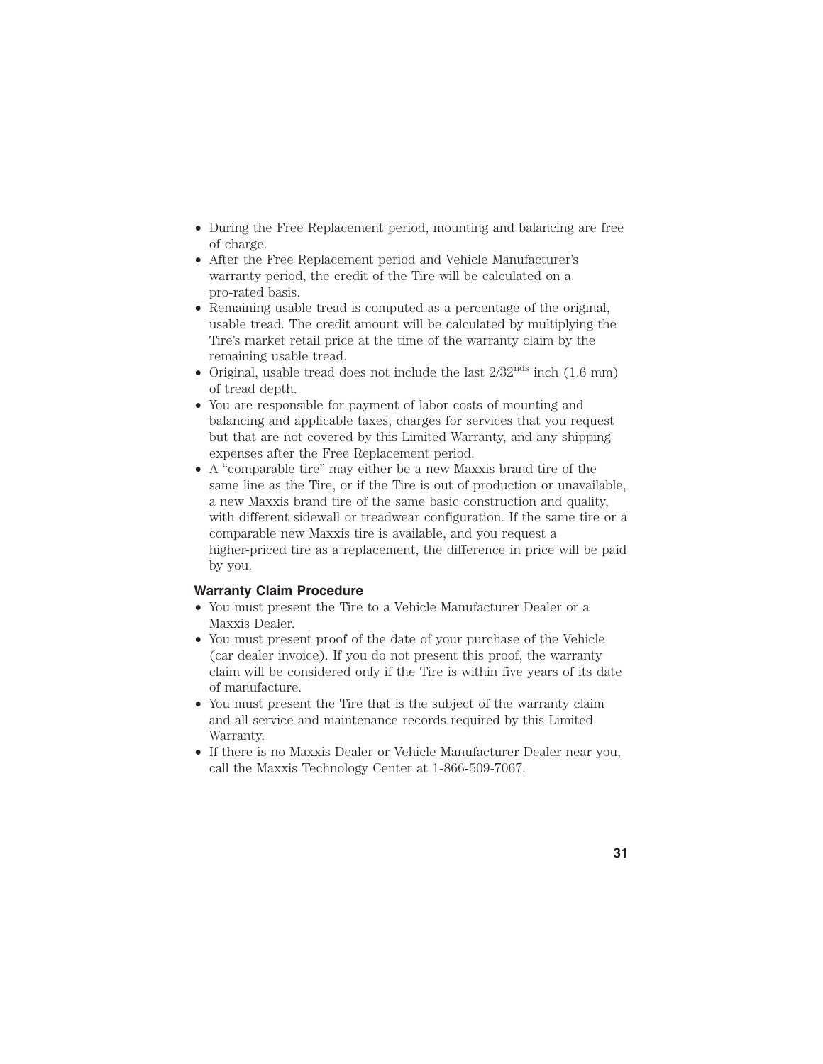- During the Free Replacement period, mounting and balancing are free of charge.
- After the Free Replacement period and Vehicle Manufacturer's warranty period, the credit of the Tire will be calculated on a pro-rated basis.
- Remaining usable tread is computed as a percentage of the original, usable tread. The credit amount will be calculated by multiplying the Tire's market retail price at the time of the warranty claim by the remaining usable tread.
- Original, usable tread does not include the last 2/32$^{nds}$ inch (1.6 mm) of tread depth.
- You are responsible for payment of labor costs of mounting and balancing and applicable taxes, charges for services that you request but that are not covered by this Limited Warranty, and any shipping expenses after the Free Replacement period.
- A "comparable tire" may either be a new Maxxis brand tire of the same line as the Tire, or if the Tire is out of production or unavailable, a new Maxxis brand tire of the same basic construction and quality, with different sidewall or treadwear configuration. If the same tire or a comparable new Maxxis tire is available, and you request a higher-priced tire as a replacement, the difference in price will be paid by you.

**Warranty Claim Procedure**

- You must present the Tire to a Vehicle Manufacturer Dealer or a Maxxis Dealer.
- You must present proof of the date of your purchase of the Vehicle (car dealer invoice). If you do not present this proof, the warranty claim will be considered only if the Tire is within five years of its date of manufacture.
- You must present the Tire that is the subject of the warranty claim and all service and maintenance records required by this Limited Warranty.
- If there is no Maxxis Dealer or Vehicle Manufacturer Dealer near you, call the Maxxis Technology Center at 1-866-509-7067.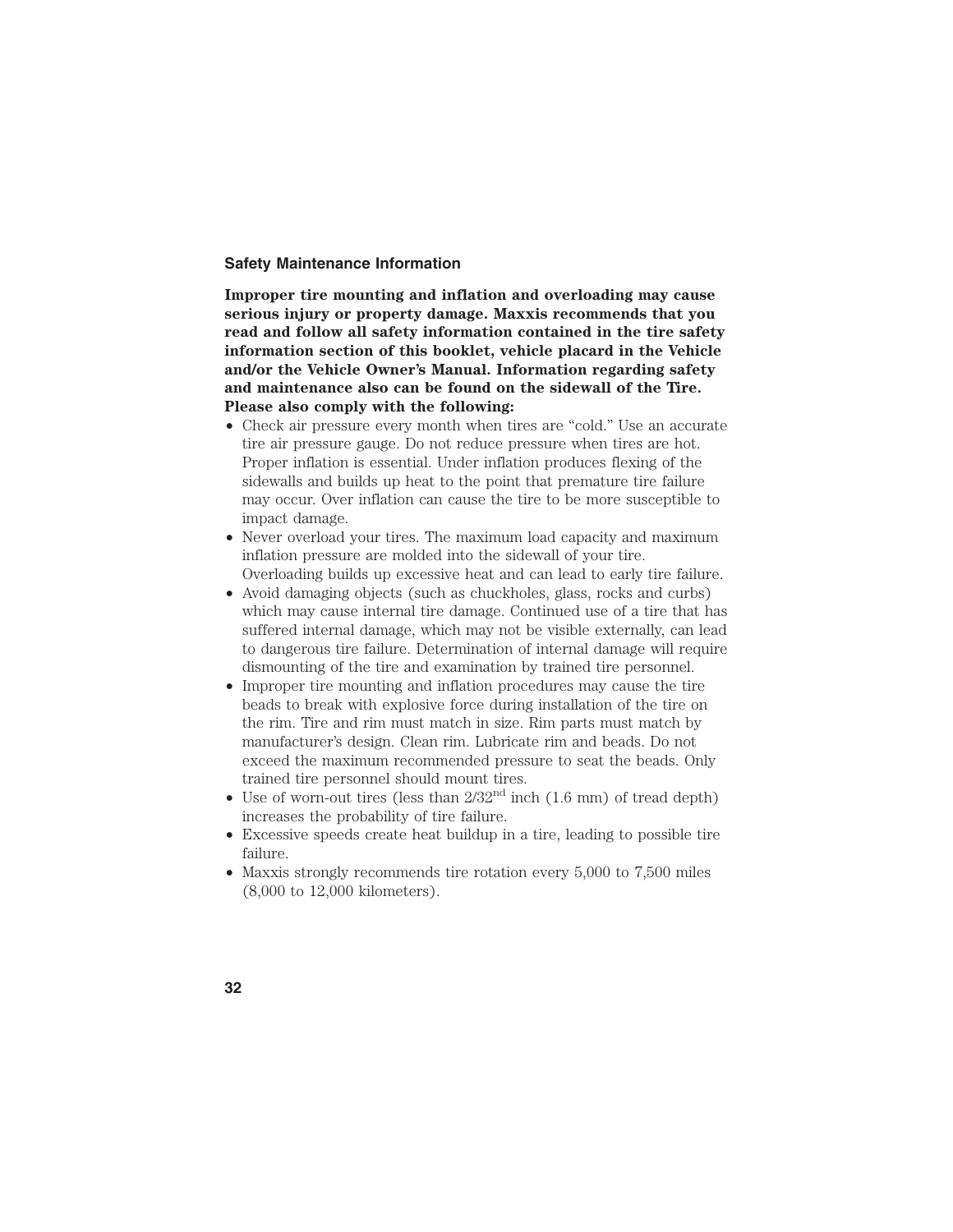## Safety Maintenance Information

**Improper tire mounting and inflation and overloading may cause serious injury or property damage. Maxxis recommends that you read and follow all safety information contained in the tire safety information section of this booklet, vehicle placard in the Vehicle and/or the Vehicle Owner's Manual. Information regarding safety and maintenance also can be found on the sidewall of the Tire. Please also comply with the following:**

- Check air pressure every month when tires are "cold." Use an accurate tire air pressure gauge. Do not reduce pressure when tires are hot. Proper inflation is essential. Under inflation produces flexing of the sidewalls and builds up heat to the point that premature tire failure may occur. Over inflation can cause the tire to be more susceptible to impact damage.
- Never overload your tires. The maximum load capacity and maximum inflation pressure are molded into the sidewall of your tire. Overloading builds up excessive heat and can lead to early tire failure.
- Avoid damaging objects (such as chuckholes, glass, rocks and curbs) which may cause internal tire damage. Continued use of a tire that has suffered internal damage, which may not be visible externally, can lead to dangerous tire failure. Determination of internal damage will require dismounting of the tire and examination by trained tire personnel.
- Improper tire mounting and inflation procedures may cause the tire beads to break with explosive force during installation of the tire on the rim. Tire and rim must match in size. Rim parts must match by manufacturer's design. Clean rim. Lubricate rim and beads. Do not exceed the maximum recommended pressure to seat the beads. Only trained tire personnel should mount tires.
- Use of worn-out tires (less than 2/32nd inch (1.6 mm) of tread depth) increases the probability of tire failure.
- Excessive speeds create heat buildup in a tire, leading to possible tire failure.
- Maxxis strongly recommends tire rotation every 5,000 to 7,500 miles (8,000 to 12,000 kilometers).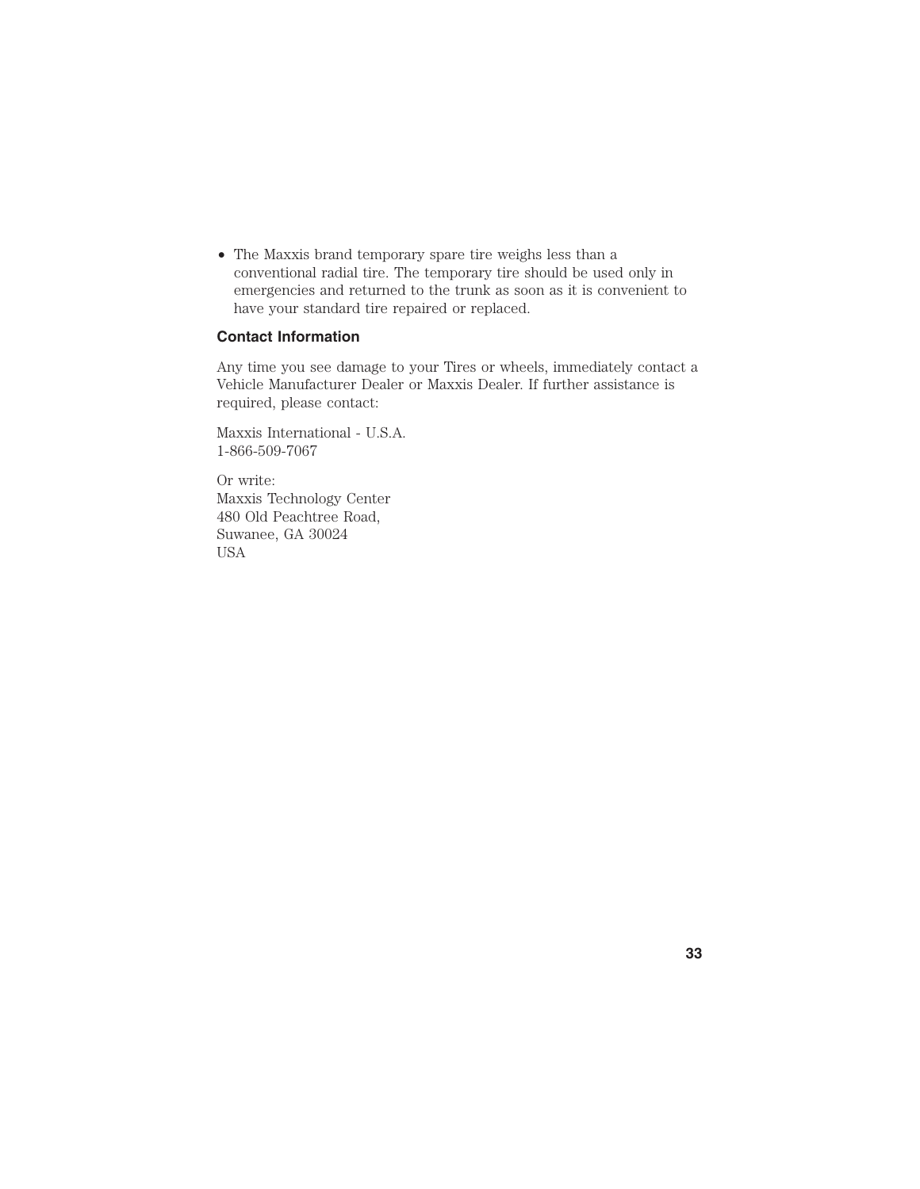- The Maxxis brand temporary spare tire weighs less than a conventional radial tire. The temporary tire should be used only in emergencies and returned to the trunk as soon as it is convenient to have your standard tire repaired or replaced.

### Contact Information

Any time you see damage to your Tires or wheels, immediately contact a Vehicle Manufacturer Dealer or Maxxis Dealer. If further assistance is required, please contact:

Maxxis International - U.S.A.
1-866-509-7067

Or write:
Maxxis Technology Center
480 Old Peachtree Road,
Suwanee, GA 30024
USA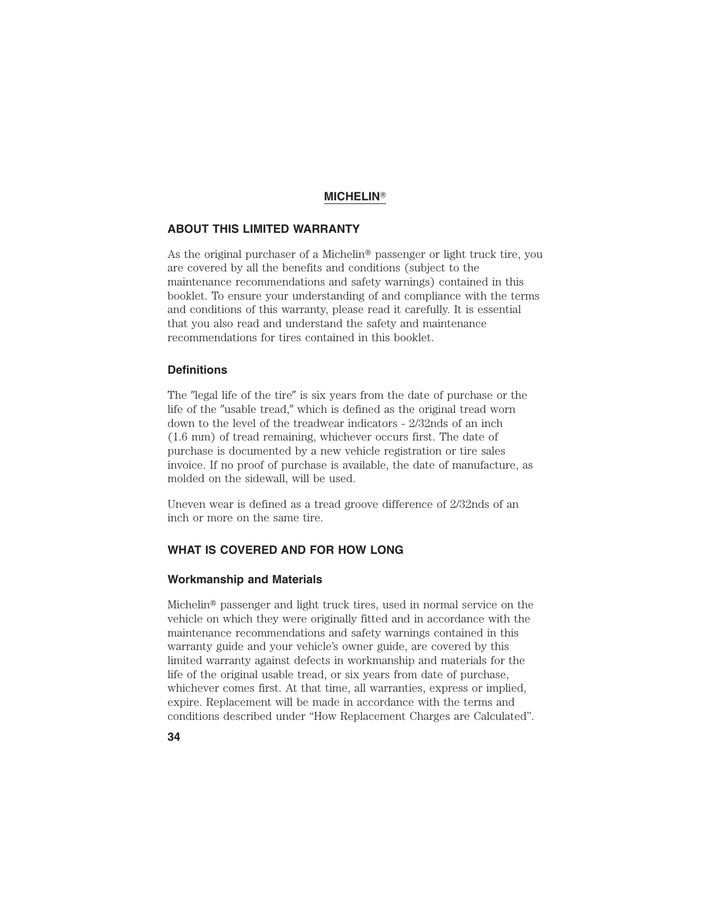## MICHELIN®

## ABOUT THIS LIMITED WARRANTY

As the original purchaser of a Michelin® passenger or light truck tire, you are covered by all the benefits and conditions (subject to the maintenance recommendations and safety warnings) contained in this booklet. To ensure your understanding of and compliance with the terms and conditions of this warranty, please read it carefully. It is essential that you also read and understand the safety and maintenance recommendations for tires contained in this booklet.

### Definitions

The ″legal life of the tire″ is six years from the date of purchase or the life of the ″usable tread,″ which is defined as the original tread worn down to the level of the treadwear indicators - 2/32nds of an inch (1.6 mm) of tread remaining, whichever occurs first. The date of purchase is documented by a new vehicle registration or tire sales invoice. If no proof of purchase is available, the date of manufacture, as molded on the sidewall, will be used.

Uneven wear is defined as a tread groove difference of 2/32nds of an inch or more on the same tire.

## WHAT IS COVERED AND FOR HOW LONG

### Workmanship and Materials

Michelin® passenger and light truck tires, used in normal service on the vehicle on which they were originally fitted and in accordance with the maintenance recommendations and safety warnings contained in this warranty guide and your vehicle's owner guide, are covered by this limited warranty against defects in workmanship and materials for the life of the original usable tread, or six years from date of purchase, whichever comes first. At that time, all warranties, express or implied, expire. Replacement will be made in accordance with the terms and conditions described under "How Replacement Charges are Calculated".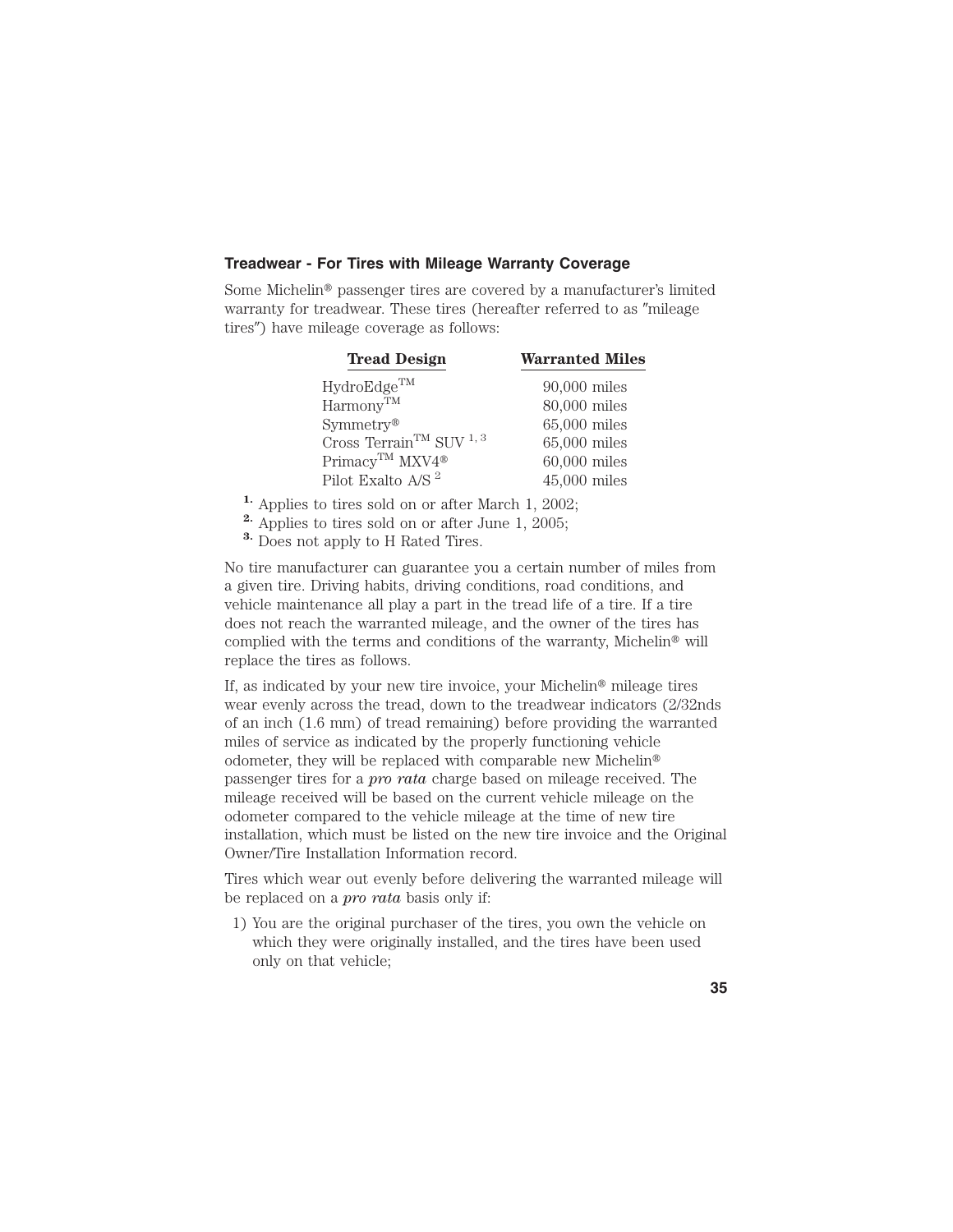### Treadwear - For Tires with Mileage Warranty Coverage

Some Michelin® passenger tires are covered by a manufacturer's limited warranty for treadwear. These tires (hereafter referred to as "mileage tires") have mileage coverage as follows:

| Tread Design | Warranted Miles |
|---|---|
| HydroEdge™ | 90,000 miles |
| Harmony™ | 80,000 miles |
| Symmetry® | 65,000 miles |
| Cross Terrain™ SUV [1, 3] | 65,000 miles |
| Primacy™ MXV4® | 60,000 miles |
| Pilot Exalto A/S [2] | 45,000 miles |

**1.** Applies to tires sold on or after March 1, 2002;
**2.** Applies to tires sold on or after June 1, 2005;
**3.** Does not apply to H Rated Tires.

No tire manufacturer can guarantee you a certain number of miles from a given tire. Driving habits, driving conditions, road conditions, and vehicle maintenance all play a part in the tread life of a tire. If a tire does not reach the warranted mileage, and the owner of the tires has complied with the terms and conditions of the warranty, Michelin® will replace the tires as follows.

If, as indicated by your new tire invoice, your Michelin® mileage tires wear evenly across the tread, down to the treadwear indicators (2/32nds of an inch (1.6 mm) of tread remaining) before providing the warranted miles of service as indicated by the properly functioning vehicle odometer, they will be replaced with comparable new Michelin® passenger tires for a ***pro rata*** charge based on mileage received. The mileage received will be based on the current vehicle mileage on the odometer compared to the vehicle mileage at the time of new tire installation, which must be listed on the new tire invoice and the Original Owner/Tire Installation Information record.

Tires which wear out evenly before delivering the warranted mileage will be replaced on a ***pro rata*** basis only if:

1) You are the original purchaser of the tires, you own the vehicle on which they were originally installed, and the tires have been used only on that vehicle;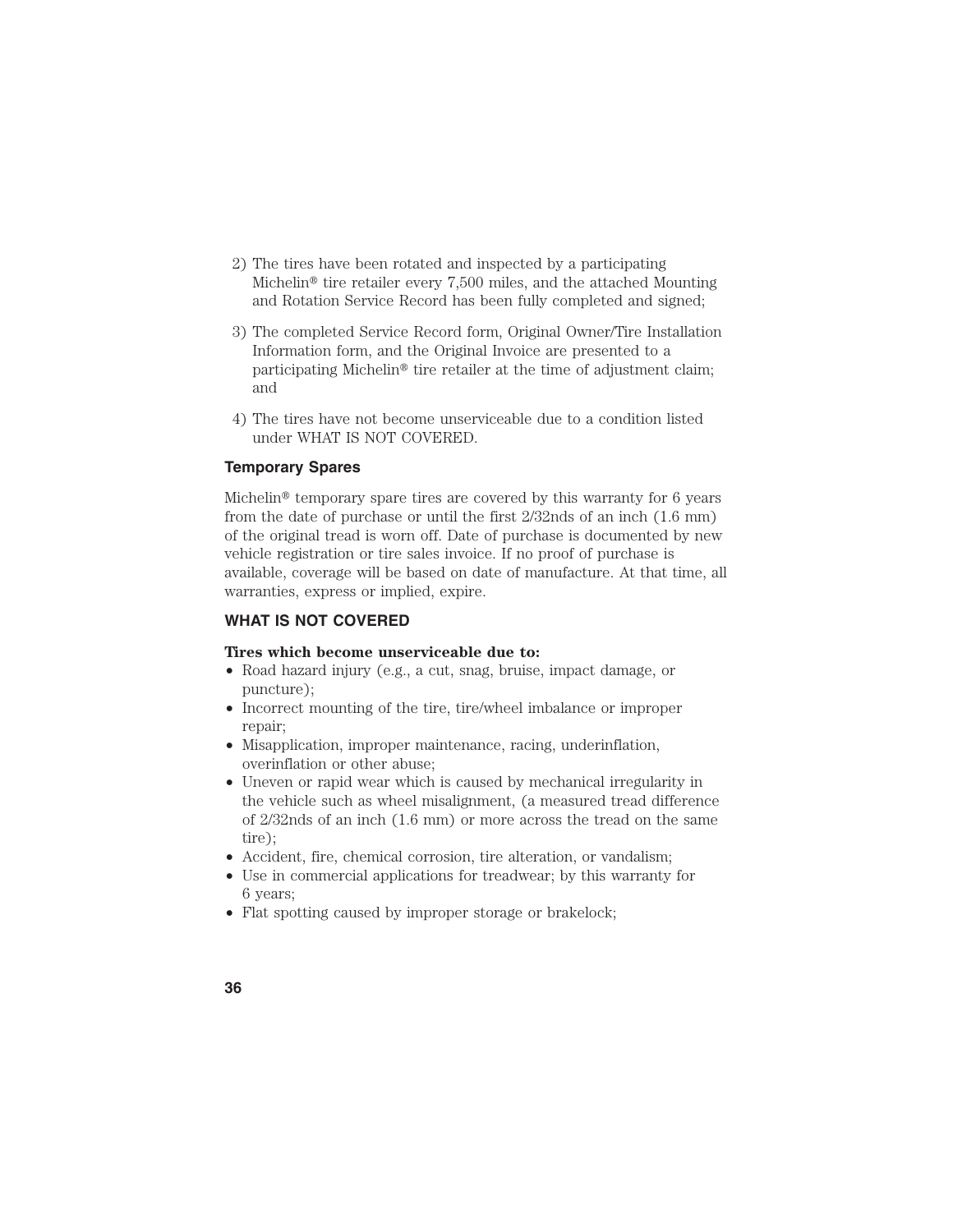2) The tires have been rotated and inspected by a participating Michelin® tire retailer every 7,500 miles, and the attached Mounting and Rotation Service Record has been fully completed and signed;

3) The completed Service Record form, Original Owner/Tire Installation Information form, and the Original Invoice are presented to a participating Michelin® tire retailer at the time of adjustment claim; and

4) The tires have not become unserviceable due to a condition listed under WHAT IS NOT COVERED.

### Temporary Spares

Michelin® temporary spare tires are covered by this warranty for 6 years from the date of purchase or until the first 2/32nds of an inch (1.6 mm) of the original tread is worn off. Date of purchase is documented by new vehicle registration or tire sales invoice. If no proof of purchase is available, coverage will be based on date of manufacture. At that time, all warranties, express or implied, expire.

### WHAT IS NOT COVERED

**Tires which become unserviceable due to:**

- Road hazard injury (e.g., a cut, snag, bruise, impact damage, or puncture);
- Incorrect mounting of the tire, tire/wheel imbalance or improper repair;
- Misapplication, improper maintenance, racing, underinflation, overinflation or other abuse;
- Uneven or rapid wear which is caused by mechanical irregularity in the vehicle such as wheel misalignment, (a measured tread difference of 2/32nds of an inch (1.6 mm) or more across the tread on the same tire);
- Accident, fire, chemical corrosion, tire alteration, or vandalism;
- Use in commercial applications for treadwear; by this warranty for 6 years;
- Flat spotting caused by improper storage or brakelock;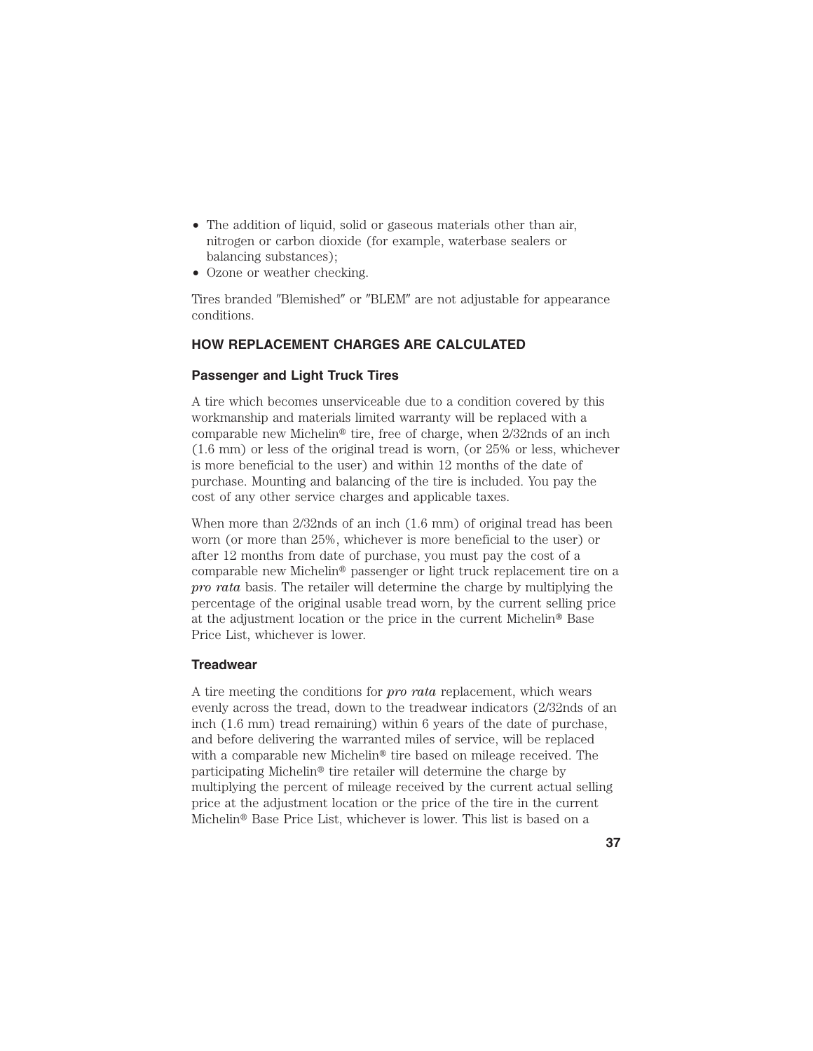- The addition of liquid, solid or gaseous materials other than air, nitrogen or carbon dioxide (for example, waterbase sealers or balancing substances);
- Ozone or weather checking.

Tires branded "Blemished" or "BLEM" are not adjustable for appearance conditions.

## HOW REPLACEMENT CHARGES ARE CALCULATED

### Passenger and Light Truck Tires

A tire which becomes unserviceable due to a condition covered by this workmanship and materials limited warranty will be replaced with a comparable new Michelin® tire, free of charge, when 2/32nds of an inch (1.6 mm) or less of the original tread is worn, (or 25% or less, whichever is more beneficial to the user) and within 12 months of the date of purchase. Mounting and balancing of the tire is included. You pay the cost of any other service charges and applicable taxes.

When more than 2/32nds of an inch (1.6 mm) of original tread has been worn (or more than 25%, whichever is more beneficial to the user) or after 12 months from date of purchase, you must pay the cost of a comparable new Michelin® passenger or light truck replacement tire on a *pro rata* basis. The retailer will determine the charge by multiplying the percentage of the original usable tread worn, by the current selling price at the adjustment location or the price in the current Michelin® Base Price List, whichever is lower.

### Treadwear

A tire meeting the conditions for *pro rata* replacement, which wears evenly across the tread, down to the treadwear indicators (2/32nds of an inch (1.6 mm) tread remaining) within 6 years of the date of purchase, and before delivering the warranted miles of service, will be replaced with a comparable new Michelin® tire based on mileage received. The participating Michelin® tire retailer will determine the charge by multiplying the percent of mileage received by the current actual selling price at the adjustment location or the price of the tire in the current Michelin® Base Price List, whichever is lower. This list is based on a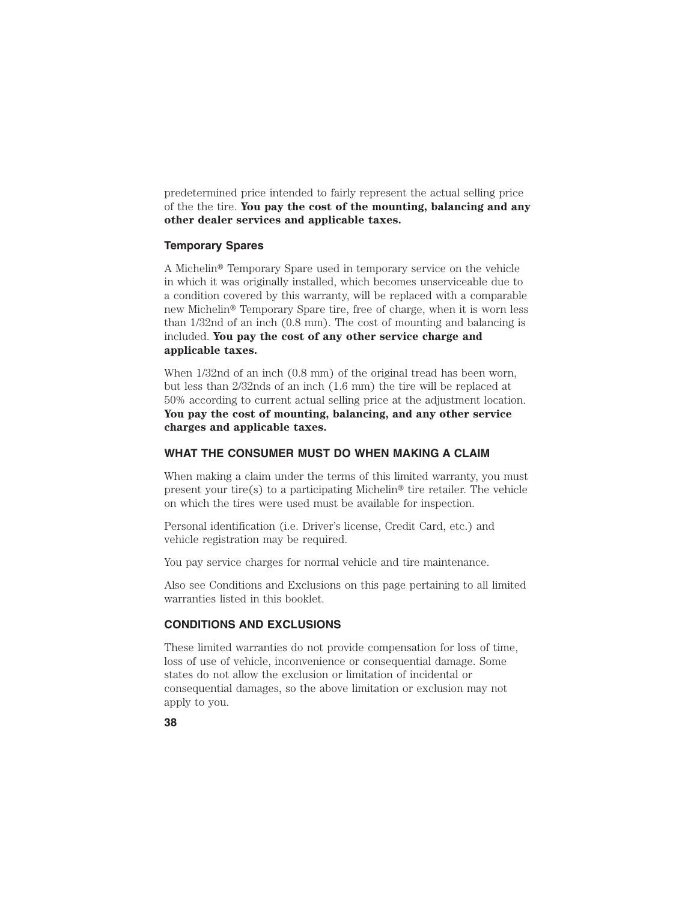predetermined price intended to fairly represent the actual selling price of the the tire. **You pay the cost of the mounting, balancing and any other dealer services and applicable taxes.**

### Temporary Spares

A Michelin® Temporary Spare used in temporary service on the vehicle in which it was originally installed, which becomes unserviceable due to a condition covered by this warranty, will be replaced with a comparable new Michelin® Temporary Spare tire, free of charge, when it is worn less than 1/32nd of an inch (0.8 mm). The cost of mounting and balancing is included. **You pay the cost of any other service charge and applicable taxes.**

When 1/32nd of an inch (0.8 mm) of the original tread has been worn, but less than 2/32nds of an inch (1.6 mm) the tire will be replaced at 50% according to current actual selling price at the adjustment location. **You pay the cost of mounting, balancing, and any other service charges and applicable taxes.**

## WHAT THE CONSUMER MUST DO WHEN MAKING A CLAIM

When making a claim under the terms of this limited warranty, you must present your tire(s) to a participating Michelin® tire retailer. The vehicle on which the tires were used must be available for inspection.

Personal identification (i.e. Driver's license, Credit Card, etc.) and vehicle registration may be required.

You pay service charges for normal vehicle and tire maintenance.

Also see Conditions and Exclusions on this page pertaining to all limited warranties listed in this booklet.

## CONDITIONS AND EXCLUSIONS

These limited warranties do not provide compensation for loss of time, loss of use of vehicle, inconvenience or consequential damage. Some states do not allow the exclusion or limitation of incidental or consequential damages, so the above limitation or exclusion may not apply to you.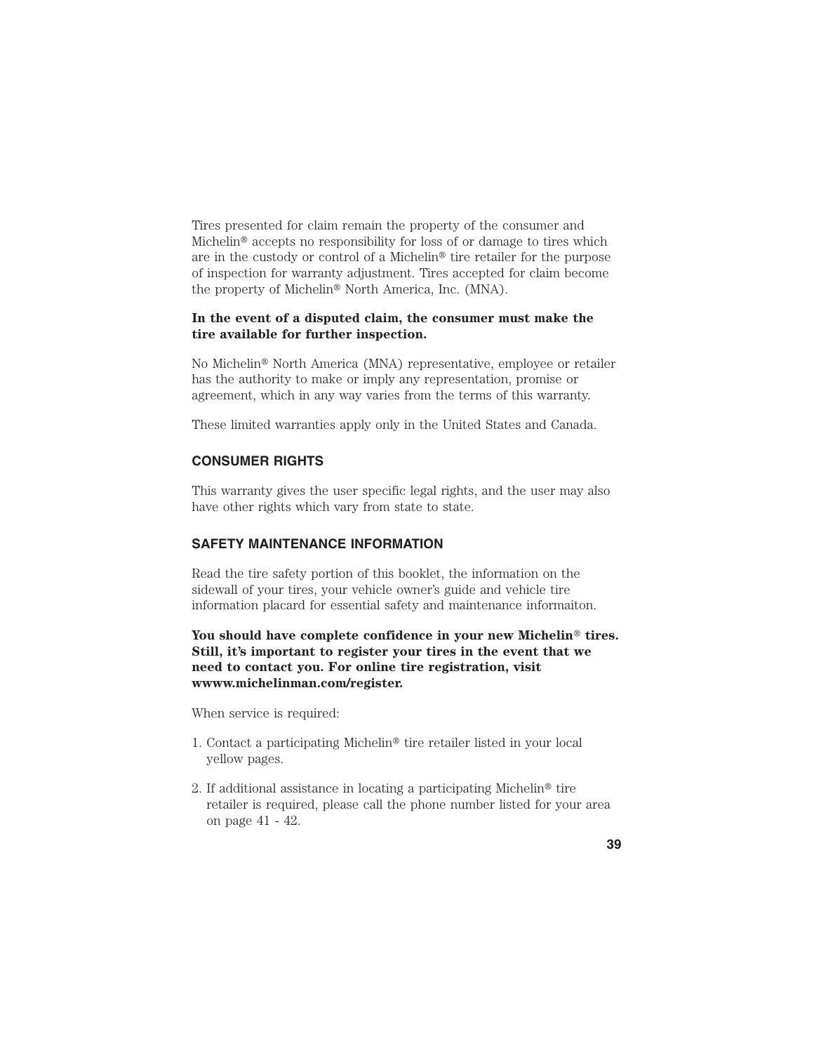Tires presented for claim remain the property of the consumer and Michelin® accepts no responsibility for loss of or damage to tires which are in the custody or control of a Michelin® tire retailer for the purpose of inspection for warranty adjustment. Tires accepted for claim become the property of Michelin® North America, Inc. (MNA).

**In the event of a disputed claim, the consumer must make the tire available for further inspection.**

No Michelin® North America (MNA) representative, employee or retailer has the authority to make or imply any representation, promise or agreement, which in any way varies from the terms of this warranty.

These limited warranties apply only in the United States and Canada.

### CONSUMER RIGHTS

This warranty gives the user specific legal rights, and the user may also have other rights which vary from state to state.

### SAFETY MAINTENANCE INFORMATION

Read the tire safety portion of this booklet, the information on the sidewall of your tires, your vehicle owner's guide and vehicle tire information placard for essential safety and maintenance informaiton.

**You should have complete confidence in your new Michelin® tires. Still, it's important to register your tires in the event that we need to contact you. For online tire registration, visit wwww.michelinman.com/register.**

When service is required:

1. Contact a participating Michelin® tire retailer listed in your local yellow pages.

2. If additional assistance in locating a participating Michelin® tire retailer is required, please call the phone number listed for your area on page 41 - 42.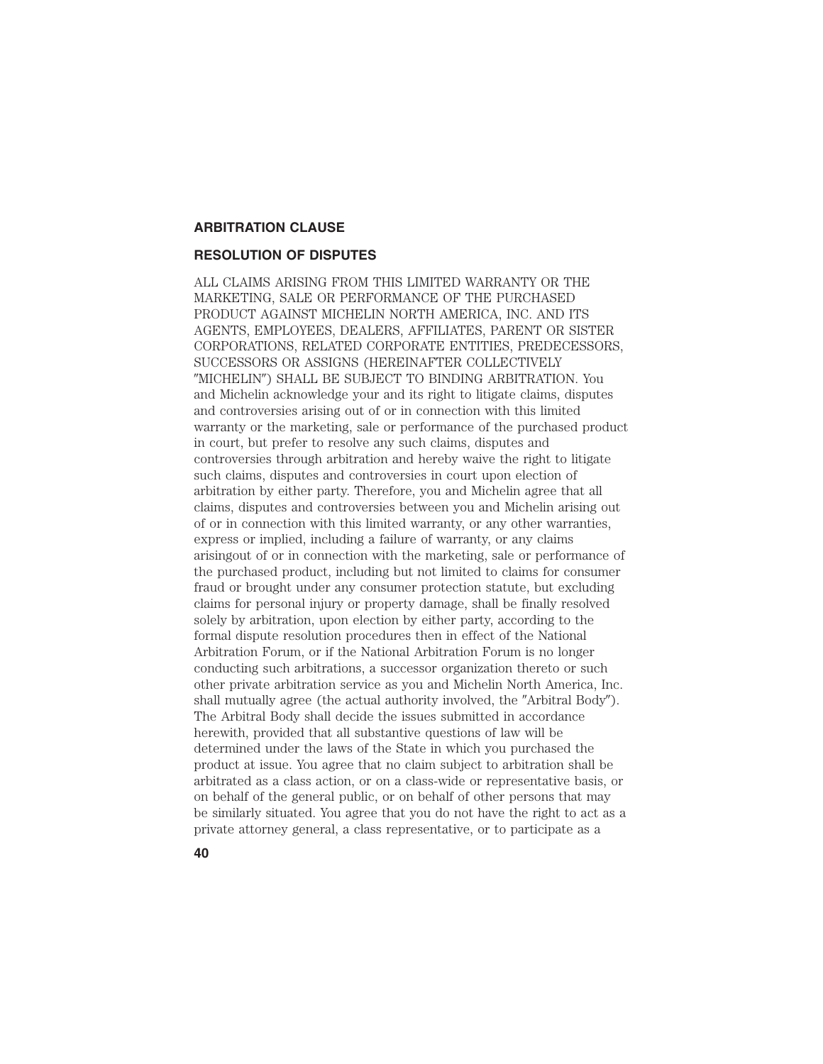## ARBITRATION CLAUSE

### RESOLUTION OF DISPUTES

ALL CLAIMS ARISING FROM THIS LIMITED WARRANTY OR THE MARKETING, SALE OR PERFORMANCE OF THE PURCHASED PRODUCT AGAINST MICHELIN NORTH AMERICA, INC. AND ITS AGENTS, EMPLOYEES, DEALERS, AFFILIATES, PARENT OR SISTER CORPORATIONS, RELATED CORPORATE ENTITIES, PREDECESSORS, SUCCESSORS OR ASSIGNS (HEREINAFTER COLLECTIVELY "MICHELIN") SHALL BE SUBJECT TO BINDING ARBITRATION. You and Michelin acknowledge your and its right to litigate claims, disputes and controversies arising out of or in connection with this limited warranty or the marketing, sale or performance of the purchased product in court, but prefer to resolve any such claims, disputes and controversies through arbitration and hereby waive the right to litigate such claims, disputes and controversies in court upon election of arbitration by either party. Therefore, you and Michelin agree that all claims, disputes and controversies between you and Michelin arising out of or in connection with this limited warranty, or any other warranties, express or implied, including a failure of warranty, or any claims arisingout of or in connection with the marketing, sale or performance of the purchased product, including but not limited to claims for consumer fraud or brought under any consumer protection statute, but excluding claims for personal injury or property damage, shall be finally resolved solely by arbitration, upon election by either party, according to the formal dispute resolution procedures then in effect of the National Arbitration Forum, or if the National Arbitration Forum is no longer conducting such arbitrations, a successor organization thereto or such other private arbitration service as you and Michelin North America, Inc. shall mutually agree (the actual authority involved, the "Arbitral Body"). The Arbitral Body shall decide the issues submitted in accordance herewith, provided that all substantive questions of law will be determined under the laws of the State in which you purchased the product at issue. You agree that no claim subject to arbitration shall be arbitrated as a class action, or on a class-wide or representative basis, or on behalf of the general public, or on behalf of other persons that may be similarly situated. You agree that you do not have the right to act as a private attorney general, a class representative, or to participate as a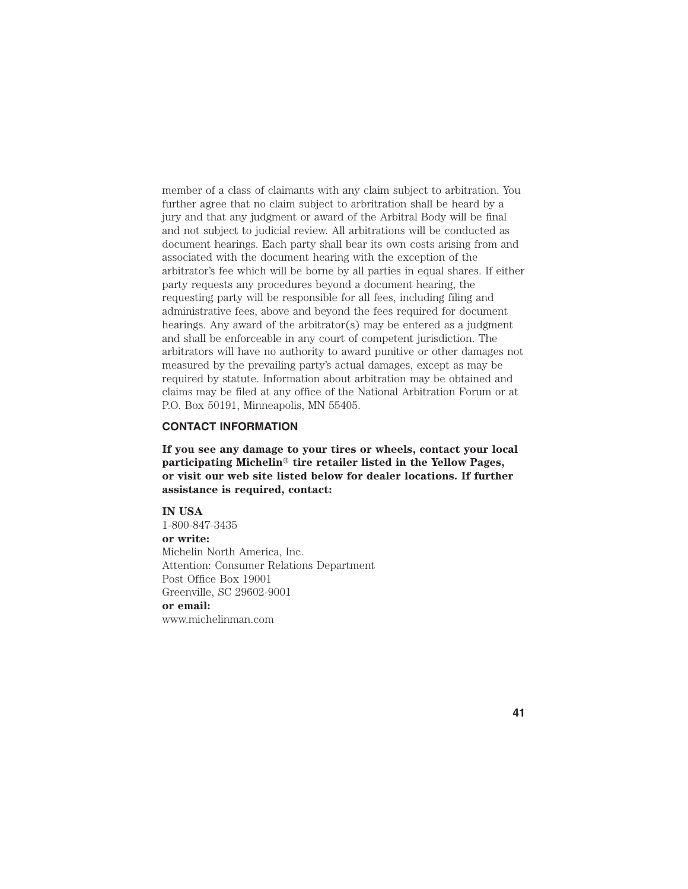member of a class of claimants with any claim subject to arbitration. You further agree that no claim subject to arbitration shall be heard by a jury and that any judgment or award of the Arbitral Body will be final and not subject to judicial review. All arbitrations will be conducted as document hearings. Each party shall bear its own costs arising from and associated with the document hearing with the exception of the arbitrator's fee which will be borne by all parties in equal shares. If either party requests any procedures beyond a document hearing, the requesting party will be responsible for all fees, including filing and administrative fees, above and beyond the fees required for document hearings. Any award of the arbitrator(s) may be entered as a judgment and shall be enforceable in any court of competent jurisdiction. The arbitrators will have no authority to award punitive or other damages not measured by the prevailing party's actual damages, except as may be required by statute. Information about arbitration may be obtained and claims may be filed at any office of the National Arbitration Forum or at P.O. Box 50191, Minneapolis, MN 55405.

## CONTACT INFORMATION

**If you see any damage to your tires or wheels, contact your local participating Michelin® tire retailer listed in the Yellow Pages, or visit our web site listed below for dealer locations. If further assistance is required, contact:**

**IN USA**
1-800-847-3435
**or write:**
Michelin North America, Inc.
Attention: Consumer Relations Department
Post Office Box 19001
Greenville, SC 29602-9001
**or email:**
www.michelinman.com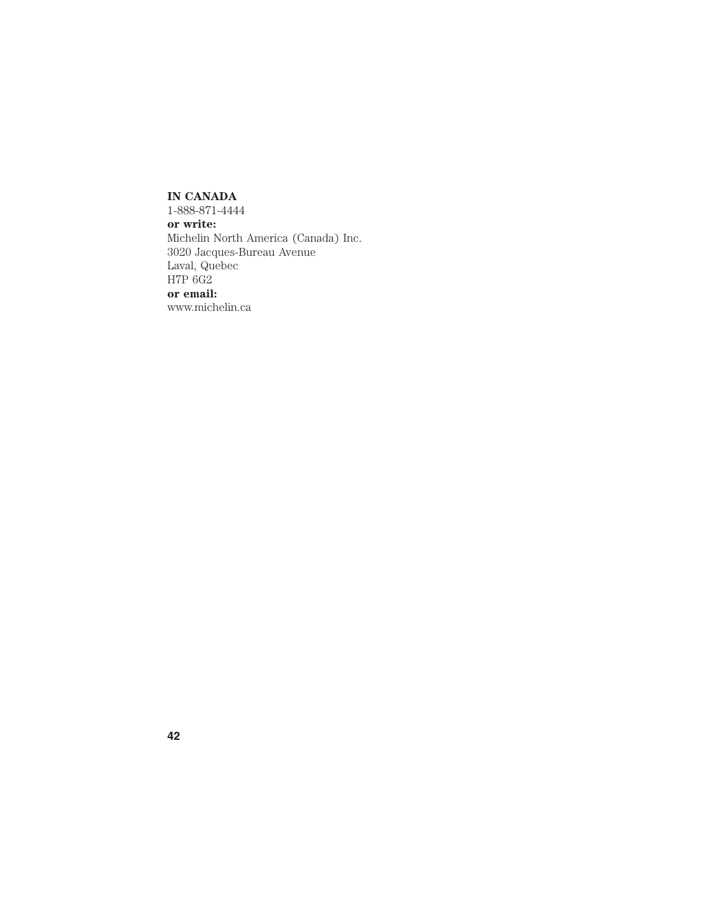**IN CANADA**
1-888-871-4444
**or write:**
Michelin North America (Canada) Inc.
3020 Jacques-Bureau Avenue
Laval, Quebec
H7P 6G2
**or email:**
www.michelin.ca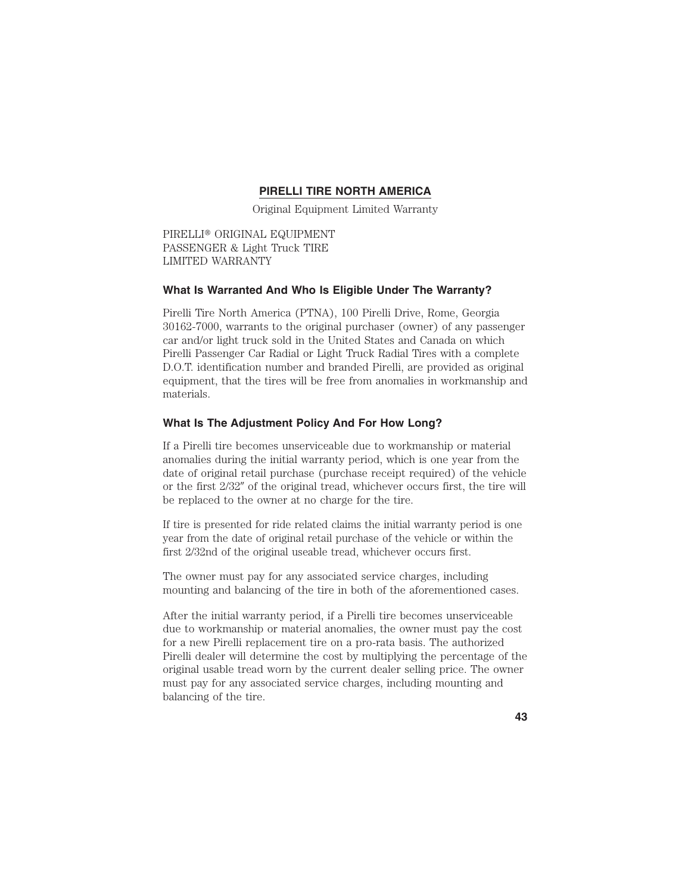## PIRELLI TIRE NORTH AMERICA

Original Equipment Limited Warranty

PIRELLI® ORIGINAL EQUIPMENT
PASSENGER & Light Truck TIRE
LIMITED WARRANTY

### What Is Warranted And Who Is Eligible Under The Warranty?

Pirelli Tire North America (PTNA), 100 Pirelli Drive, Rome, Georgia 30162-7000, warrants to the original purchaser (owner) of any passenger car and/or light truck sold in the United States and Canada on which Pirelli Passenger Car Radial or Light Truck Radial Tires with a complete D.O.T. identification number and branded Pirelli, are provided as original equipment, that the tires will be free from anomalies in workmanship and materials.

### What Is The Adjustment Policy And For How Long?

If a Pirelli tire becomes unserviceable due to workmanship or material anomalies during the initial warranty period, which is one year from the date of original retail purchase (purchase receipt required) of the vehicle or the first 2/32″ of the original tread, whichever occurs first, the tire will be replaced to the owner at no charge for the tire.

If tire is presented for ride related claims the initial warranty period is one year from the date of original retail purchase of the vehicle or within the first 2/32nd of the original useable tread, whichever occurs first.

The owner must pay for any associated service charges, including mounting and balancing of the tire in both of the aforementioned cases.

After the initial warranty period, if a Pirelli tire becomes unserviceable due to workmanship or material anomalies, the owner must pay the cost for a new Pirelli replacement tire on a pro-rata basis. The authorized Pirelli dealer will determine the cost by multiplying the percentage of the original usable tread worn by the current dealer selling price. The owner must pay for any associated service charges, including mounting and balancing of the tire.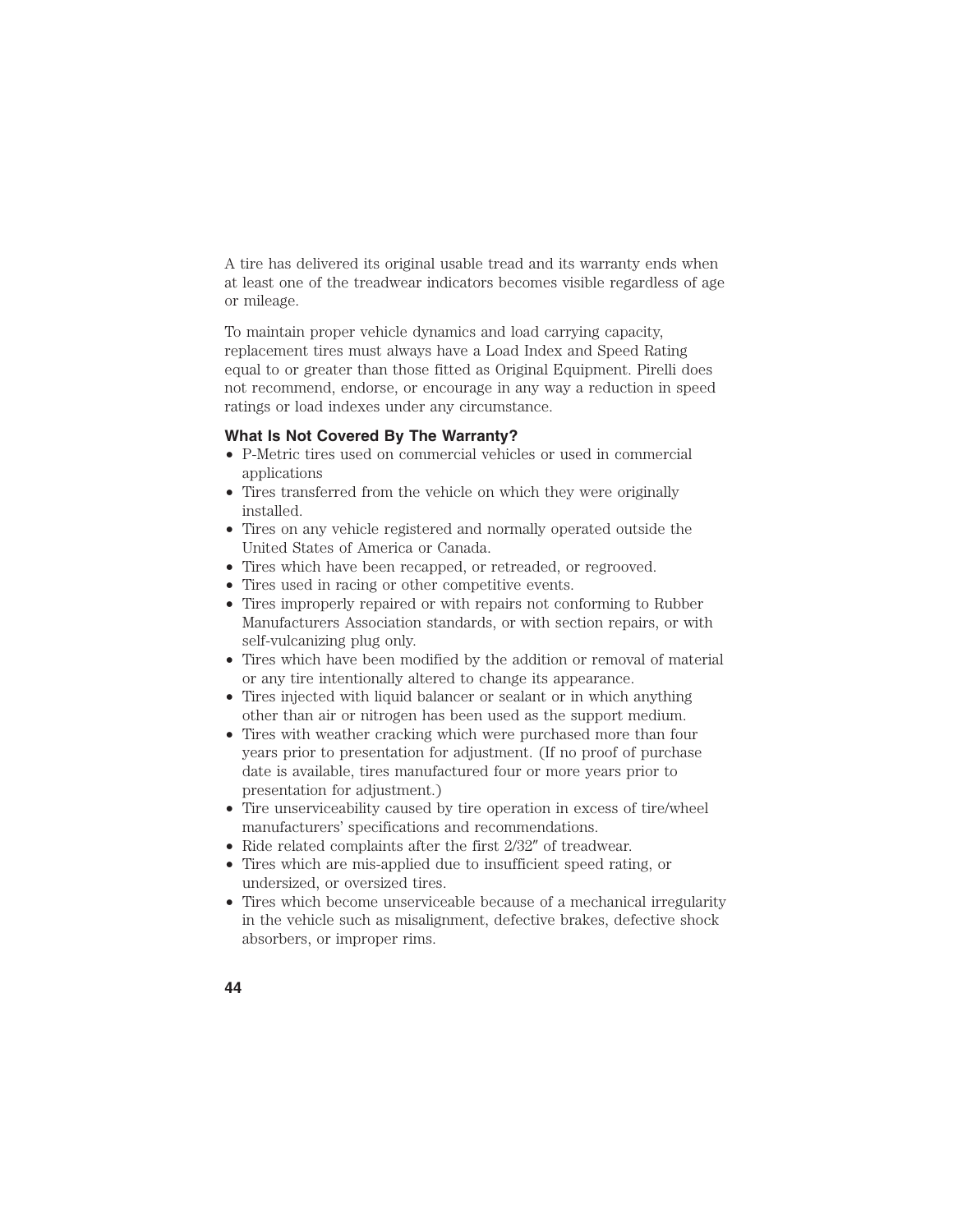A tire has delivered its original usable tread and its warranty ends when at least one of the treadwear indicators becomes visible regardless of age or mileage.

To maintain proper vehicle dynamics and load carrying capacity, replacement tires must always have a Load Index and Speed Rating equal to or greater than those fitted as Original Equipment. Pirelli does not recommend, endorse, or encourage in any way a reduction in speed ratings or load indexes under any circumstance.

### What Is Not Covered By The Warranty?

- P-Metric tires used on commercial vehicles or used in commercial applications
- Tires transferred from the vehicle on which they were originally installed.
- Tires on any vehicle registered and normally operated outside the United States of America or Canada.
- Tires which have been recapped, or retreaded, or regrooved.
- Tires used in racing or other competitive events.
- Tires improperly repaired or with repairs not conforming to Rubber Manufacturers Association standards, or with section repairs, or with self-vulcanizing plug only.
- Tires which have been modified by the addition or removal of material or any tire intentionally altered to change its appearance.
- Tires injected with liquid balancer or sealant or in which anything other than air or nitrogen has been used as the support medium.
- Tires with weather cracking which were purchased more than four years prior to presentation for adjustment. (If no proof of purchase date is available, tires manufactured four or more years prior to presentation for adjustment.)
- Tire unserviceability caused by tire operation in excess of tire/wheel manufacturers' specifications and recommendations.
- Ride related complaints after the first 2/32″ of treadwear.
- Tires which are mis-applied due to insufficient speed rating, or undersized, or oversized tires.
- Tires which become unserviceable because of a mechanical irregularity in the vehicle such as misalignment, defective brakes, defective shock absorbers, or improper rims.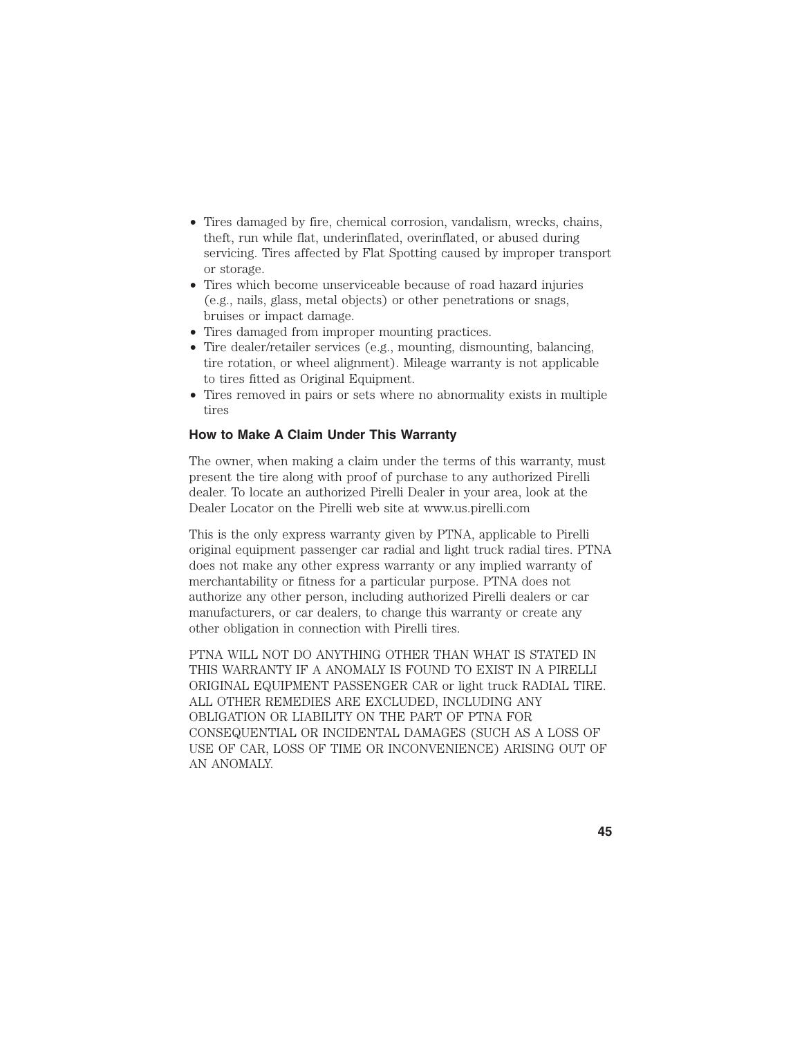- Tires damaged by fire, chemical corrosion, vandalism, wrecks, chains, theft, run while flat, underinflated, overinflated, or abused during servicing. Tires affected by Flat Spotting caused by improper transport or storage.
- Tires which become unserviceable because of road hazard injuries (e.g., nails, glass, metal objects) or other penetrations or snags, bruises or impact damage.
- Tires damaged from improper mounting practices.
- Tire dealer/retailer services (e.g., mounting, dismounting, balancing, tire rotation, or wheel alignment). Mileage warranty is not applicable to tires fitted as Original Equipment.
- Tires removed in pairs or sets where no abnormality exists in multiple tires

### How to Make A Claim Under This Warranty

The owner, when making a claim under the terms of this warranty, must present the tire along with proof of purchase to any authorized Pirelli dealer. To locate an authorized Pirelli Dealer in your area, look at the Dealer Locator on the Pirelli web site at www.us.pirelli.com

This is the only express warranty given by PTNA, applicable to Pirelli original equipment passenger car radial and light truck radial tires. PTNA does not make any other express warranty or any implied warranty of merchantability or fitness for a particular purpose. PTNA does not authorize any other person, including authorized Pirelli dealers or car manufacturers, or car dealers, to change this warranty or create any other obligation in connection with Pirelli tires.

PTNA WILL NOT DO ANYTHING OTHER THAN WHAT IS STATED IN THIS WARRANTY IF A ANOMALY IS FOUND TO EXIST IN A PIRELLI ORIGINAL EQUIPMENT PASSENGER CAR or light truck RADIAL TIRE. ALL OTHER REMEDIES ARE EXCLUDED, INCLUDING ANY OBLIGATION OR LIABILITY ON THE PART OF PTNA FOR CONSEQUENTIAL OR INCIDENTAL DAMAGES (SUCH AS A LOSS OF USE OF CAR, LOSS OF TIME OR INCONVENIENCE) ARISING OUT OF AN ANOMALY.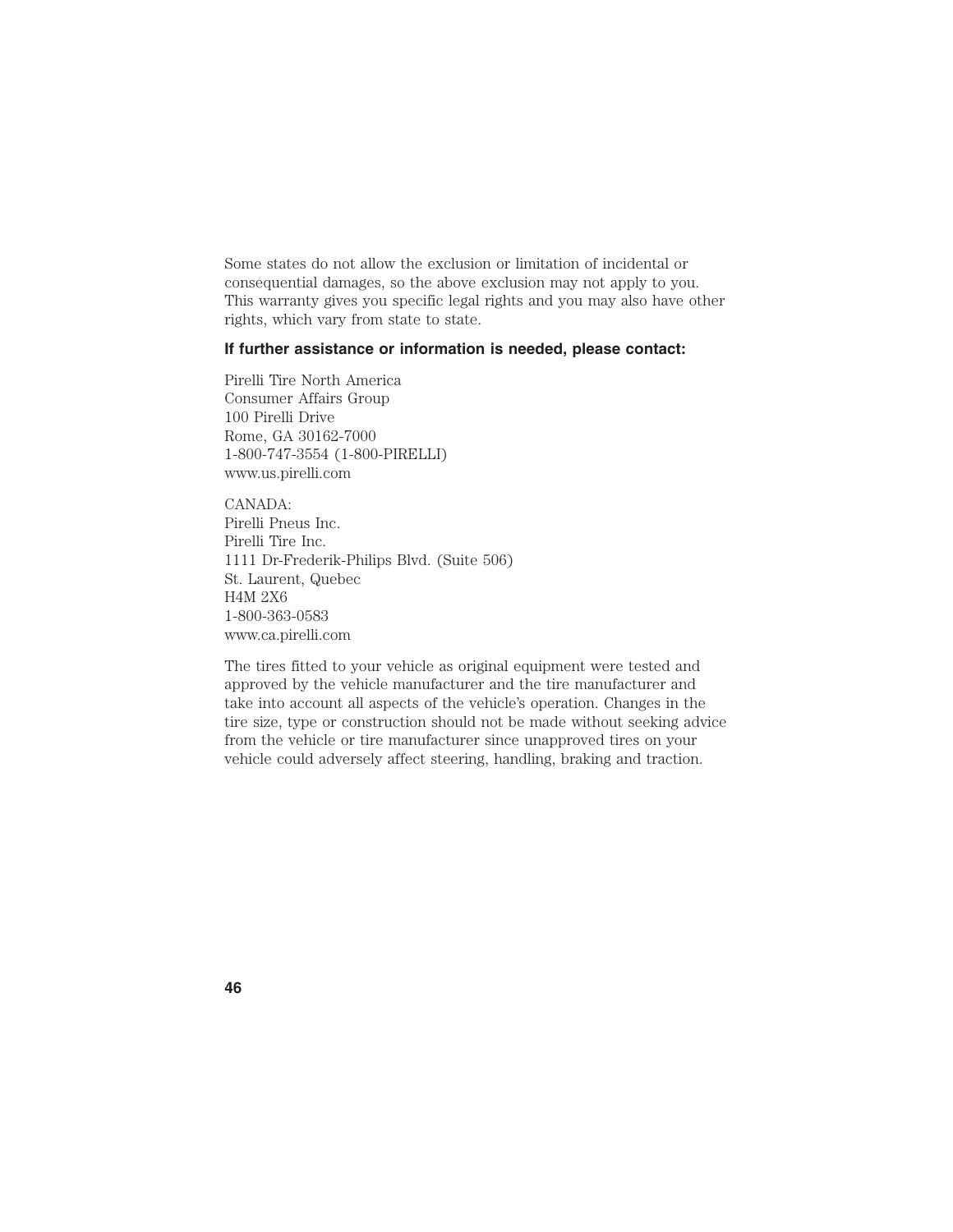Some states do not allow the exclusion or limitation of incidental or consequential damages, so the above exclusion may not apply to you. This warranty gives you specific legal rights and you may also have other rights, which vary from state to state.

**If further assistance or information is needed, please contact:**

Pirelli Tire North America
Consumer Affairs Group
100 Pirelli Drive
Rome, GA 30162-7000
1-800-747-3554 (1-800-PIRELLI)
www.us.pirelli.com

CANADA:
Pirelli Pneus Inc.
Pirelli Tire Inc.
1111 Dr-Frederik-Philips Blvd. (Suite 506)
St. Laurent, Quebec
H4M 2X6
1-800-363-0583
www.ca.pirelli.com

The tires fitted to your vehicle as original equipment were tested and approved by the vehicle manufacturer and the tire manufacturer and take into account all aspects of the vehicle's operation. Changes in the tire size, type or construction should not be made without seeking advice from the vehicle or tire manufacturer since unapproved tires on your vehicle could adversely affect steering, handling, braking and traction.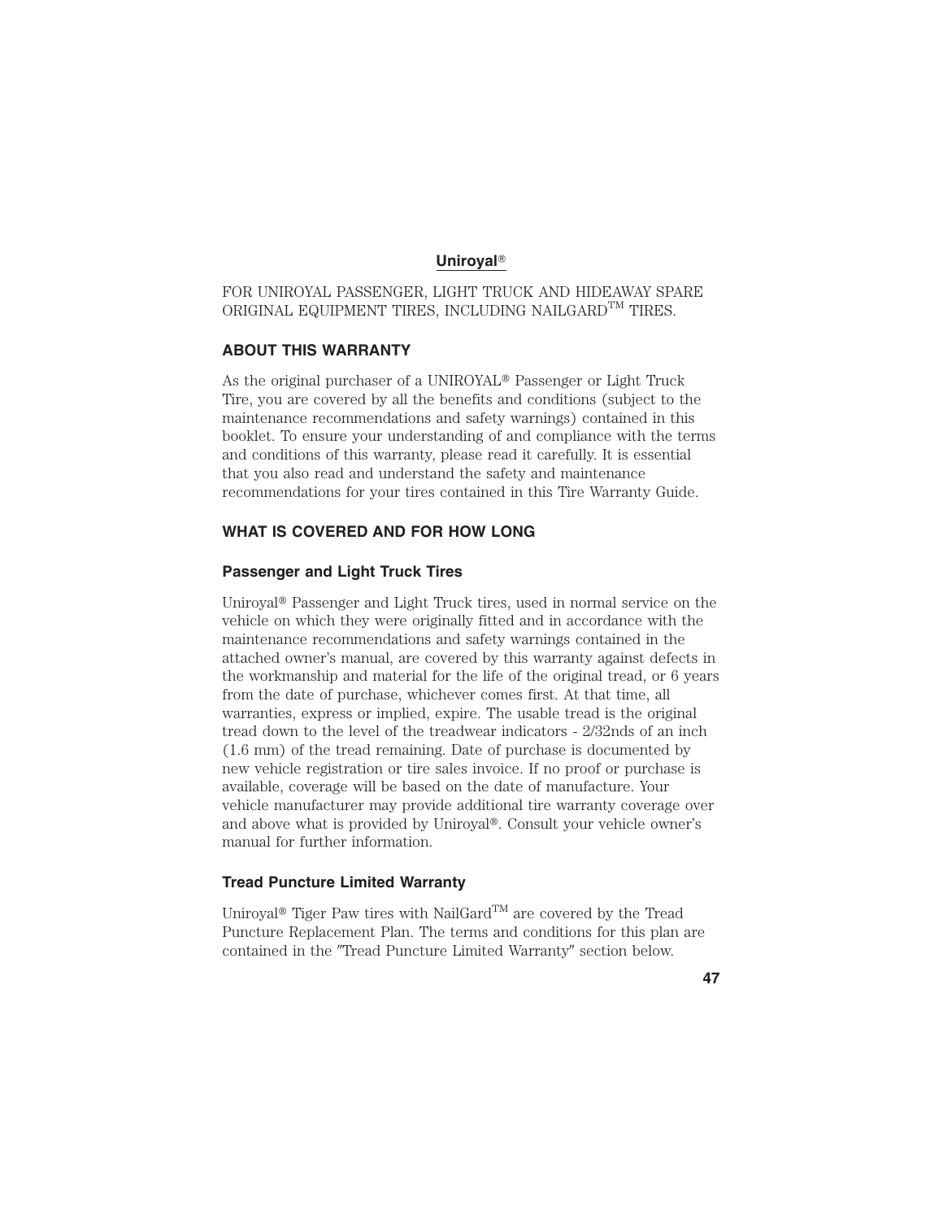## Uniroyal®

FOR UNIROYAL PASSENGER, LIGHT TRUCK AND HIDEAWAY SPARE ORIGINAL EQUIPMENT TIRES, INCLUDING NAILGARD™ TIRES.

### ABOUT THIS WARRANTY

As the original purchaser of a UNIROYAL® Passenger or Light Truck Tire, you are covered by all the benefits and conditions (subject to the maintenance recommendations and safety warnings) contained in this booklet. To ensure your understanding of and compliance with the terms and conditions of this warranty, please read it carefully. It is essential that you also read and understand the safety and maintenance recommendations for your tires contained in this Tire Warranty Guide.

### WHAT IS COVERED AND FOR HOW LONG

#### Passenger and Light Truck Tires

Uniroyal® Passenger and Light Truck tires, used in normal service on the vehicle on which they were originally fitted and in accordance with the maintenance recommendations and safety warnings contained in the attached owner's manual, are covered by this warranty against defects in the workmanship and material for the life of the original tread, or 6 years from the date of purchase, whichever comes first. At that time, all warranties, express or implied, expire. The usable tread is the original tread down to the level of the treadwear indicators - 2/32nds of an inch (1.6 mm) of the tread remaining. Date of purchase is documented by new vehicle registration or tire sales invoice. If no proof or purchase is available, coverage will be based on the date of manufacture. Your vehicle manufacturer may provide additional tire warranty coverage over and above what is provided by Uniroyal®. Consult your vehicle owner's manual for further information.

#### Tread Puncture Limited Warranty

Uniroyal® Tiger Paw tires with NailGard™ are covered by the Tread Puncture Replacement Plan. The terms and conditions for this plan are contained in the "Tread Puncture Limited Warranty" section below.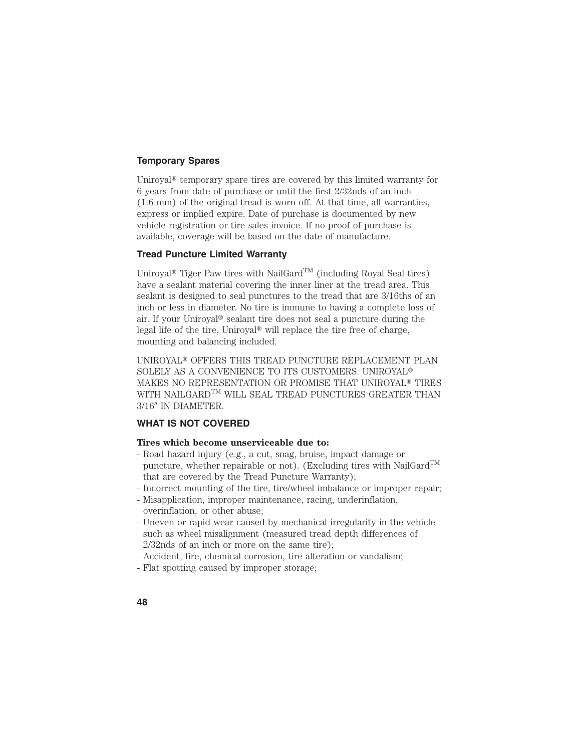### Temporary Spares

Uniroyal® temporary spare tires are covered by this limited warranty for 6 years from date of purchase or until the first 2/32nds of an inch (1.6 mm) of the original tread is worn off. At that time, all warranties, express or implied expire. Date of purchase is documented by new vehicle registration or tire sales invoice. If no proof of purchase is available, coverage will be based on the date of manufacture.

### Tread Puncture Limited Warranty

Uniroyal® Tiger Paw tires with NailGard™ (including Royal Seal tires) have a sealant material covering the inner liner at the tread area. This sealant is designed to seal punctures to the tread that are 3/16ths of an inch or less in diameter. No tire is immune to having a complete loss of air. If your Uniroyal® sealant tire does not seal a puncture during the legal life of the tire, Uniroyal® will replace the tire free of charge, mounting and balancing included.

UNIROYAL® OFFERS THIS TREAD PUNCTURE REPLACEMENT PLAN SOLELY AS A CONVENIENCE TO ITS CUSTOMERS. UNIROYAL® MAKES NO REPRESENTATION OR PROMISE THAT UNIROYAL® TIRES WITH NAILGARD™ WILL SEAL TREAD PUNCTURES GREATER THAN 3/16″ IN DIAMETER.

## WHAT IS NOT COVERED

**Tires which become unserviceable due to:**

- Road hazard injury (e.g., a cut, snag, bruise, impact damage or puncture, whether repairable or not). (Excluding tires with NailGard™ that are covered by the Tread Puncture Warranty);
- Incorrect mounting of the tire, tire/wheel imbalance or improper repair;
- Misapplication, improper maintenance, racing, underinflation, overinflation, or other abuse;
- Uneven or rapid wear caused by mechanical irregularity in the vehicle such as wheel misalignment (measured tread depth differences of 2/32nds of an inch or more on the same tire);
- Accident, fire, chemical corrosion, tire alteration or vandalism;
- Flat spotting caused by improper storage;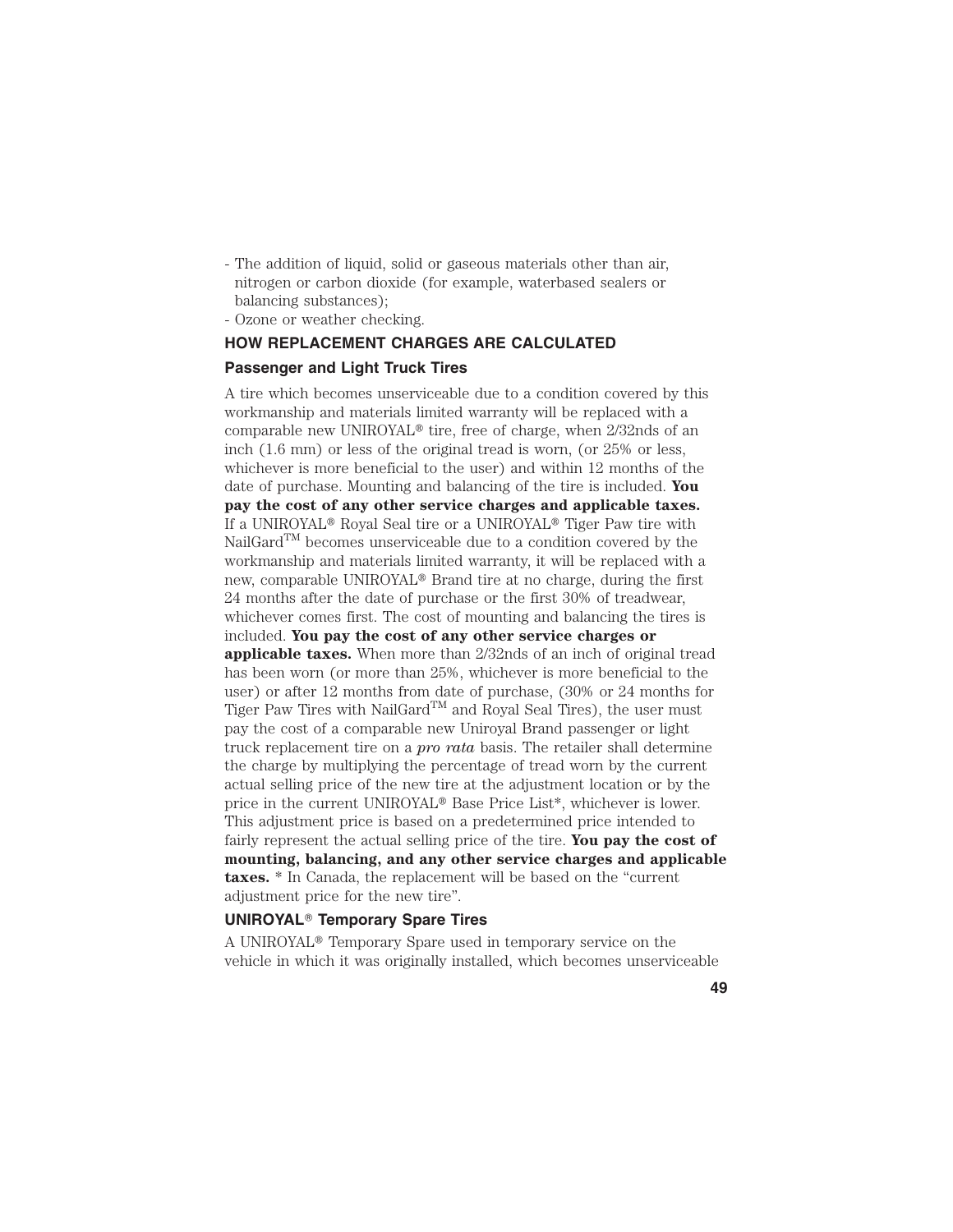- The addition of liquid, solid or gaseous materials other than air, nitrogen or carbon dioxide (for example, waterbased sealers or balancing substances);
- Ozone or weather checking.

## HOW REPLACEMENT CHARGES ARE CALCULATED

### Passenger and Light Truck Tires

A tire which becomes unserviceable due to a condition covered by this workmanship and materials limited warranty will be replaced with a comparable new UNIROYAL® tire, free of charge, when 2/32nds of an inch (1.6 mm) or less of the original tread is worn, (or 25% or less, whichever is more beneficial to the user) and within 12 months of the date of purchase. Mounting and balancing of the tire is included. **You pay the cost of any other service charges and applicable taxes.** If a UNIROYAL® Royal Seal tire or a UNIROYAL® Tiger Paw tire with NailGard™ becomes unserviceable due to a condition covered by the workmanship and materials limited warranty, it will be replaced with a new, comparable UNIROYAL® Brand tire at no charge, during the first 24 months after the date of purchase or the first 30% of treadwear, whichever comes first. The cost of mounting and balancing the tires is included. **You pay the cost of any other service charges or applicable taxes.** When more than 2/32nds of an inch of original tread has been worn (or more than 25%, whichever is more beneficial to the user) or after 12 months from date of purchase, (30% or 24 months for Tiger Paw Tires with NailGard™ and Royal Seal Tires), the user must pay the cost of a comparable new Uniroyal Brand passenger or light truck replacement tire on a *pro rata* basis. The retailer shall determine the charge by multiplying the percentage of tread worn by the current actual selling price of the new tire at the adjustment location or by the price in the current UNIROYAL® Base Price List*, whichever is lower. This adjustment price is based on a predetermined price intended to fairly represent the actual selling price of the tire. **You pay the cost of mounting, balancing, and any other service charges and applicable taxes.** * In Canada, the replacement will be based on the "current adjustment price for the new tire".

### UNIROYAL® Temporary Spare Tires

A UNIROYAL® Temporary Spare used in temporary service on the vehicle in which it was originally installed, which becomes unserviceable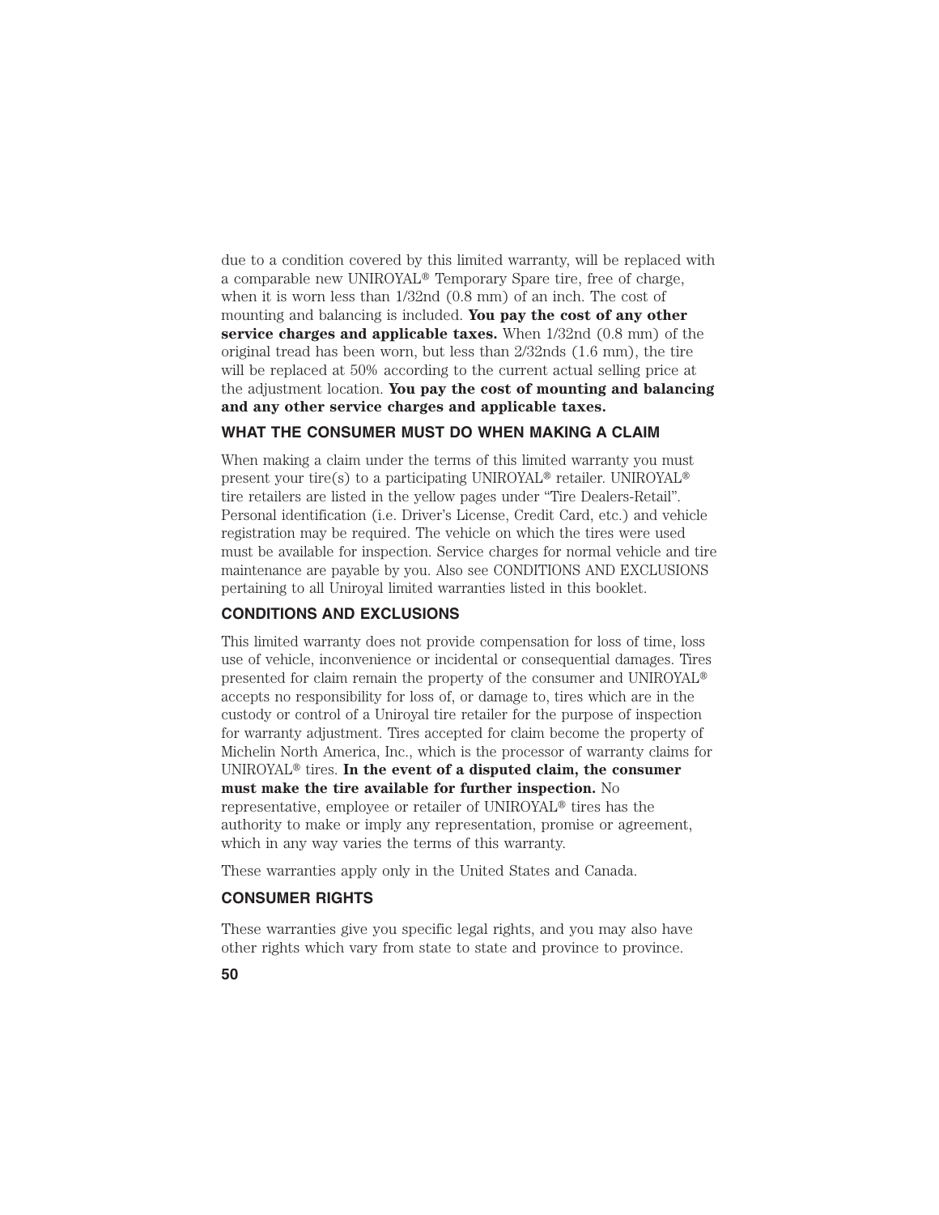due to a condition covered by this limited warranty, will be replaced with a comparable new UNIROYAL® Temporary Spare tire, free of charge, when it is worn less than 1/32nd (0.8 mm) of an inch. The cost of mounting and balancing is included. **You pay the cost of any other service charges and applicable taxes.** When 1/32nd (0.8 mm) of the original tread has been worn, but less than 2/32nds (1.6 mm), the tire will be replaced at 50% according to the current actual selling price at the adjustment location. **You pay the cost of mounting and balancing and any other service charges and applicable taxes.**

### WHAT THE CONSUMER MUST DO WHEN MAKING A CLAIM

When making a claim under the terms of this limited warranty you must present your tire(s) to a participating UNIROYAL® retailer. UNIROYAL® tire retailers are listed in the yellow pages under "Tire Dealers-Retail". Personal identification (i.e. Driver's License, Credit Card, etc.) and vehicle registration may be required. The vehicle on which the tires were used must be available for inspection. Service charges for normal vehicle and tire maintenance are payable by you. Also see CONDITIONS AND EXCLUSIONS pertaining to all Uniroyal limited warranties listed in this booklet.

### CONDITIONS AND EXCLUSIONS

This limited warranty does not provide compensation for loss of time, loss use of vehicle, inconvenience or incidental or consequential damages. Tires presented for claim remain the property of the consumer and UNIROYAL® accepts no responsibility for loss of, or damage to, tires which are in the custody or control of a Uniroyal tire retailer for the purpose of inspection for warranty adjustment. Tires accepted for claim become the property of Michelin North America, Inc., which is the processor of warranty claims for UNIROYAL® tires. **In the event of a disputed claim, the consumer must make the tire available for further inspection.** No representative, employee or retailer of UNIROYAL® tires has the authority to make or imply any representation, promise or agreement, which in any way varies the terms of this warranty.

These warranties apply only in the United States and Canada.

### CONSUMER RIGHTS

These warranties give you specific legal rights, and you may also have other rights which vary from state to state and province to province.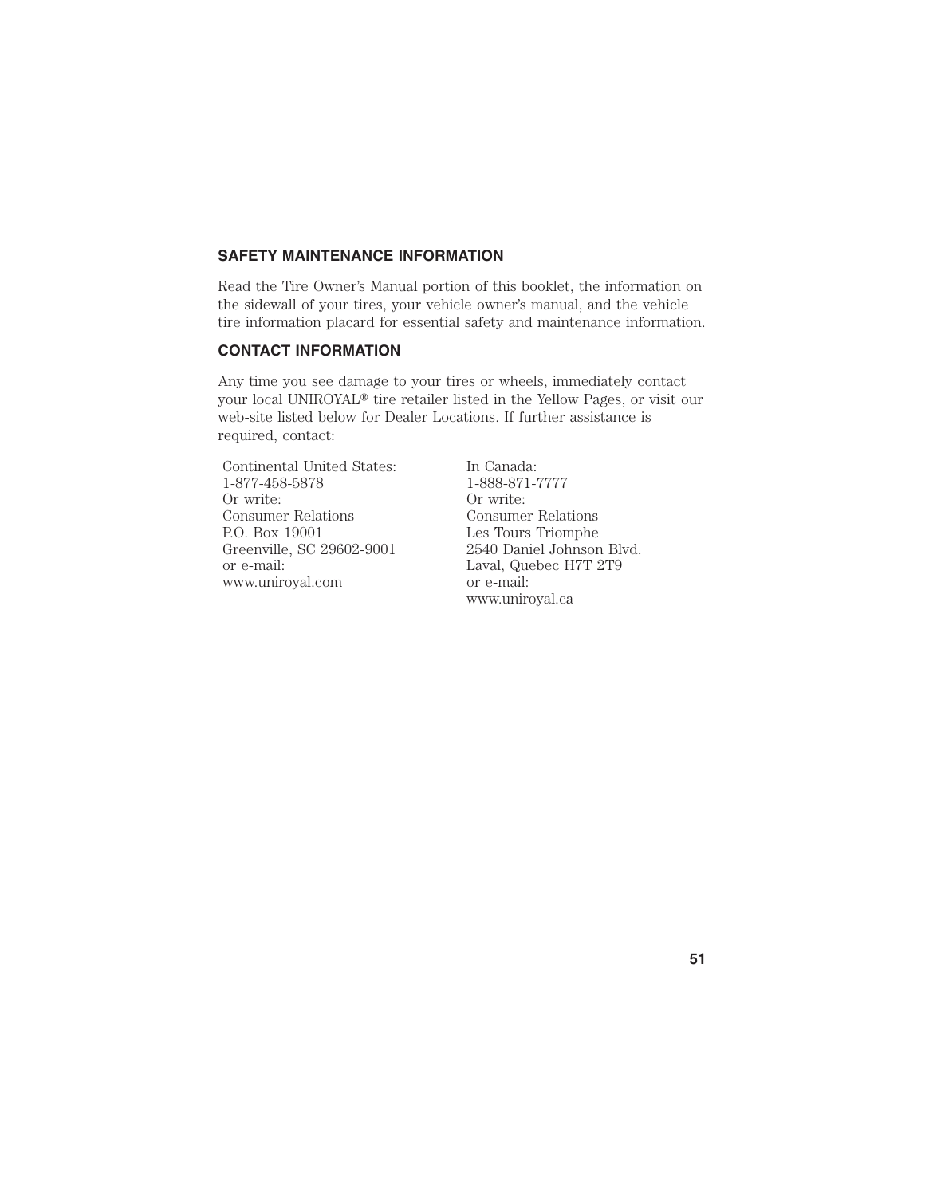## SAFETY MAINTENANCE INFORMATION

Read the Tire Owner's Manual portion of this booklet, the information on the sidewall of your tires, your vehicle owner's manual, and the vehicle tire information placard for essential safety and maintenance information.

## CONTACT INFORMATION

Any time you see damage to your tires or wheels, immediately contact your local UNIROYAL® tire retailer listed in the Yellow Pages, or visit our web-site listed below for Dealer Locations. If further assistance is required, contact:

Continental United States:
1-877-458-5878
Or write:
Consumer Relations
P.O. Box 19001
Greenville, SC 29602-9001
or e-mail:
www.uniroyal.com

In Canada:
1-888-871-7777
Or write:
Consumer Relations
Les Tours Triomphe
2540 Daniel Johnson Blvd.
Laval, Quebec H7T 2T9
or e-mail:
www.uniroyal.ca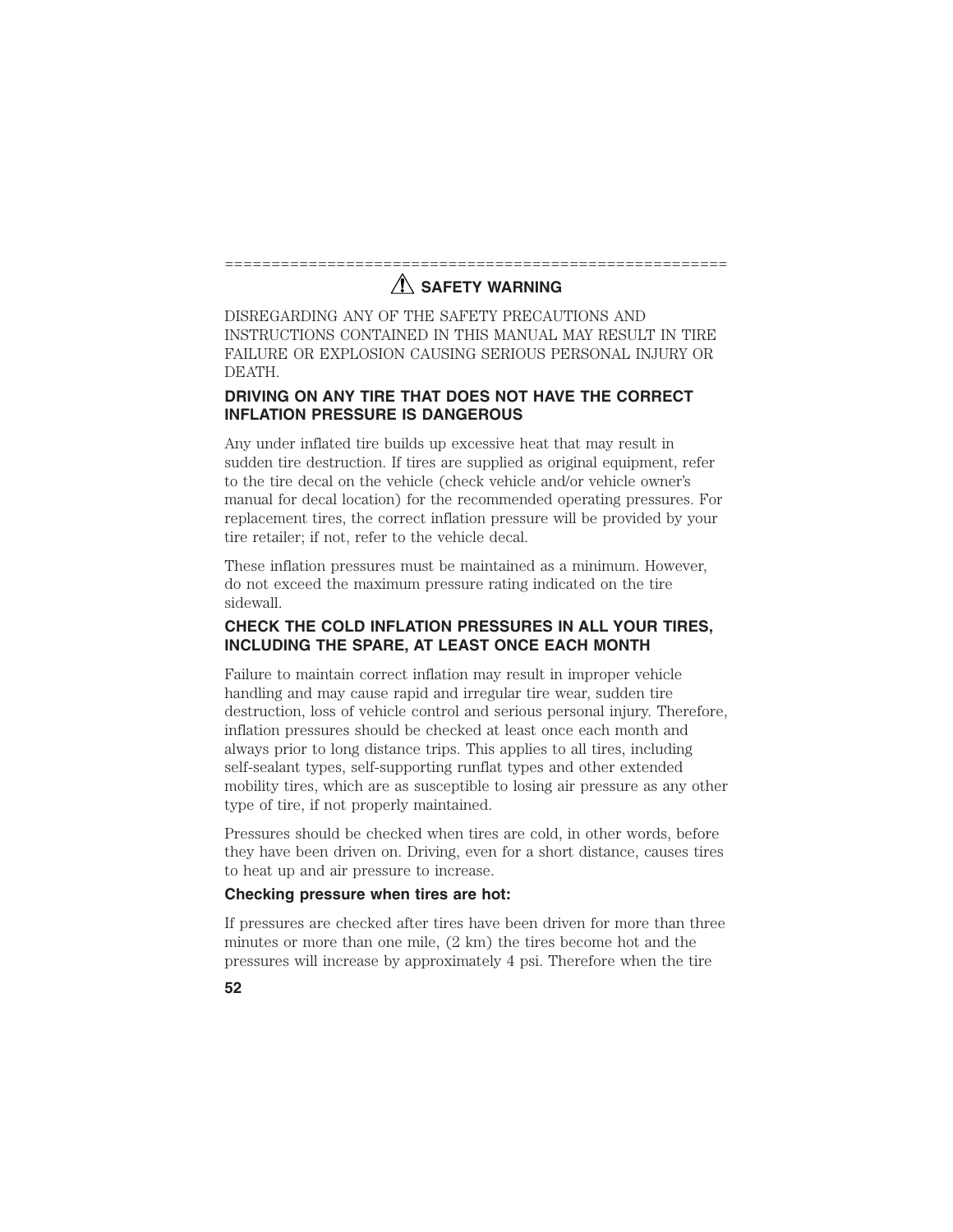=======================================================

## ⚠ SAFETY WARNING

DISREGARDING ANY OF THE SAFETY PRECAUTIONS AND INSTRUCTIONS CONTAINED IN THIS MANUAL MAY RESULT IN TIRE FAILURE OR EXPLOSION CAUSING SERIOUS PERSONAL INJURY OR DEATH.

### DRIVING ON ANY TIRE THAT DOES NOT HAVE THE CORRECT INFLATION PRESSURE IS DANGEROUS

Any under inflated tire builds up excessive heat that may result in sudden tire destruction. If tires are supplied as original equipment, refer to the tire decal on the vehicle (check vehicle and/or vehicle owner's manual for decal location) for the recommended operating pressures. For replacement tires, the correct inflation pressure will be provided by your tire retailer; if not, refer to the vehicle decal.

These inflation pressures must be maintained as a minimum. However, do not exceed the maximum pressure rating indicated on the tire sidewall.

### CHECK THE COLD INFLATION PRESSURES IN ALL YOUR TIRES, INCLUDING THE SPARE, AT LEAST ONCE EACH MONTH

Failure to maintain correct inflation may result in improper vehicle handling and may cause rapid and irregular tire wear, sudden tire destruction, loss of vehicle control and serious personal injury. Therefore, inflation pressures should be checked at least once each month and always prior to long distance trips. This applies to all tires, including self-sealant types, self-supporting runflat types and other extended mobility tires, which are as susceptible to losing air pressure as any other type of tire, if not properly maintained.

Pressures should be checked when tires are cold, in other words, before they have been driven on. Driving, even for a short distance, causes tires to heat up and air pressure to increase.

#### Checking pressure when tires are hot:

If pressures are checked after tires have been driven for more than three minutes or more than one mile, (2 km) the tires become hot and the pressures will increase by approximately 4 psi. Therefore when the tire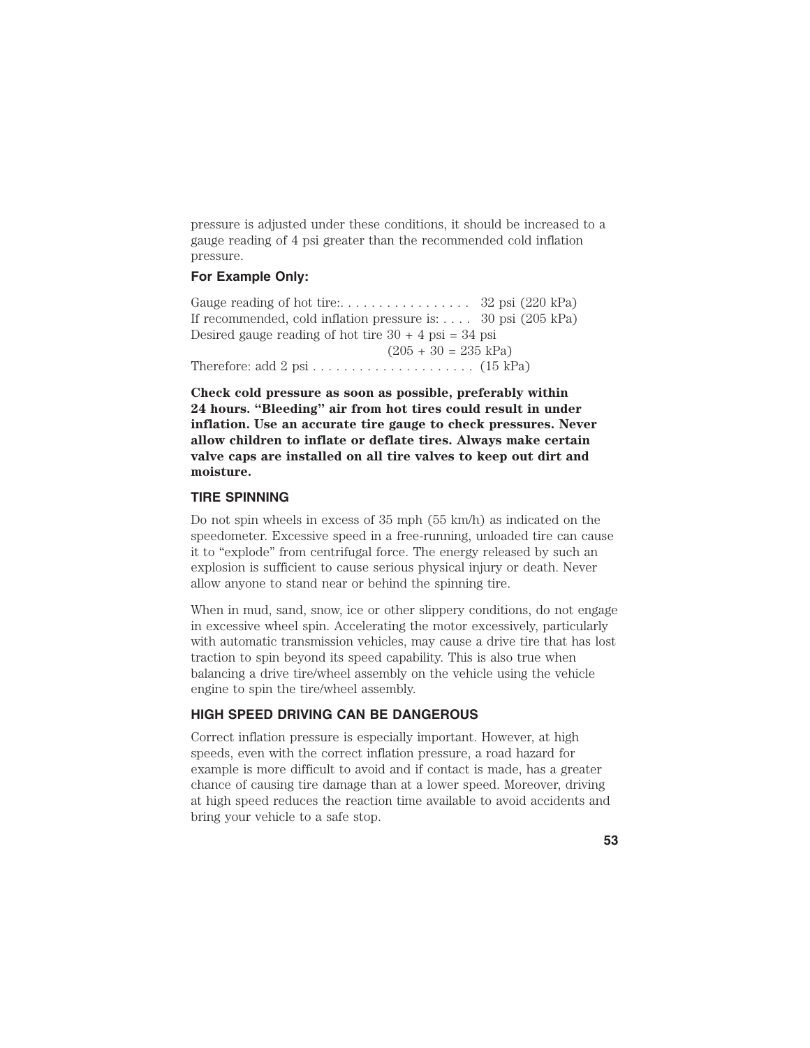pressure is adjusted under these conditions, it should be increased to a gauge reading of 4 psi greater than the recommended cold inflation pressure.

**For Example Only:**

Gauge reading of hot tire:. . . . . . . . . . . . . . . . . . 32 psi (220 kPa)
If recommended, cold inflation pressure is: . . . . 30 psi (205 kPa)
Desired gauge reading of hot tire 30 + 4 psi = 34 psi
(205 + 30 = 235 kPa)
Therefore: add 2 psi . . . . . . . . . . . . . . . . . . . . . . (15 kPa)

**Check cold pressure as soon as possible, preferably within 24 hours. "Bleeding" air from hot tires could result in under inflation. Use an accurate tire gauge to check pressures. Never allow children to inflate or deflate tires. Always make certain valve caps are installed on all tire valves to keep out dirt and moisture.**

### TIRE SPINNING

Do not spin wheels in excess of 35 mph (55 km/h) as indicated on the speedometer. Excessive speed in a free-running, unloaded tire can cause it to "explode" from centrifugal force. The energy released by such an explosion is sufficient to cause serious physical injury or death. Never allow anyone to stand near or behind the spinning tire.

When in mud, sand, snow, ice or other slippery conditions, do not engage in excessive wheel spin. Accelerating the motor excessively, particularly with automatic transmission vehicles, may cause a drive tire that has lost traction to spin beyond its speed capability. This is also true when balancing a drive tire/wheel assembly on the vehicle using the vehicle engine to spin the tire/wheel assembly.

### HIGH SPEED DRIVING CAN BE DANGEROUS

Correct inflation pressure is especially important. However, at high speeds, even with the correct inflation pressure, a road hazard for example is more difficult to avoid and if contact is made, has a greater chance of causing tire damage than at a lower speed. Moreover, driving at high speed reduces the reaction time available to avoid accidents and bring your vehicle to a safe stop.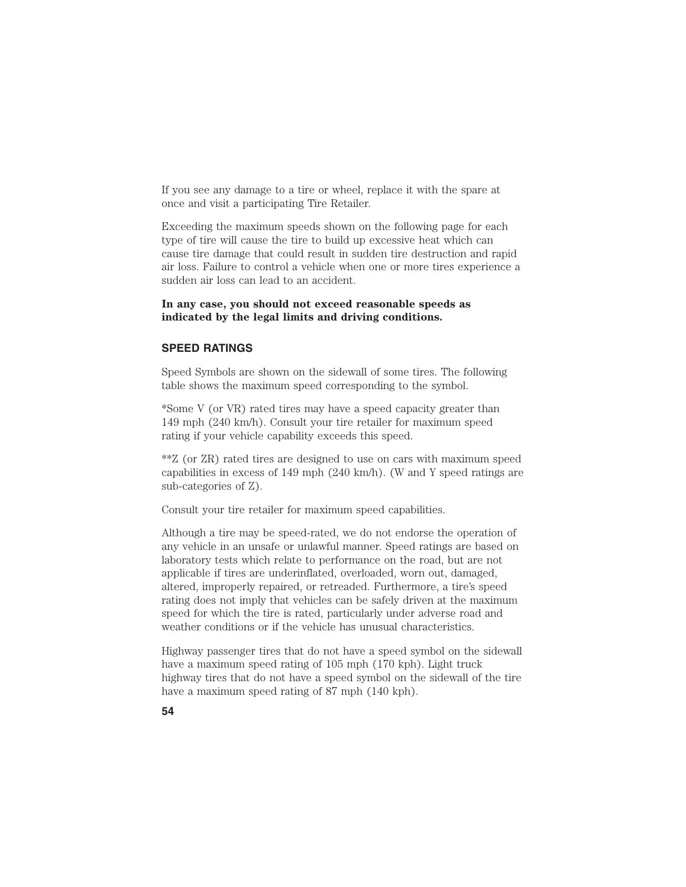If you see any damage to a tire or wheel, replace it with the spare at once and visit a participating Tire Retailer.

Exceeding the maximum speeds shown on the following page for each type of tire will cause the tire to build up excessive heat which can cause tire damage that could result in sudden tire destruction and rapid air loss. Failure to control a vehicle when one or more tires experience a sudden air loss can lead to an accident.

**In any case, you should not exceed reasonable speeds as indicated by the legal limits and driving conditions.**

## SPEED RATINGS

Speed Symbols are shown on the sidewall of some tires. The following table shows the maximum speed corresponding to the symbol.

*Some V (or VR) rated tires may have a speed capacity greater than 149 mph (240 km/h). Consult your tire retailer for maximum speed rating if your vehicle capability exceeds this speed.

**Z (or ZR) rated tires are designed to use on cars with maximum speed capabilities in excess of 149 mph (240 km/h). (W and Y speed ratings are sub-categories of Z).

Consult your tire retailer for maximum speed capabilities.

Although a tire may be speed-rated, we do not endorse the operation of any vehicle in an unsafe or unlawful manner. Speed ratings are based on laboratory tests which relate to performance on the road, but are not applicable if tires are underinflated, overloaded, worn out, damaged, altered, improperly repaired, or retreaded. Furthermore, a tire's speed rating does not imply that vehicles can be safely driven at the maximum speed for which the tire is rated, particularly under adverse road and weather conditions or if the vehicle has unusual characteristics.

Highway passenger tires that do not have a speed symbol on the sidewall have a maximum speed rating of 105 mph (170 kph). Light truck highway tires that do not have a speed symbol on the sidewall of the tire have a maximum speed rating of 87 mph (140 kph).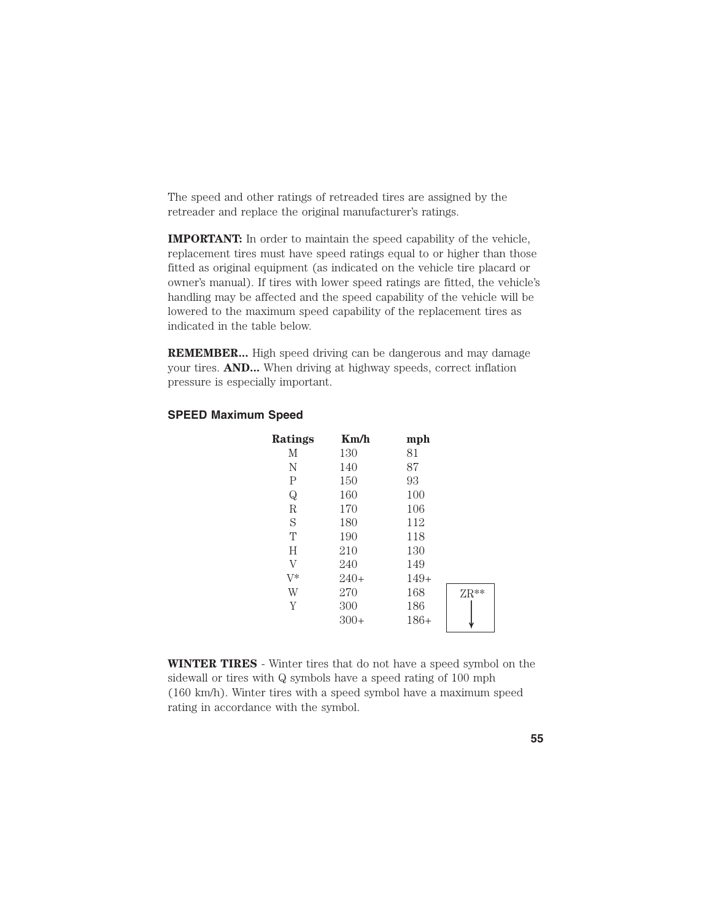The speed and other ratings of retreaded tires are assigned by the retreader and replace the original manufacturer's ratings.

**IMPORTANT:** In order to maintain the speed capability of the vehicle, replacement tires must have speed ratings equal to or higher than those fitted as original equipment (as indicated on the vehicle tire placard or owner's manual). If tires with lower speed ratings are fitted, the vehicle's handling may be affected and the speed capability of the vehicle will be lowered to the maximum speed capability of the replacement tires as indicated in the table below.

**REMEMBER...** High speed driving can be dangerous and may damage your tires. **AND...** When driving at highway speeds, correct inflation pressure is especially important.

### SPEED Maximum Speed

| Ratings | Km/h | mph | |
|---|---|---|---|
| M | 130 | 81 | |
| N | 140 | 87 | |
| P | 150 | 93 | |
| Q | 160 | 100 | |
| R | 170 | 106 | |
| S | 180 | 112 | |
| T | 190 | 118 | |
| H | 210 | 130 | |
| V | 240 | 149 | |
| V* | 240+ | 149+ | |
| W | 270 | 168 | ZR** ↓ |
| Y | 300 | 186 | ↓ |
| | 300+ | 186+ | ↓ |

**WINTER TIRES** - Winter tires that do not have a speed symbol on the sidewall or tires with Q symbols have a speed rating of 100 mph (160 km/h). Winter tires with a speed symbol have a maximum speed rating in accordance with the symbol.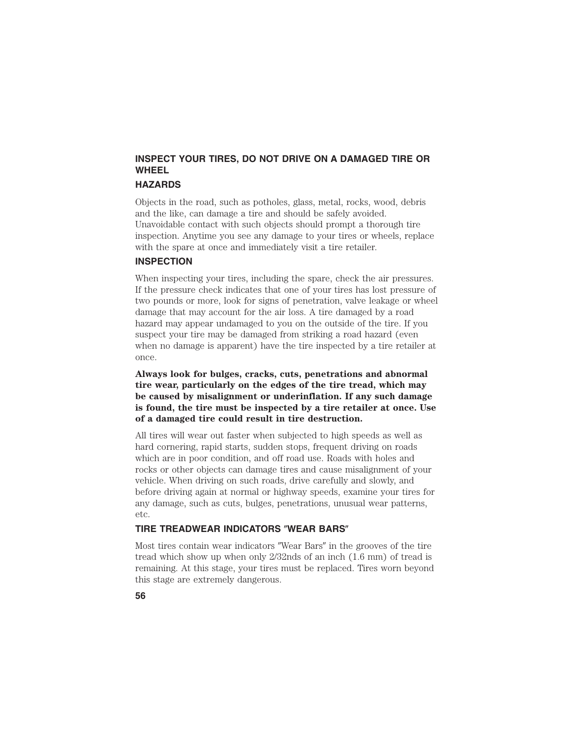## INSPECT YOUR TIRES, DO NOT DRIVE ON A DAMAGED TIRE OR WHEEL

### HAZARDS

Objects in the road, such as potholes, glass, metal, rocks, wood, debris and the like, can damage a tire and should be safely avoided. Unavoidable contact with such objects should prompt a thorough tire inspection. Anytime you see any damage to your tires or wheels, replace with the spare at once and immediately visit a tire retailer.

### INSPECTION

When inspecting your tires, including the spare, check the air pressures. If the pressure check indicates that one of your tires has lost pressure of two pounds or more, look for signs of penetration, valve leakage or wheel damage that may account for the air loss. A tire damaged by a road hazard may appear undamaged to you on the outside of the tire. If you suspect your tire may be damaged from striking a road hazard (even when no damage is apparent) have the tire inspected by a tire retailer at once.

**Always look for bulges, cracks, cuts, penetrations and abnormal tire wear, particularly on the edges of the tire tread, which may be caused by misalignment or underinflation. If any such damage is found, the tire must be inspected by a tire retailer at once. Use of a damaged tire could result in tire destruction.**

All tires will wear out faster when subjected to high speeds as well as hard cornering, rapid starts, sudden stops, frequent driving on roads which are in poor condition, and off road use. Roads with holes and rocks or other objects can damage tires and cause misalignment of your vehicle. When driving on such roads, drive carefully and slowly, and before driving again at normal or highway speeds, examine your tires for any damage, such as cuts, bulges, penetrations, unusual wear patterns, etc.

### TIRE TREADWEAR INDICATORS ″WEAR BARS″

Most tires contain wear indicators ″Wear Bars″ in the grooves of the tire tread which show up when only 2/32nds of an inch (1.6 mm) of tread is remaining. At this stage, your tires must be replaced. Tires worn beyond this stage are extremely dangerous.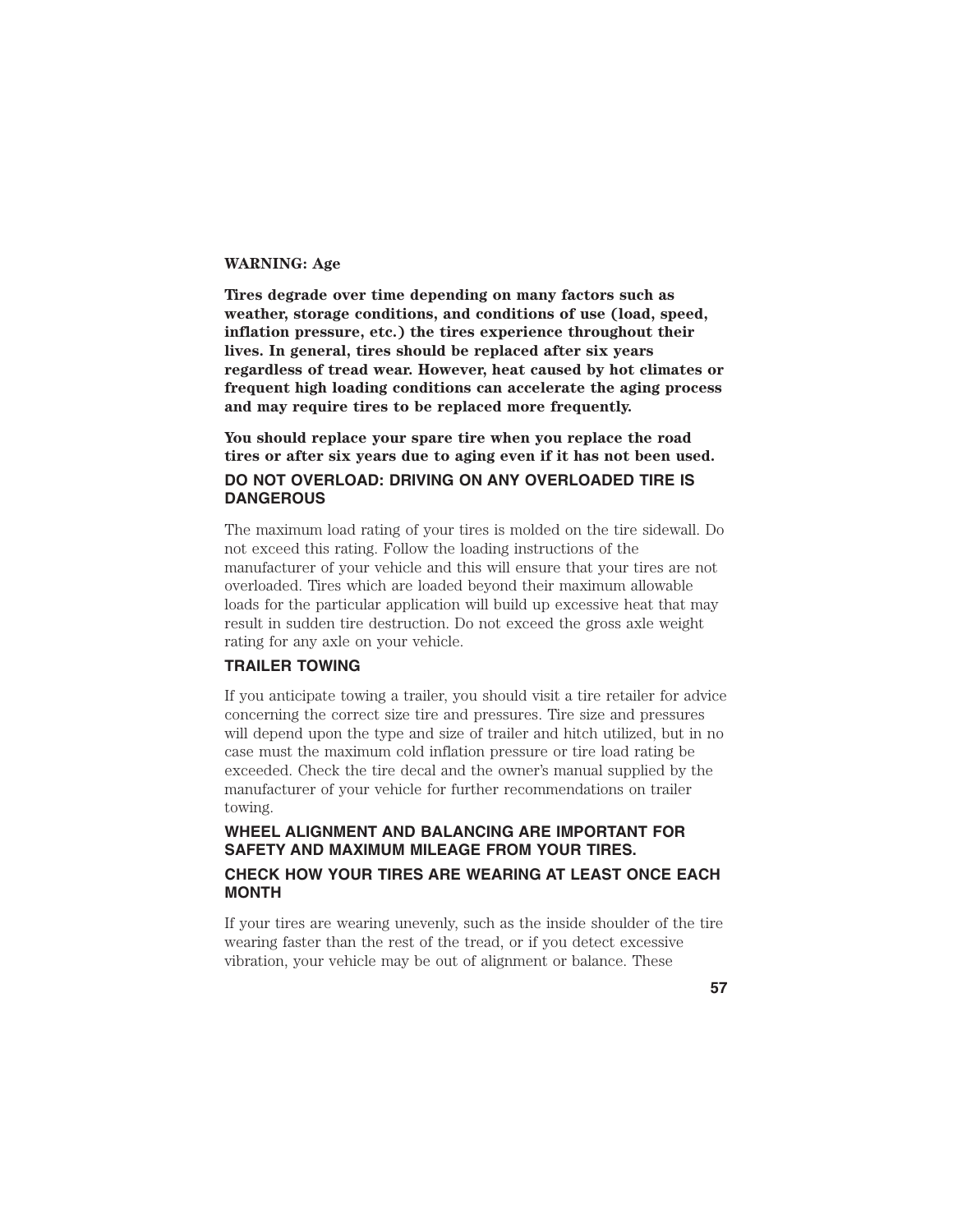**WARNING: Age**

**Tires degrade over time depending on many factors such as weather, storage conditions, and conditions of use (load, speed, inflation pressure, etc.) the tires experience throughout their lives. In general, tires should be replaced after six years regardless of tread wear. However, heat caused by hot climates or frequent high loading conditions can accelerate the aging process and may require tires to be replaced more frequently.**

**You should replace your spare tire when you replace the road tires or after six years due to aging even if it has not been used.**

### DO NOT OVERLOAD: DRIVING ON ANY OVERLOADED TIRE IS DANGEROUS

The maximum load rating of your tires is molded on the tire sidewall. Do not exceed this rating. Follow the loading instructions of the manufacturer of your vehicle and this will ensure that your tires are not overloaded. Tires which are loaded beyond their maximum allowable loads for the particular application will build up excessive heat that may result in sudden tire destruction. Do not exceed the gross axle weight rating for any axle on your vehicle.

### TRAILER TOWING

If you anticipate towing a trailer, you should visit a tire retailer for advice concerning the correct size tire and pressures. Tire size and pressures will depend upon the type and size of trailer and hitch utilized, but in no case must the maximum cold inflation pressure or tire load rating be exceeded. Check the tire decal and the owner's manual supplied by the manufacturer of your vehicle for further recommendations on trailer towing.

### WHEEL ALIGNMENT AND BALANCING ARE IMPORTANT FOR SAFETY AND MAXIMUM MILEAGE FROM YOUR TIRES.

### CHECK HOW YOUR TIRES ARE WEARING AT LEAST ONCE EACH MONTH

If your tires are wearing unevenly, such as the inside shoulder of the tire wearing faster than the rest of the tread, or if you detect excessive vibration, your vehicle may be out of alignment or balance. These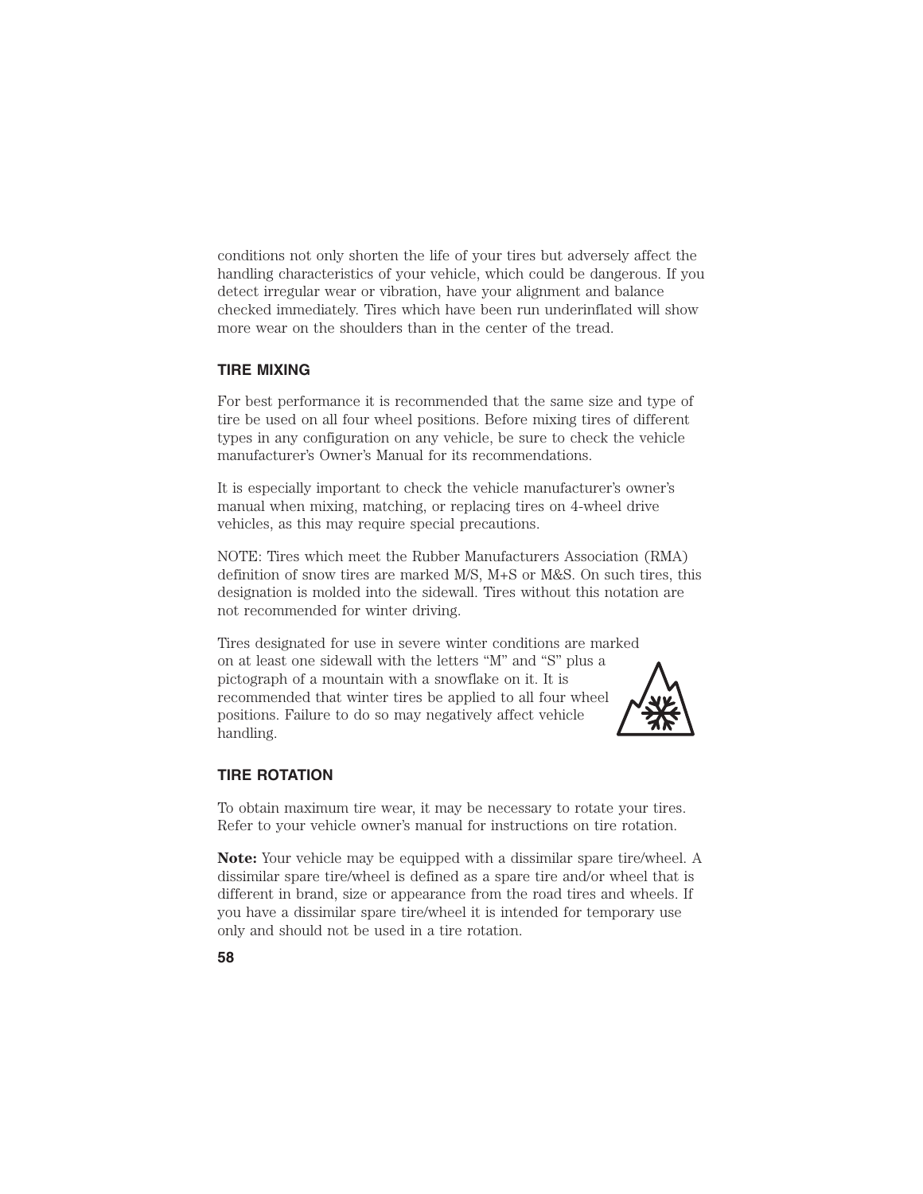conditions not only shorten the life of your tires but adversely affect the handling characteristics of your vehicle, which could be dangerous. If you detect irregular wear or vibration, have your alignment and balance checked immediately. Tires which have been run underinflated will show more wear on the shoulders than in the center of the tread.

## TIRE MIXING

For best performance it is recommended that the same size and type of tire be used on all four wheel positions. Before mixing tires of different types in any configuration on any vehicle, be sure to check the vehicle manufacturer's Owner's Manual for its recommendations.

It is especially important to check the vehicle manufacturer's owner's manual when mixing, matching, or replacing tires on 4-wheel drive vehicles, as this may require special precautions.

NOTE: Tires which meet the Rubber Manufacturers Association (RMA) definition of snow tires are marked M/S, M+S or M&S. On such tires, this designation is molded into the sidewall. Tires without this notation are not recommended for winter driving.

Tires designated for use in severe winter conditions are marked on at least one sidewall with the letters "M" and "S" plus a pictograph of a mountain with a snowflake on it. It is recommended that winter tires be applied to all four wheel positions. Failure to do so may negatively affect vehicle handling.

## TIRE ROTATION

To obtain maximum tire wear, it may be necessary to rotate your tires. Refer to your vehicle owner's manual for instructions on tire rotation.

**Note:** Your vehicle may be equipped with a dissimilar spare tire/wheel. A dissimilar spare tire/wheel is defined as a spare tire and/or wheel that is different in brand, size or appearance from the road tires and wheels. If you have a dissimilar spare tire/wheel it is intended for temporary use only and should not be used in a tire rotation.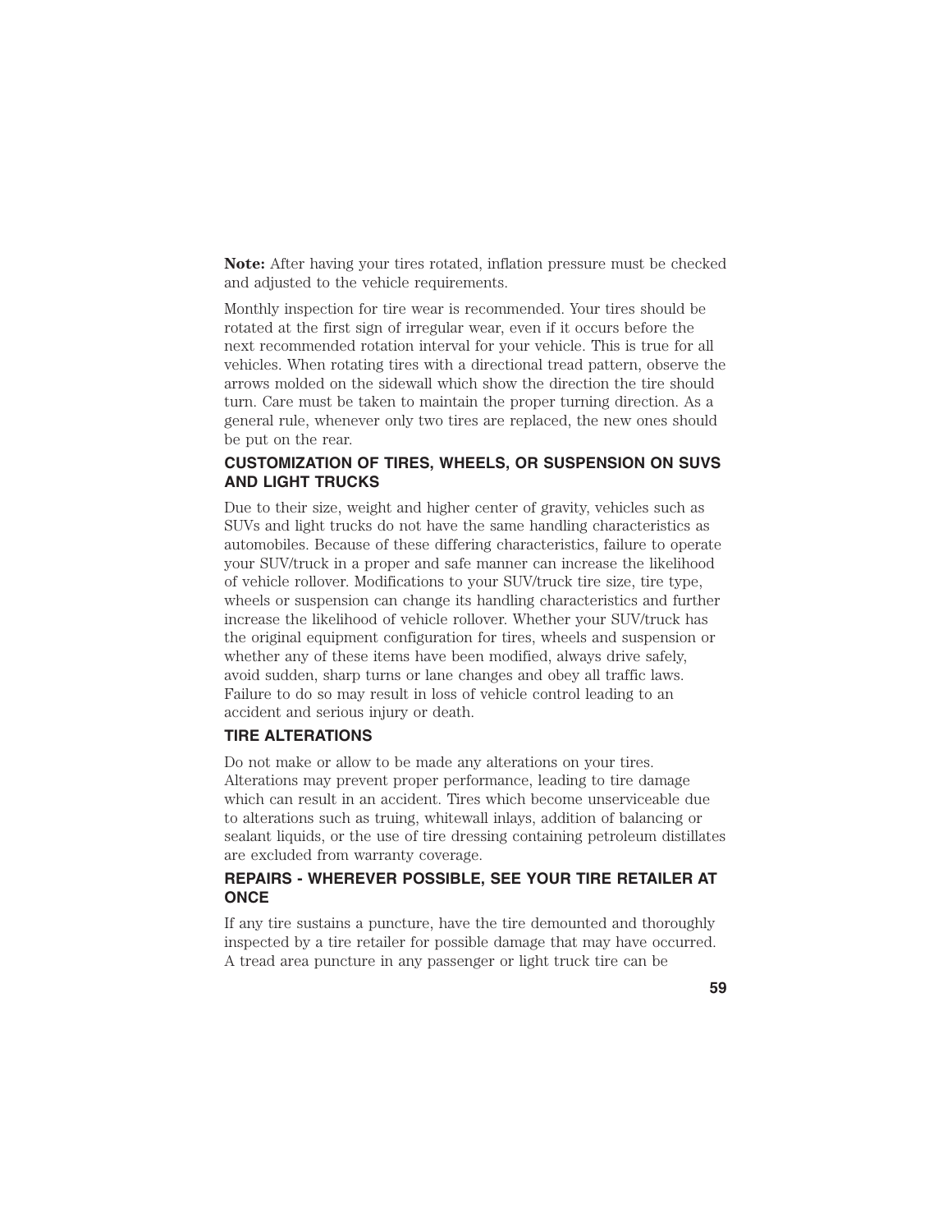**Note:** After having your tires rotated, inflation pressure must be checked and adjusted to the vehicle requirements.

Monthly inspection for tire wear is recommended. Your tires should be rotated at the first sign of irregular wear, even if it occurs before the next recommended rotation interval for your vehicle. This is true for all vehicles. When rotating tires with a directional tread pattern, observe the arrows molded on the sidewall which show the direction the tire should turn. Care must be taken to maintain the proper turning direction. As a general rule, whenever only two tires are replaced, the new ones should be put on the rear.

## CUSTOMIZATION OF TIRES, WHEELS, OR SUSPENSION ON SUVS AND LIGHT TRUCKS

Due to their size, weight and higher center of gravity, vehicles such as SUVs and light trucks do not have the same handling characteristics as automobiles. Because of these differing characteristics, failure to operate your SUV/truck in a proper and safe manner can increase the likelihood of vehicle rollover. Modifications to your SUV/truck tire size, tire type, wheels or suspension can change its handling characteristics and further increase the likelihood of vehicle rollover. Whether your SUV/truck has the original equipment configuration for tires, wheels and suspension or whether any of these items have been modified, always drive safely, avoid sudden, sharp turns or lane changes and obey all traffic laws. Failure to do so may result in loss of vehicle control leading to an accident and serious injury or death.

## TIRE ALTERATIONS

Do not make or allow to be made any alterations on your tires. Alterations may prevent proper performance, leading to tire damage which can result in an accident. Tires which become unserviceable due to alterations such as truing, whitewall inlays, addition of balancing or sealant liquids, or the use of tire dressing containing petroleum distillates are excluded from warranty coverage.

## REPAIRS - WHEREVER POSSIBLE, SEE YOUR TIRE RETAILER AT ONCE

If any tire sustains a puncture, have the tire demounted and thoroughly inspected by a tire retailer for possible damage that may have occurred. A tread area puncture in any passenger or light truck tire can be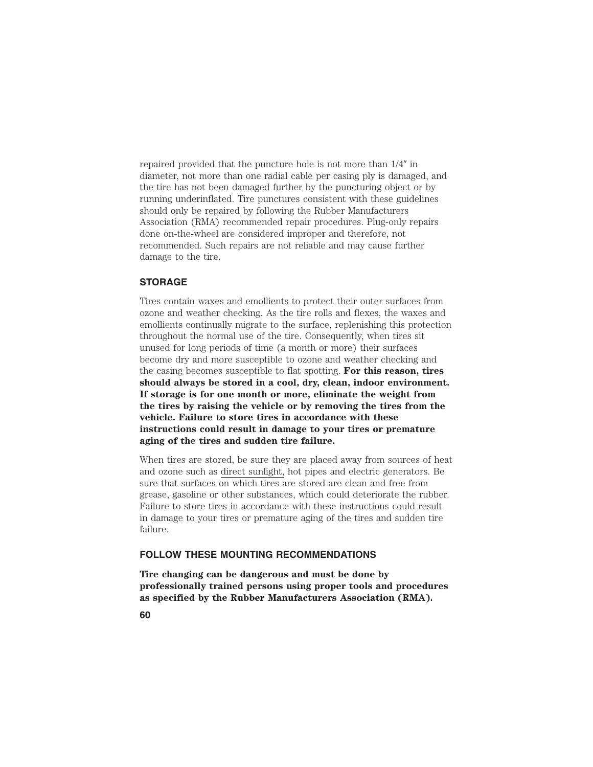repaired provided that the puncture hole is not more than 1/4″ in diameter, not more than one radial cable per casing ply is damaged, and the tire has not been damaged further by the puncturing object or by running underinflated. Tire punctures consistent with these guidelines should only be repaired by following the Rubber Manufacturers Association (RMA) recommended repair procedures. Plug-only repairs done on-the-wheel are considered improper and therefore, not recommended. Such repairs are not reliable and may cause further damage to the tire.

## STORAGE

Tires contain waxes and emollients to protect their outer surfaces from ozone and weather checking. As the tire rolls and flexes, the waxes and emollients continually migrate to the surface, replenishing this protection throughout the normal use of the tire. Consequently, when tires sit unused for long periods of time (a month or more) their surfaces become dry and more susceptible to ozone and weather checking and the casing becomes susceptible to flat spotting. **For this reason, tires should always be stored in a cool, dry, clean, indoor environment. If storage is for one month or more, eliminate the weight from the tires by raising the vehicle or by removing the tires from the vehicle. Failure to store tires in accordance with these instructions could result in damage to your tires or premature aging of the tires and sudden tire failure.**

When tires are stored, be sure they are placed away from sources of heat and ozone such as direct sunlight, hot pipes and electric generators. Be sure that surfaces on which tires are stored are clean and free from grease, gasoline or other substances, which could deteriorate the rubber. Failure to store tires in accordance with these instructions could result in damage to your tires or premature aging of the tires and sudden tire failure.

## FOLLOW THESE MOUNTING RECOMMENDATIONS

**Tire changing can be dangerous and must be done by professionally trained persons using proper tools and procedures as specified by the Rubber Manufacturers Association (RMA).**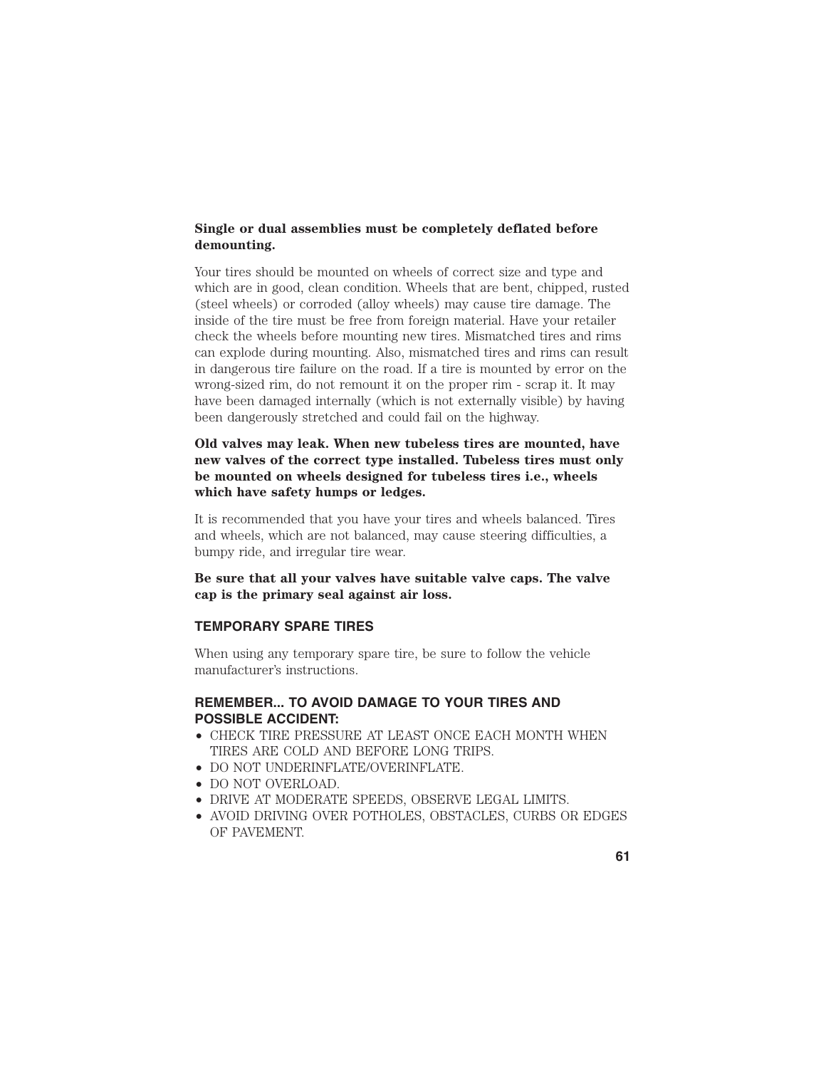**Single or dual assemblies must be completely deflated before demounting.**

Your tires should be mounted on wheels of correct size and type and which are in good, clean condition. Wheels that are bent, chipped, rusted (steel wheels) or corroded (alloy wheels) may cause tire damage. The inside of the tire must be free from foreign material. Have your retailer check the wheels before mounting new tires. Mismatched tires and rims can explode during mounting. Also, mismatched tires and rims can result in dangerous tire failure on the road. If a tire is mounted by error on the wrong-sized rim, do not remount it on the proper rim - scrap it. It may have been damaged internally (which is not externally visible) by having been dangerously stretched and could fail on the highway.

**Old valves may leak. When new tubeless tires are mounted, have new valves of the correct type installed. Tubeless tires must only be mounted on wheels designed for tubeless tires i.e., wheels which have safety humps or ledges.**

It is recommended that you have your tires and wheels balanced. Tires and wheels, which are not balanced, may cause steering difficulties, a bumpy ride, and irregular tire wear.

**Be sure that all your valves have suitable valve caps. The valve cap is the primary seal against air loss.**

### TEMPORARY SPARE TIRES

When using any temporary spare tire, be sure to follow the vehicle manufacturer's instructions.

### REMEMBER... TO AVOID DAMAGE TO YOUR TIRES AND POSSIBLE ACCIDENT:

- CHECK TIRE PRESSURE AT LEAST ONCE EACH MONTH WHEN TIRES ARE COLD AND BEFORE LONG TRIPS.
- DO NOT UNDERINFLATE/OVERINFLATE.
- DO NOT OVERLOAD.
- DRIVE AT MODERATE SPEEDS, OBSERVE LEGAL LIMITS.
- AVOID DRIVING OVER POTHOLES, OBSTACLES, CURBS OR EDGES OF PAVEMENT.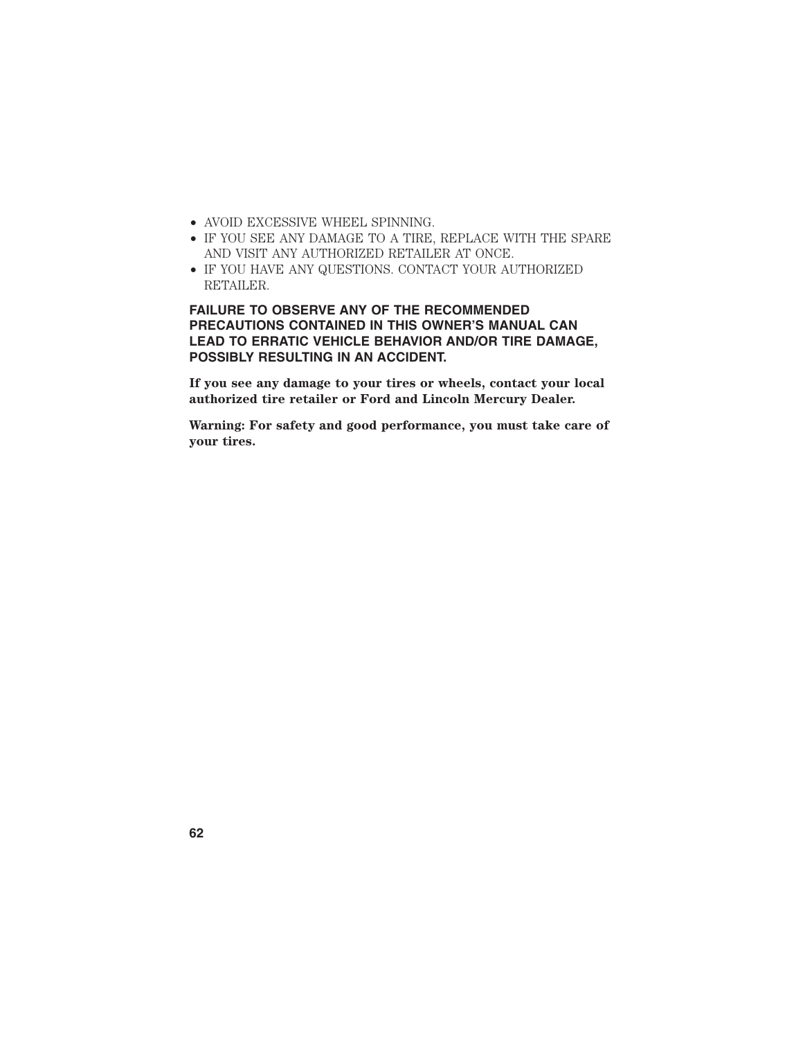- AVOID EXCESSIVE WHEEL SPINNING.
- IF YOU SEE ANY DAMAGE TO A TIRE, REPLACE WITH THE SPARE AND VISIT ANY AUTHORIZED RETAILER AT ONCE.
- IF YOU HAVE ANY QUESTIONS. CONTACT YOUR AUTHORIZED RETAILER.

**FAILURE TO OBSERVE ANY OF THE RECOMMENDED PRECAUTIONS CONTAINED IN THIS OWNER'S MANUAL CAN LEAD TO ERRATIC VEHICLE BEHAVIOR AND/OR TIRE DAMAGE, POSSIBLY RESULTING IN AN ACCIDENT.**

**If you see any damage to your tires or wheels, contact your local authorized tire retailer or Ford and Lincoln Mercury Dealer.**

**Warning: For safety and good performance, you must take care of your tires.**